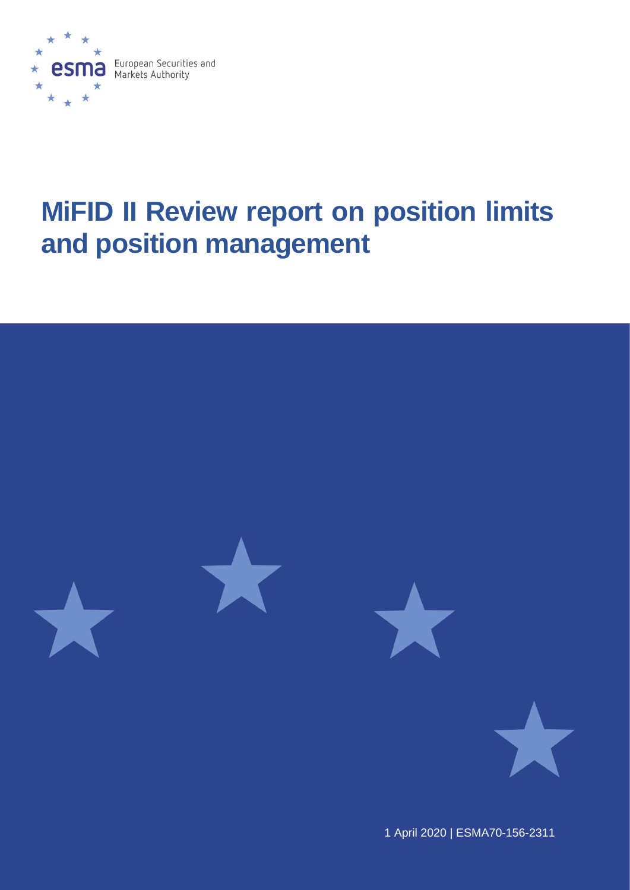European Securities and Markets Authority

# MiFID II Review report on position limits and position management

1 April 2020 | ESMA70-156-2311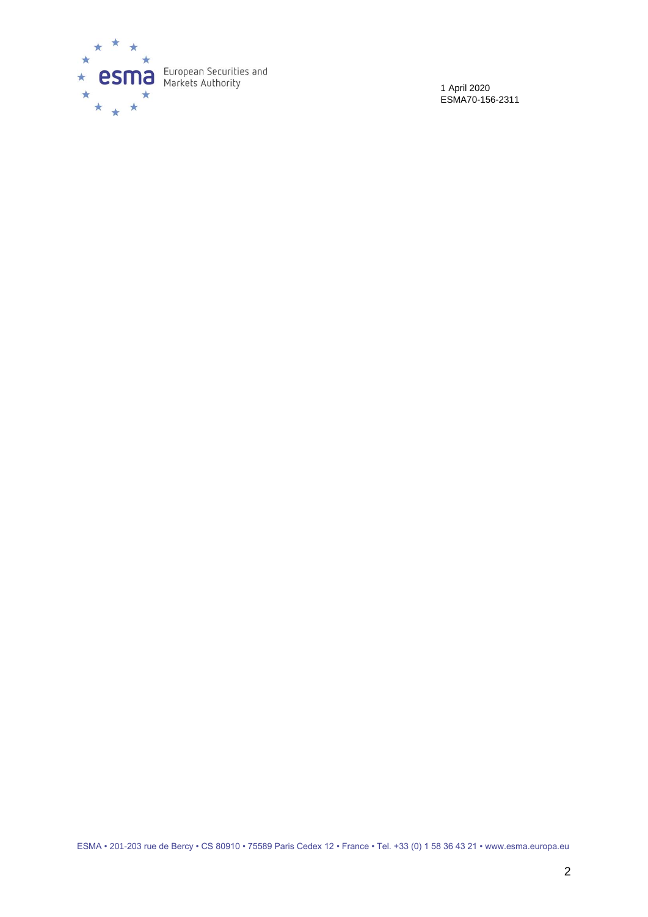1 April 2020
ESMA70-156-2311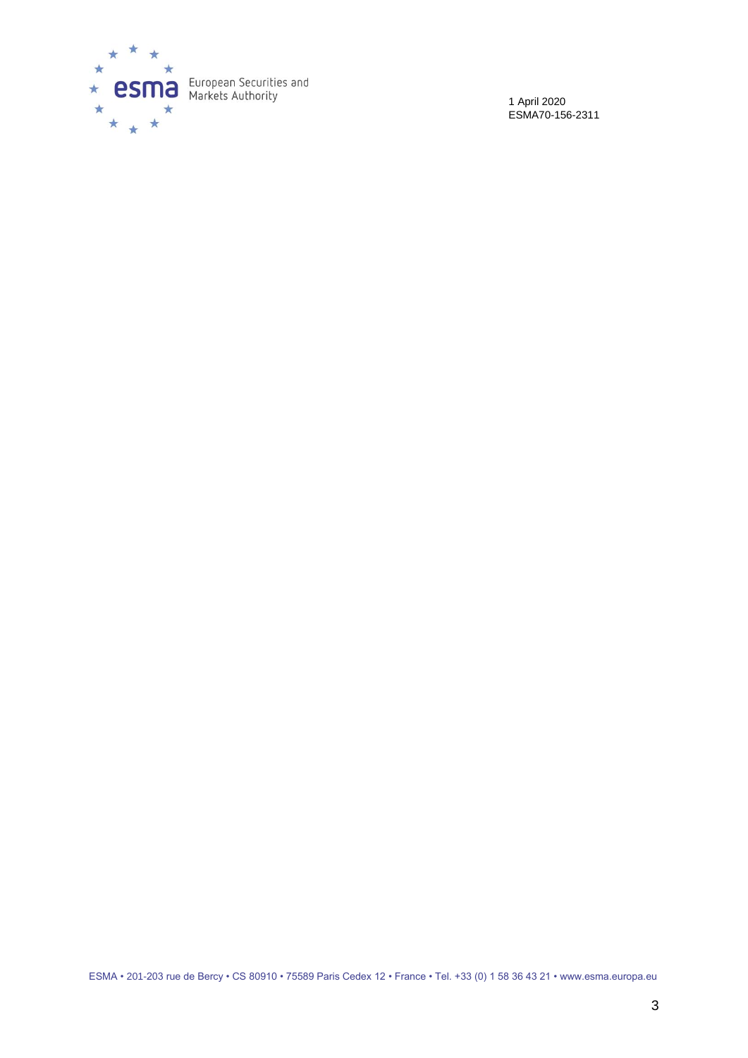1 April 2020
ESMA70-156-2311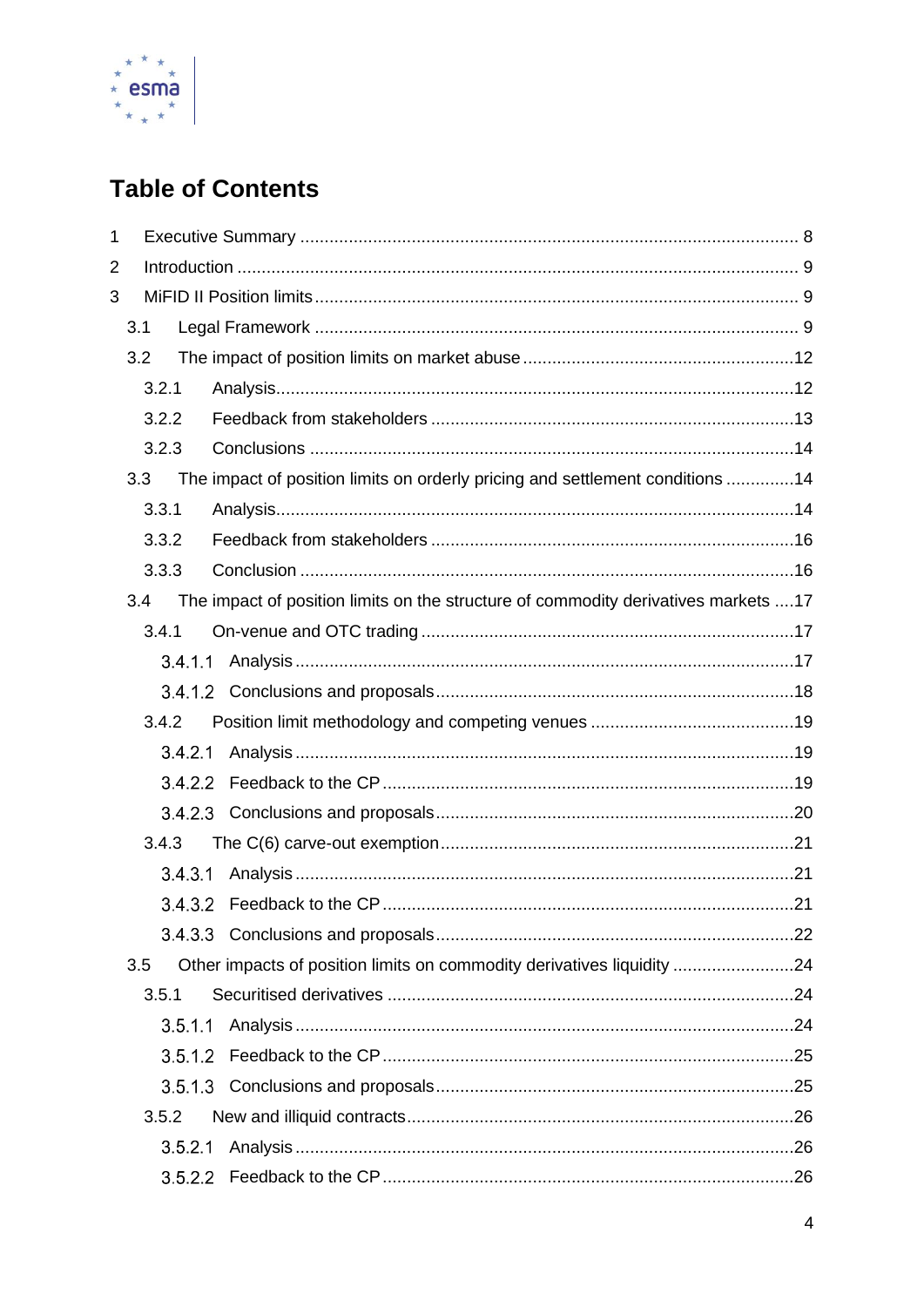# Table of Contents

1 Executive Summary ..... 8
2 Introduction ..... 9
3 MiFID II Position limits ..... 9
  3.1 Legal Framework ..... 9
  3.2 The impact of position limits on market abuse ..... 12
    3.2.1 Analysis ..... 12
    3.2.2 Feedback from stakeholders ..... 13
    3.2.3 Conclusions ..... 14
  3.3 The impact of position limits on orderly pricing and settlement conditions ..... 14
    3.3.1 Analysis ..... 14
    3.3.2 Feedback from stakeholders ..... 16
    3.3.3 Conclusion ..... 16
  3.4 The impact of position limits on the structure of commodity derivatives markets ..... 17
    3.4.1 On-venue and OTC trading ..... 17
      3.4.1.1 Analysis ..... 17
      3.4.1.2 Conclusions and proposals ..... 18
    3.4.2 Position limit methodology and competing venues ..... 19
      3.4.2.1 Analysis ..... 19
      3.4.2.2 Feedback to the CP ..... 19
      3.4.2.3 Conclusions and proposals ..... 20
    3.4.3 The C(6) carve-out exemption ..... 21
      3.4.3.1 Analysis ..... 21
      3.4.3.2 Feedback to the CP ..... 21
      3.4.3.3 Conclusions and proposals ..... 22
  3.5 Other impacts of position limits on commodity derivatives liquidity ..... 24
    3.5.1 Securitised derivatives ..... 24
      3.5.1.1 Analysis ..... 24
      3.5.1.2 Feedback to the CP ..... 25
      3.5.1.3 Conclusions and proposals ..... 25
    3.5.2 New and illiquid contracts ..... 26
      3.5.2.1 Analysis ..... 26
      3.5.2.2 Feedback to the CP ..... 26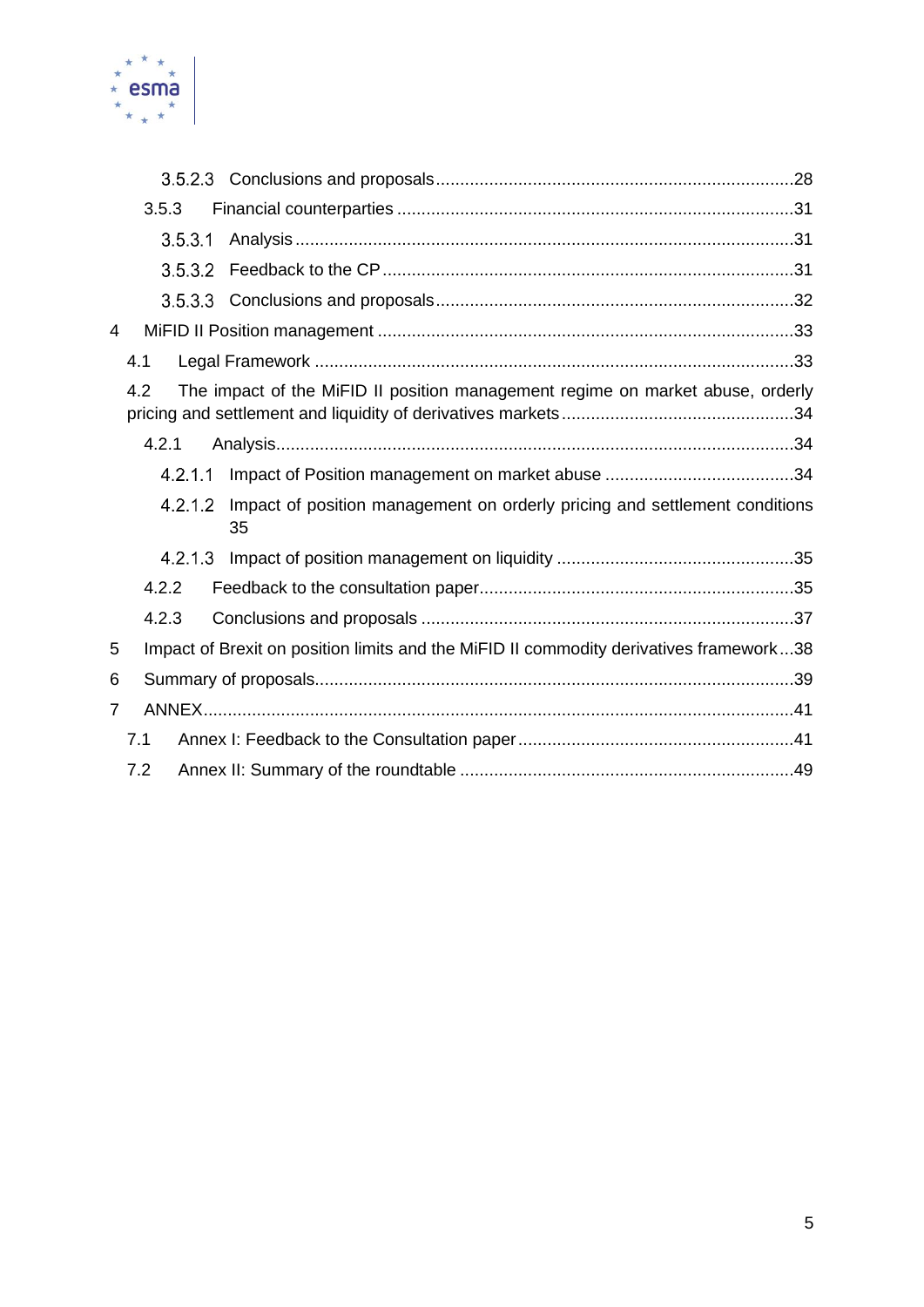3.5.2.3 Conclusions and proposals..........................................................................28

3.5.3 Financial counterparties ..................................................................................31

3.5.3.1 Analysis.......................................................................................................31

3.5.3.2 Feedback to the CP....................................................................................31

3.5.3.3 Conclusions and proposals..........................................................................32

4 MiFID II Position management .......................................................................................33

4.1 Legal Framework ...................................................................................................33

4.2 The impact of the MiFID II position management regime on market abuse, orderly pricing and settlement and liquidity of derivatives markets................................................34

4.2.1 Analysis..........................................................................................................34

4.2.1.1 Impact of Position management on market abuse .......................................34

4.2.1.2 Impact of position management on orderly pricing and settlement conditions 35

4.2.1.3 Impact of position management on liquidity .................................................35

4.2.2 Feedback to the consultation paper.................................................................35

4.2.3 Conclusions and proposals .............................................................................37

5 Impact of Brexit on position limits and the MiFID II commodity derivatives framework...38

6 Summary of proposals...................................................................................................39

7 ANNEX...........................................................................................................................41

7.1 Annex I: Feedback to the Consultation paper.........................................................41

7.2 Annex II: Summary of the roundtable .....................................................................49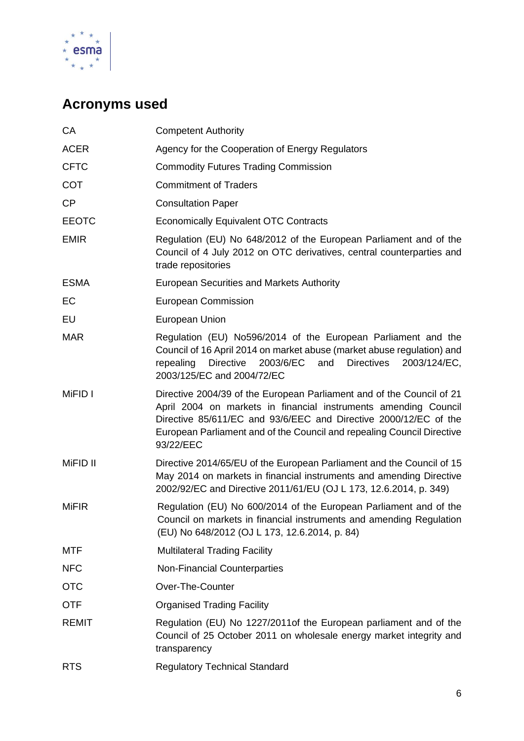## Acronyms used

| | |
|---|---|
| CA | Competent Authority |
| ACER | Agency for the Cooperation of Energy Regulators |
| CFTC | Commodity Futures Trading Commission |
| COT | Commitment of Traders |
| CP | Consultation Paper |
| EEOTC | Economically Equivalent OTC Contracts |
| EMIR | Regulation (EU) No 648/2012 of the European Parliament and of the Council of 4 July 2012 on OTC derivatives, central counterparties and trade repositories |
| ESMA | European Securities and Markets Authority |
| EC | European Commission |
| EU | European Union |
| MAR | Regulation (EU) No596/2014 of the European Parliament and the Council of 16 April 2014 on market abuse (market abuse regulation) and repealing Directive 2003/6/EC and Directives 2003/124/EC, 2003/125/EC and 2004/72/EC |
| MiFID I | Directive 2004/39 of the European Parliament and of the Council of 21 April 2004 on markets in financial instruments amending Council Directive 85/611/EC and 93/6/EEC and Directive 2000/12/EC of the European Parliament and of the Council and repealing Council Directive 93/22/EEC |
| MiFID II | Directive 2014/65/EU of the European Parliament and the Council of 15 May 2014 on markets in financial instruments and amending Directive 2002/92/EC and Directive 2011/61/EU (OJ L 173, 12.6.2014, p. 349) |
| MiFIR | Regulation (EU) No 600/2014 of the European Parliament and of the Council on markets in financial instruments and amending Regulation (EU) No 648/2012 (OJ L 173, 12.6.2014, p. 84) |
| MTF | Multilateral Trading Facility |
| NFC | Non-Financial Counterparties |
| OTC | Over-The-Counter |
| OTF | Organised Trading Facility |
| REMIT | Regulation (EU) No 1227/2011of the European parliament and of the Council of 25 October 2011 on wholesale energy market integrity and transparency |
| RTS | Regulatory Technical Standard |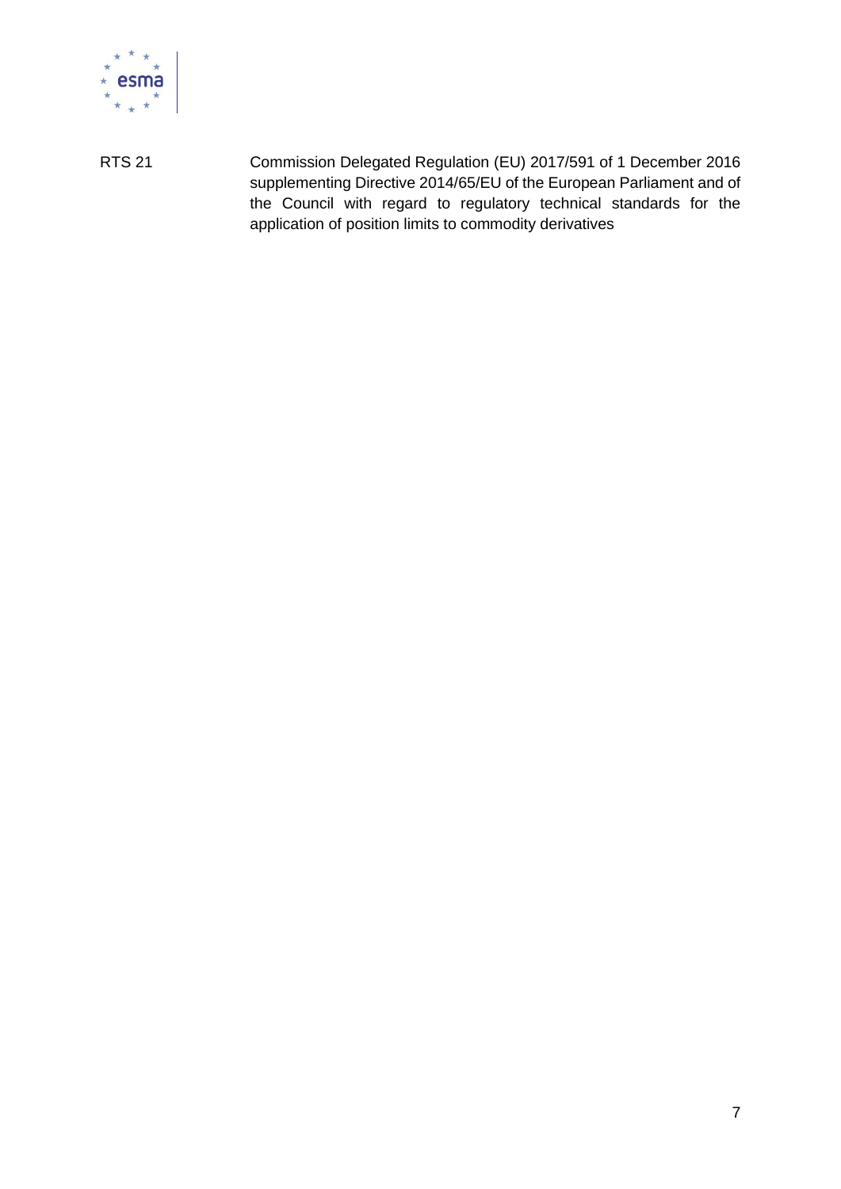| | |
|---|---|
| RTS 21 | Commission Delegated Regulation (EU) 2017/591 of 1 December 2016 supplementing Directive 2014/65/EU of the European Parliament and of the Council with regard to regulatory technical standards for the application of position limits to commodity derivatives |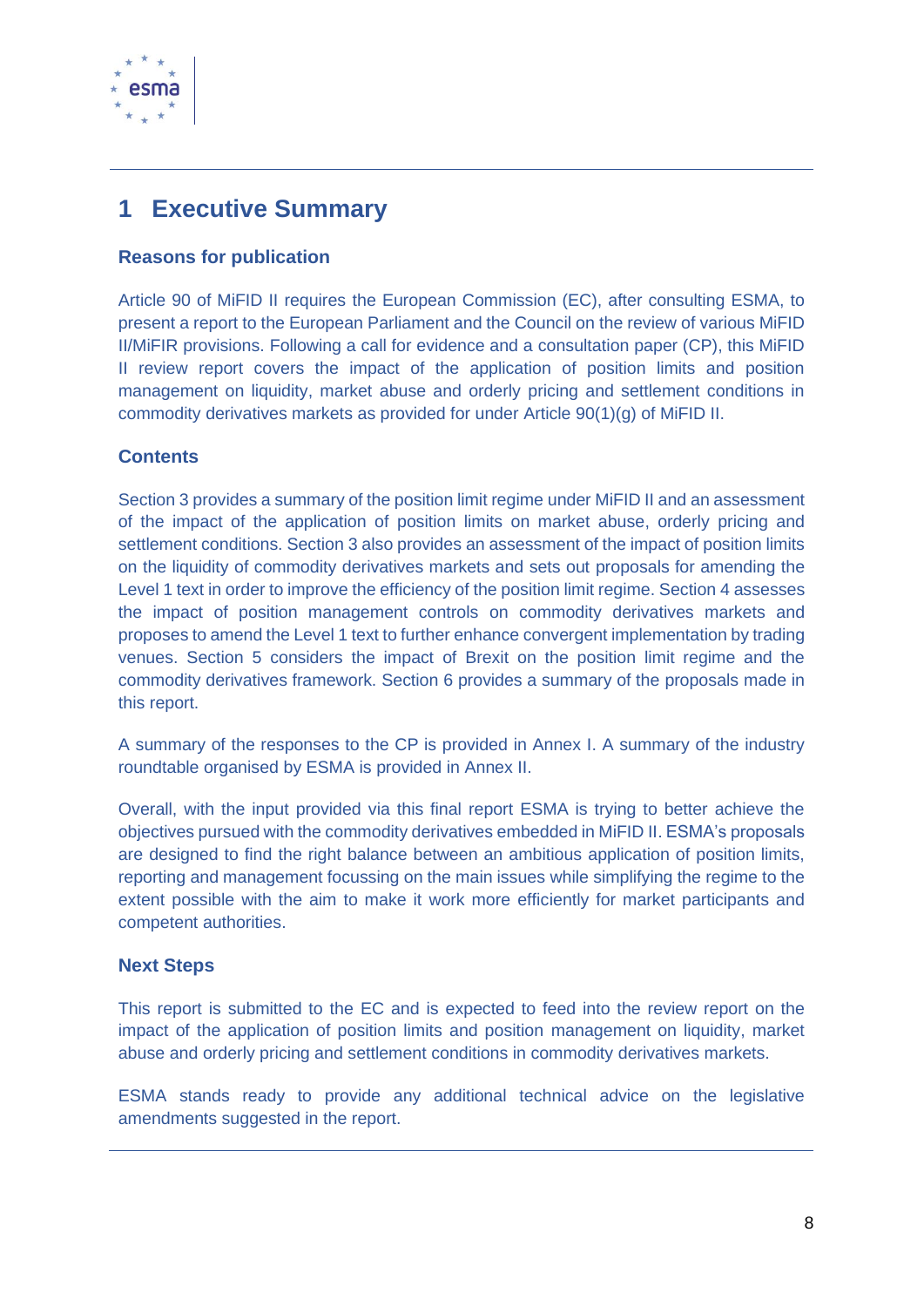# 1 Executive Summary

### Reasons for publication

Article 90 of MiFID II requires the European Commission (EC), after consulting ESMA, to present a report to the European Parliament and the Council on the review of various MiFID II/MiFIR provisions. Following a call for evidence and a consultation paper (CP), this MiFID II review report covers the impact of the application of position limits and position management on liquidity, market abuse and orderly pricing and settlement conditions in commodity derivatives markets as provided for under Article 90(1)(g) of MiFID II.

### Contents

Section 3 provides a summary of the position limit regime under MiFID II and an assessment of the impact of the application of position limits on market abuse, orderly pricing and settlement conditions. Section 3 also provides an assessment of the impact of position limits on the liquidity of commodity derivatives markets and sets out proposals for amending the Level 1 text in order to improve the efficiency of the position limit regime. Section 4 assesses the impact of position management controls on commodity derivatives markets and proposes to amend the Level 1 text to further enhance convergent implementation by trading venues. Section 5 considers the impact of Brexit on the position limit regime and the commodity derivatives framework. Section 6 provides a summary of the proposals made in this report.

A summary of the responses to the CP is provided in Annex I. A summary of the industry roundtable organised by ESMA is provided in Annex II.

Overall, with the input provided via this final report ESMA is trying to better achieve the objectives pursued with the commodity derivatives embedded in MiFID II. ESMA's proposals are designed to find the right balance between an ambitious application of position limits, reporting and management focussing on the main issues while simplifying the regime to the extent possible with the aim to make it work more efficiently for market participants and competent authorities.

### Next Steps

This report is submitted to the EC and is expected to feed into the review report on the impact of the application of position limits and position management on liquidity, market abuse and orderly pricing and settlement conditions in commodity derivatives markets.

ESMA stands ready to provide any additional technical advice on the legislative amendments suggested in the report.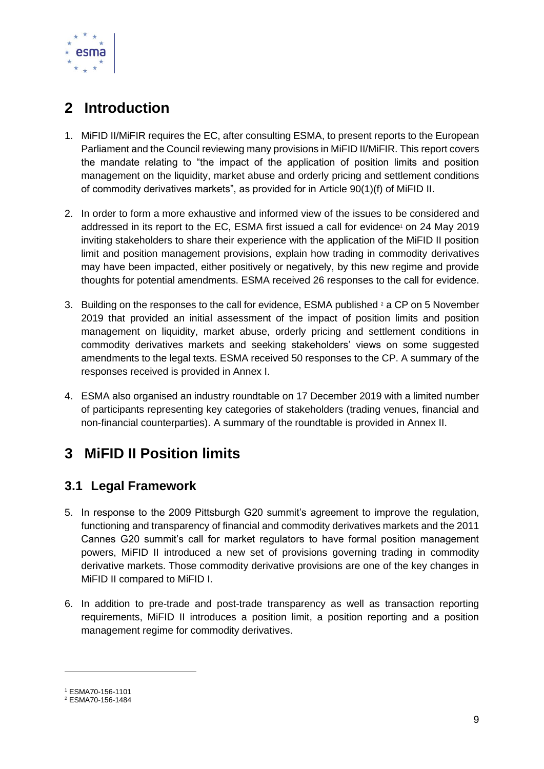# 2 Introduction

1. MiFID II/MiFIR requires the EC, after consulting ESMA, to present reports to the European Parliament and the Council reviewing many provisions in MiFID II/MiFIR. This report covers the mandate relating to "the impact of the application of position limits and position management on the liquidity, market abuse and orderly pricing and settlement conditions of commodity derivatives markets", as provided for in Article 90(1)(f) of MiFID II.

2. In order to form a more exhaustive and informed view of the issues to be considered and addressed in its report to the EC, ESMA first issued a call for evidence[1] on 24 May 2019 inviting stakeholders to share their experience with the application of the MiFID II position limit and position management provisions, explain how trading in commodity derivatives may have been impacted, either positively or negatively, by this new regime and provide thoughts for potential amendments. ESMA received 26 responses to the call for evidence.

3. Building on the responses to the call for evidence, ESMA published [2] a CP on 5 November 2019 that provided an initial assessment of the impact of position limits and position management on liquidity, market abuse, orderly pricing and settlement conditions in commodity derivatives markets and seeking stakeholders' views on some suggested amendments to the legal texts. ESMA received 50 responses to the CP. A summary of the responses received is provided in Annex I.

4. ESMA also organised an industry roundtable on 17 December 2019 with a limited number of participants representing key categories of stakeholders (trading venues, financial and non-financial counterparties). A summary of the roundtable is provided in Annex II.

# 3 MiFID II Position limits

## 3.1 Legal Framework

5. In response to the 2009 Pittsburgh G20 summit's agreement to improve the regulation, functioning and transparency of financial and commodity derivatives markets and the 2011 Cannes G20 summit's call for market regulators to have formal position management powers, MiFID II introduced a new set of provisions governing trading in commodity derivative markets. Those commodity derivative provisions are one of the key changes in MiFID II compared to MiFID I.

6. In addition to pre-trade and post-trade transparency as well as transaction reporting requirements, MiFID II introduces a position limit, a position reporting and a position management regime for commodity derivatives.

[1] ESMA70-156-1101

[2] ESMA70-156-1484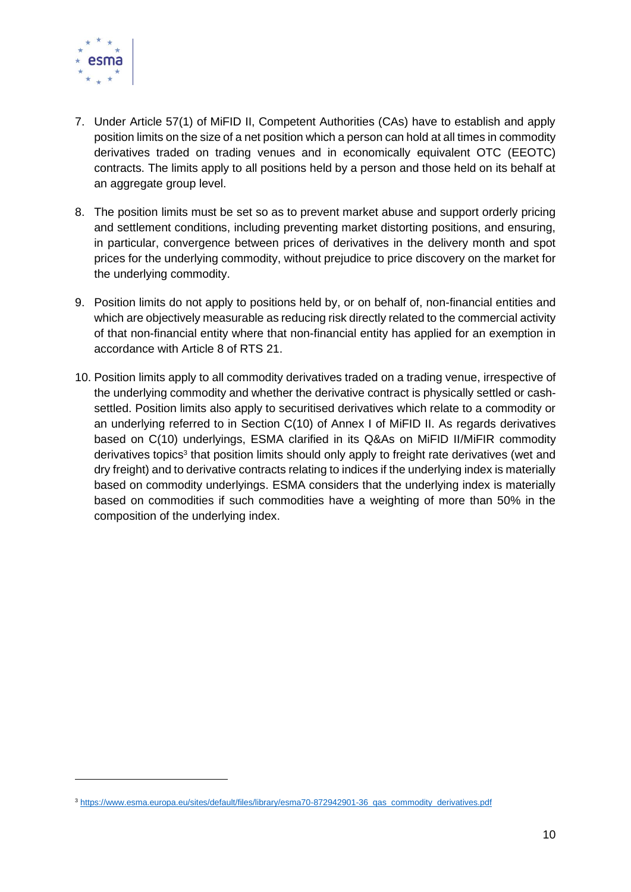7. Under Article 57(1) of MiFID II, Competent Authorities (CAs) have to establish and apply position limits on the size of a net position which a person can hold at all times in commodity derivatives traded on trading venues and in economically equivalent OTC (EEOTC) contracts. The limits apply to all positions held by a person and those held on its behalf at an aggregate group level.

8. The position limits must be set so as to prevent market abuse and support orderly pricing and settlement conditions, including preventing market distorting positions, and ensuring, in particular, convergence between prices of derivatives in the delivery month and spot prices for the underlying commodity, without prejudice to price discovery on the market for the underlying commodity.

9. Position limits do not apply to positions held by, or on behalf of, non-financial entities and which are objectively measurable as reducing risk directly related to the commercial activity of that non-financial entity where that non-financial entity has applied for an exemption in accordance with Article 8 of RTS 21.

10. Position limits apply to all commodity derivatives traded on a trading venue, irrespective of the underlying commodity and whether the derivative contract is physically settled or cash-settled. Position limits also apply to securitised derivatives which relate to a commodity or an underlying referred to in Section C(10) of Annex I of MiFID II. As regards derivatives based on C(10) underlyings, ESMA clarified in its Q&As on MiFID II/MiFIR commodity derivatives topics[3] that position limits should only apply to freight rate derivatives (wet and dry freight) and to derivative contracts relating to indices if the underlying index is materially based on commodity underlyings. ESMA considers that the underlying index is materially based on commodities if such commodities have a weighting of more than 50% in the composition of the underlying index.

---

[3] https://www.esma.europa.eu/sites/default/files/library/esma70-872942901-36_qas_commodity_derivatives.pdf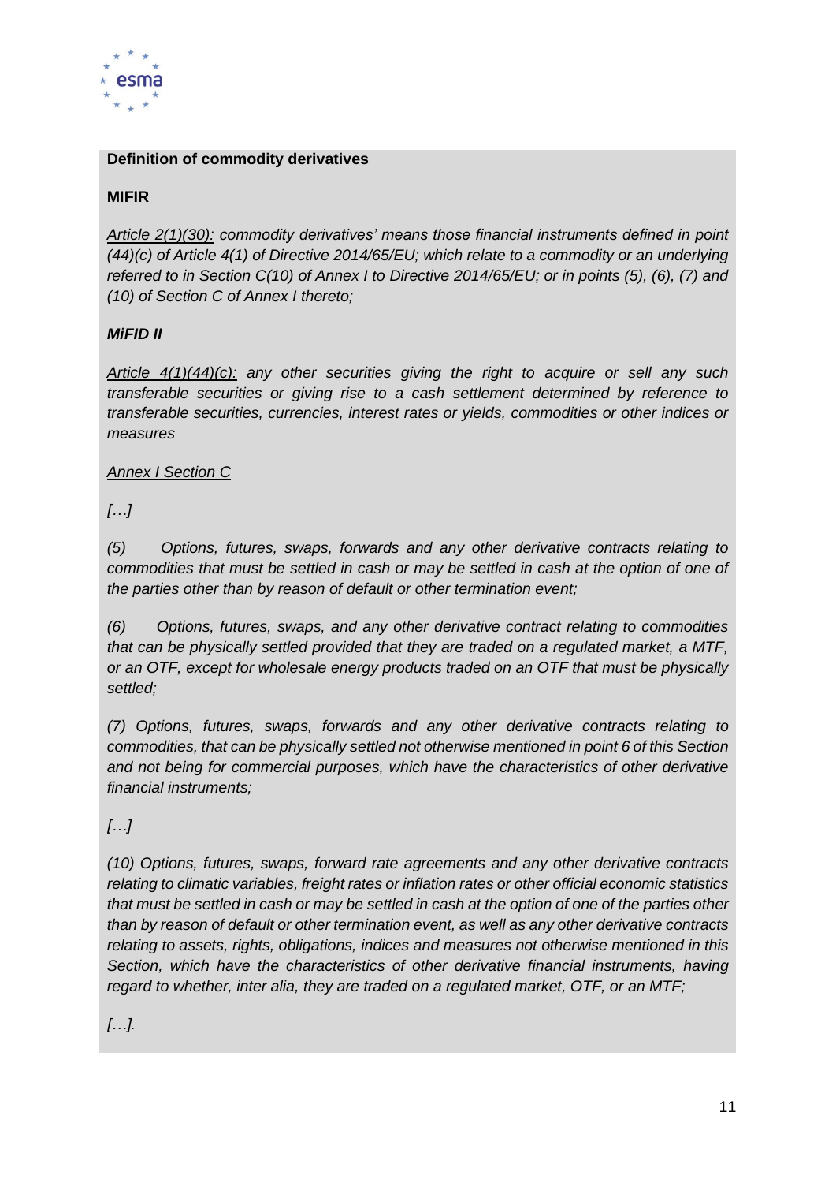**Definition of commodity derivatives**

**MIFIR**

*<u>Article 2(1)(30):</u> commodity derivatives' means those financial instruments defined in point (44)(c) of Article 4(1) of Directive 2014/65/EU; which relate to a commodity or an underlying referred to in Section C(10) of Annex I to Directive 2014/65/EU; or in points (5), (6), (7) and (10) of Section C of Annex I thereto;*

***MiFID II***

*<u>Article 4(1)(44)(c):</u> any other securities giving the right to acquire or sell any such transferable securities or giving rise to a cash settlement determined by reference to transferable securities, currencies, interest rates or yields, commodities or other indices or measures*

*<u>Annex I Section C</u>*

*[…]*

*(5) Options, futures, swaps, forwards and any other derivative contracts relating to commodities that must be settled in cash or may be settled in cash at the option of one of the parties other than by reason of default or other termination event;*

*(6) Options, futures, swaps, and any other derivative contract relating to commodities that can be physically settled provided that they are traded on a regulated market, a MTF, or an OTF, except for wholesale energy products traded on an OTF that must be physically settled;*

*(7) Options, futures, swaps, forwards and any other derivative contracts relating to commodities, that can be physically settled not otherwise mentioned in point 6 of this Section and not being for commercial purposes, which have the characteristics of other derivative financial instruments;*

*[…]*

*(10) Options, futures, swaps, forward rate agreements and any other derivative contracts relating to climatic variables, freight rates or inflation rates or other official economic statistics that must be settled in cash or may be settled in cash at the option of one of the parties other than by reason of default or other termination event, as well as any other derivative contracts relating to assets, rights, obligations, indices and measures not otherwise mentioned in this Section, which have the characteristics of other derivative financial instruments, having regard to whether, inter alia, they are traded on a regulated market, OTF, or an MTF;*

*[…].*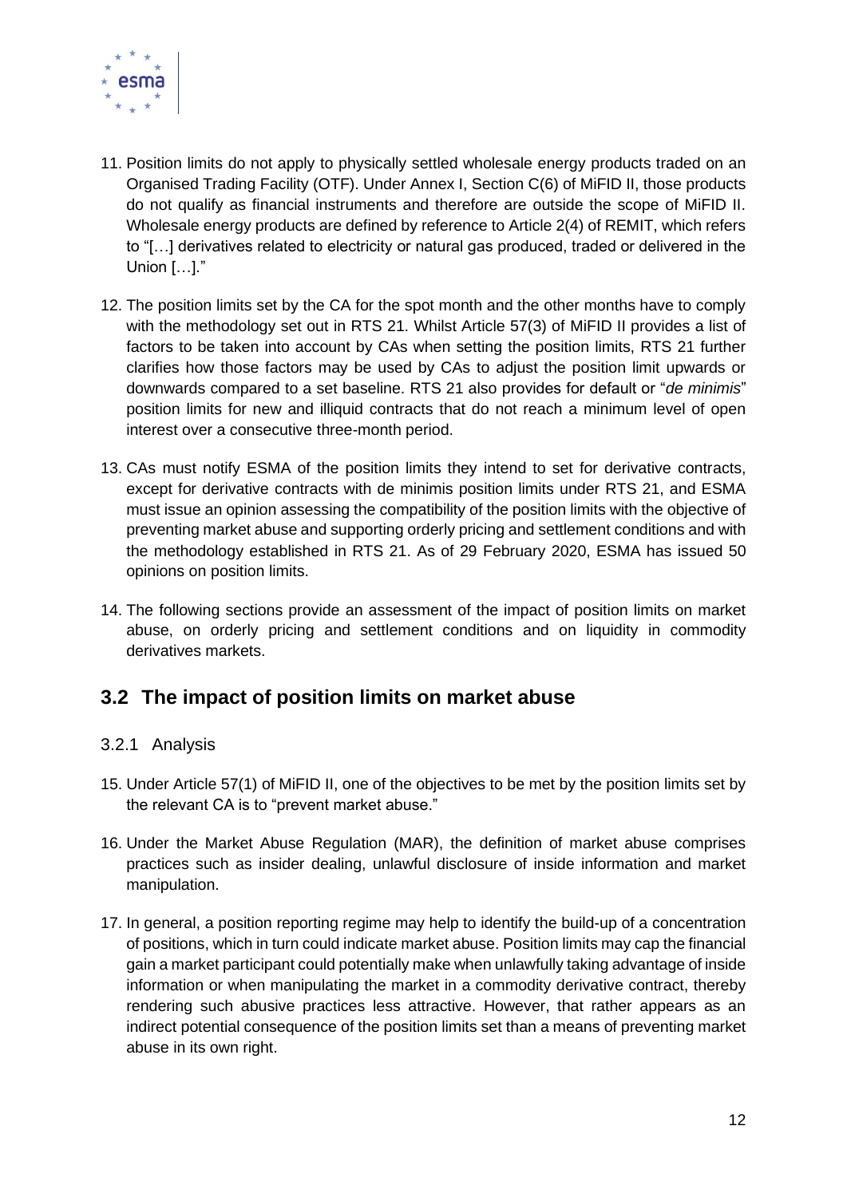11. Position limits do not apply to physically settled wholesale energy products traded on an Organised Trading Facility (OTF). Under Annex I, Section C(6) of MiFID II, those products do not qualify as financial instruments and therefore are outside the scope of MiFID II. Wholesale energy products are defined by reference to Article 2(4) of REMIT, which refers to "[…] derivatives related to electricity or natural gas produced, traded or delivered in the Union […]."

12. The position limits set by the CA for the spot month and the other months have to comply with the methodology set out in RTS 21. Whilst Article 57(3) of MiFID II provides a list of factors to be taken into account by CAs when setting the position limits, RTS 21 further clarifies how those factors may be used by CAs to adjust the position limit upwards or downwards compared to a set baseline. RTS 21 also provides for default or "*de minimis*" position limits for new and illiquid contracts that do not reach a minimum level of open interest over a consecutive three-month period.

13. CAs must notify ESMA of the position limits they intend to set for derivative contracts, except for derivative contracts with de minimis position limits under RTS 21, and ESMA must issue an opinion assessing the compatibility of the position limits with the objective of preventing market abuse and supporting orderly pricing and settlement conditions and with the methodology established in RTS 21. As of 29 February 2020, ESMA has issued 50 opinions on position limits.

14. The following sections provide an assessment of the impact of position limits on market abuse, on orderly pricing and settlement conditions and on liquidity in commodity derivatives markets.

## 3.2 The impact of position limits on market abuse

### 3.2.1 Analysis

15. Under Article 57(1) of MiFID II, one of the objectives to be met by the position limits set by the relevant CA is to "prevent market abuse."

16. Under the Market Abuse Regulation (MAR), the definition of market abuse comprises practices such as insider dealing, unlawful disclosure of inside information and market manipulation.

17. In general, a position reporting regime may help to identify the build-up of a concentration of positions, which in turn could indicate market abuse. Position limits may cap the financial gain a market participant could potentially make when unlawfully taking advantage of inside information or when manipulating the market in a commodity derivative contract, thereby rendering such abusive practices less attractive. However, that rather appears as an indirect potential consequence of the position limits set than a means of preventing market abuse in its own right.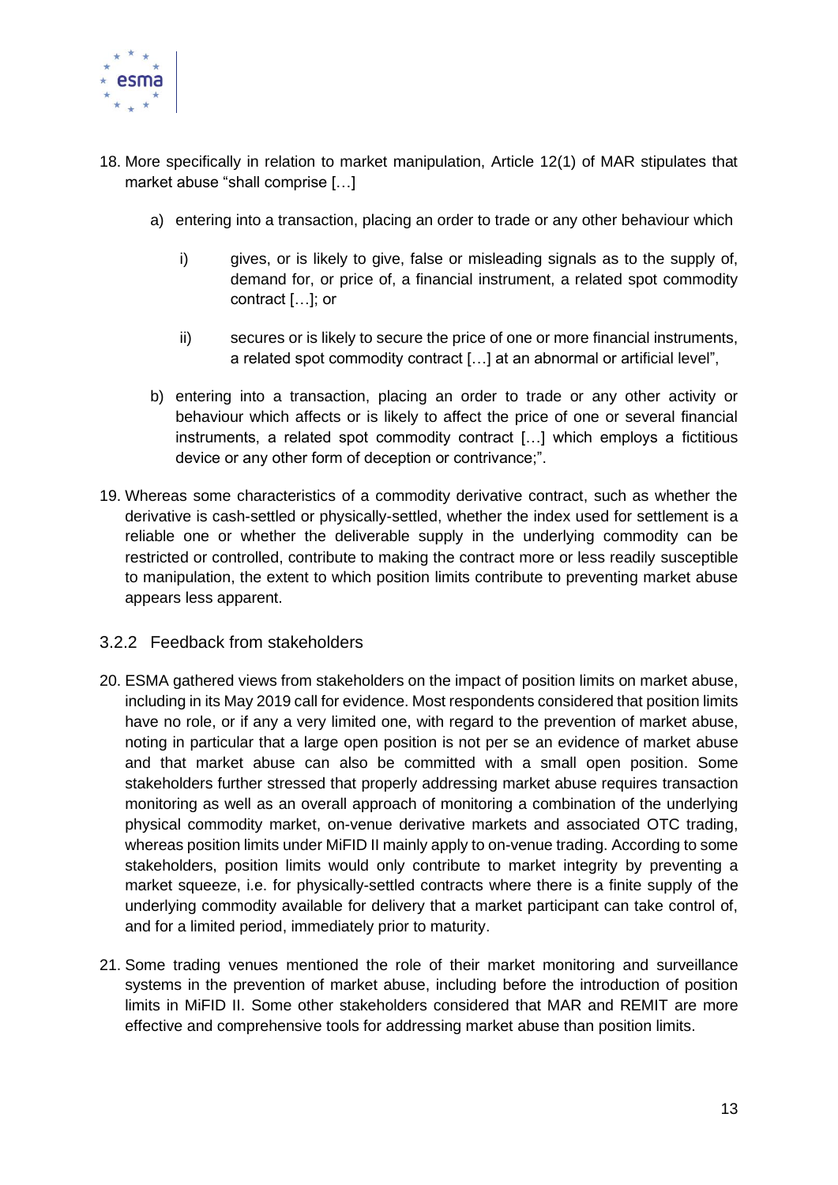18. More specifically in relation to market manipulation, Article 12(1) of MAR stipulates that market abuse "shall comprise […]

    a) entering into a transaction, placing an order to trade or any other behaviour which

        i) gives, or is likely to give, false or misleading signals as to the supply of, demand for, or price of, a financial instrument, a related spot commodity contract […]; or

        ii) secures or is likely to secure the price of one or more financial instruments, a related spot commodity contract […] at an abnormal or artificial level",

    b) entering into a transaction, placing an order to trade or any other activity or behaviour which affects or is likely to affect the price of one or several financial instruments, a related spot commodity contract […] which employs a fictitious device or any other form of deception or contrivance;".

19. Whereas some characteristics of a commodity derivative contract, such as whether the derivative is cash-settled or physically-settled, whether the index used for settlement is a reliable one or whether the deliverable supply in the underlying commodity can be restricted or controlled, contribute to making the contract more or less readily susceptible to manipulation, the extent to which position limits contribute to preventing market abuse appears less apparent.

### 3.2.2 Feedback from stakeholders

20. ESMA gathered views from stakeholders on the impact of position limits on market abuse, including in its May 2019 call for evidence. Most respondents considered that position limits have no role, or if any a very limited one, with regard to the prevention of market abuse, noting in particular that a large open position is not per se an evidence of market abuse and that market abuse can also be committed with a small open position. Some stakeholders further stressed that properly addressing market abuse requires transaction monitoring as well as an overall approach of monitoring a combination of the underlying physical commodity market, on-venue derivative markets and associated OTC trading, whereas position limits under MiFID II mainly apply to on-venue trading. According to some stakeholders, position limits would only contribute to market integrity by preventing a market squeeze, i.e. for physically-settled contracts where there is a finite supply of the underlying commodity available for delivery that a market participant can take control of, and for a limited period, immediately prior to maturity.

21. Some trading venues mentioned the role of their market monitoring and surveillance systems in the prevention of market abuse, including before the introduction of position limits in MiFID II. Some other stakeholders considered that MAR and REMIT are more effective and comprehensive tools for addressing market abuse than position limits.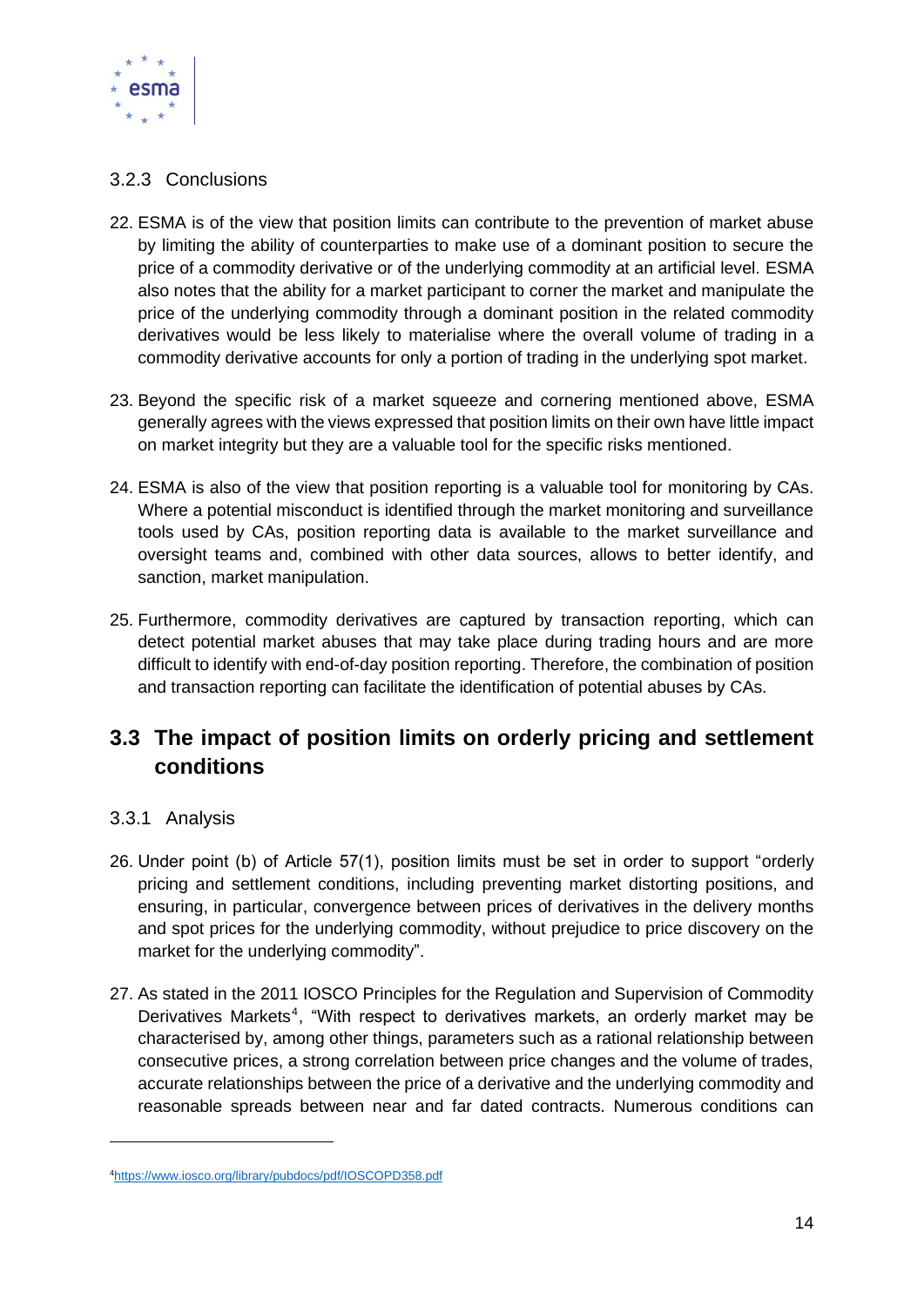### 3.2.3 Conclusions

22. ESMA is of the view that position limits can contribute to the prevention of market abuse by limiting the ability of counterparties to make use of a dominant position to secure the price of a commodity derivative or of the underlying commodity at an artificial level. ESMA also notes that the ability for a market participant to corner the market and manipulate the price of the underlying commodity through a dominant position in the related commodity derivatives would be less likely to materialise where the overall volume of trading in a commodity derivative accounts for only a portion of trading in the underlying spot market.

23. Beyond the specific risk of a market squeeze and cornering mentioned above, ESMA generally agrees with the views expressed that position limits on their own have little impact on market integrity but they are a valuable tool for the specific risks mentioned.

24. ESMA is also of the view that position reporting is a valuable tool for monitoring by CAs. Where a potential misconduct is identified through the market monitoring and surveillance tools used by CAs, position reporting data is available to the market surveillance and oversight teams and, combined with other data sources, allows to better identify, and sanction, market manipulation.

25. Furthermore, commodity derivatives are captured by transaction reporting, which can detect potential market abuses that may take place during trading hours and are more difficult to identify with end-of-day position reporting. Therefore, the combination of position and transaction reporting can facilitate the identification of potential abuses by CAs.

## 3.3 The impact of position limits on orderly pricing and settlement conditions

### 3.3.1 Analysis

26. Under point (b) of Article 57(1), position limits must be set in order to support "orderly pricing and settlement conditions, including preventing market distorting positions, and ensuring, in particular, convergence between prices of derivatives in the delivery months and spot prices for the underlying commodity, without prejudice to price discovery on the market for the underlying commodity".

27. As stated in the 2011 IOSCO Principles for the Regulation and Supervision of Commodity Derivatives Markets[4], "With respect to derivatives markets, an orderly market may be characterised by, among other things, parameters such as a rational relationship between consecutive prices, a strong correlation between price changes and the volume of trades, accurate relationships between the price of a derivative and the underlying commodity and reasonable spreads between near and far dated contracts. Numerous conditions can

[4] https://www.iosco.org/library/pubdocs/pdf/IOSCOPD358.pdf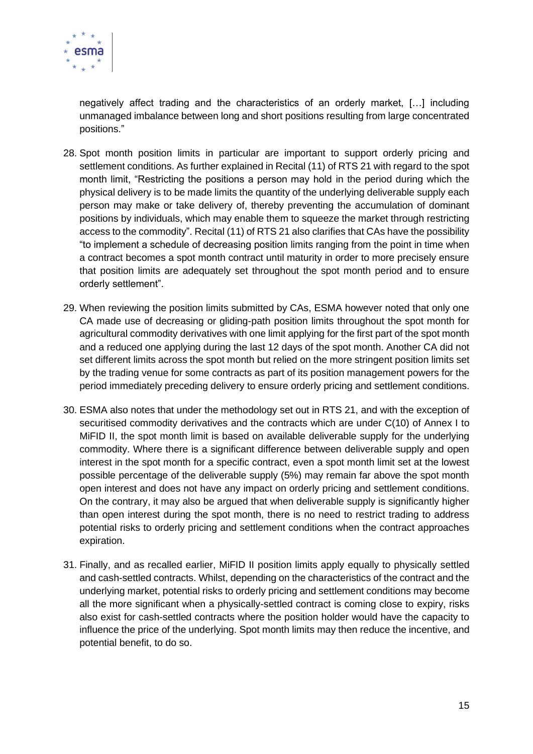negatively affect trading and the characteristics of an orderly market, […] including unmanaged imbalance between long and short positions resulting from large concentrated positions."

28. Spot month position limits in particular are important to support orderly pricing and settlement conditions. As further explained in Recital (11) of RTS 21 with regard to the spot month limit, "Restricting the positions a person may hold in the period during which the physical delivery is to be made limits the quantity of the underlying deliverable supply each person may make or take delivery of, thereby preventing the accumulation of dominant positions by individuals, which may enable them to squeeze the market through restricting access to the commodity". Recital (11) of RTS 21 also clarifies that CAs have the possibility "to implement a schedule of decreasing position limits ranging from the point in time when a contract becomes a spot month contract until maturity in order to more precisely ensure that position limits are adequately set throughout the spot month period and to ensure orderly settlement".

29. When reviewing the position limits submitted by CAs, ESMA however noted that only one CA made use of decreasing or gliding-path position limits throughout the spot month for agricultural commodity derivatives with one limit applying for the first part of the spot month and a reduced one applying during the last 12 days of the spot month. Another CA did not set different limits across the spot month but relied on the more stringent position limits set by the trading venue for some contracts as part of its position management powers for the period immediately preceding delivery to ensure orderly pricing and settlement conditions.

30. ESMA also notes that under the methodology set out in RTS 21, and with the exception of securitised commodity derivatives and the contracts which are under C(10) of Annex I to MiFID II, the spot month limit is based on available deliverable supply for the underlying commodity. Where there is a significant difference between deliverable supply and open interest in the spot month for a specific contract, even a spot month limit set at the lowest possible percentage of the deliverable supply (5%) may remain far above the spot month open interest and does not have any impact on orderly pricing and settlement conditions. On the contrary, it may also be argued that when deliverable supply is significantly higher than open interest during the spot month, there is no need to restrict trading to address potential risks to orderly pricing and settlement conditions when the contract approaches expiration.

31. Finally, and as recalled earlier, MiFID II position limits apply equally to physically settled and cash-settled contracts. Whilst, depending on the characteristics of the contract and the underlying market, potential risks to orderly pricing and settlement conditions may become all the more significant when a physically-settled contract is coming close to expiry, risks also exist for cash-settled contracts where the position holder would have the capacity to influence the price of the underlying. Spot month limits may then reduce the incentive, and potential benefit, to do so.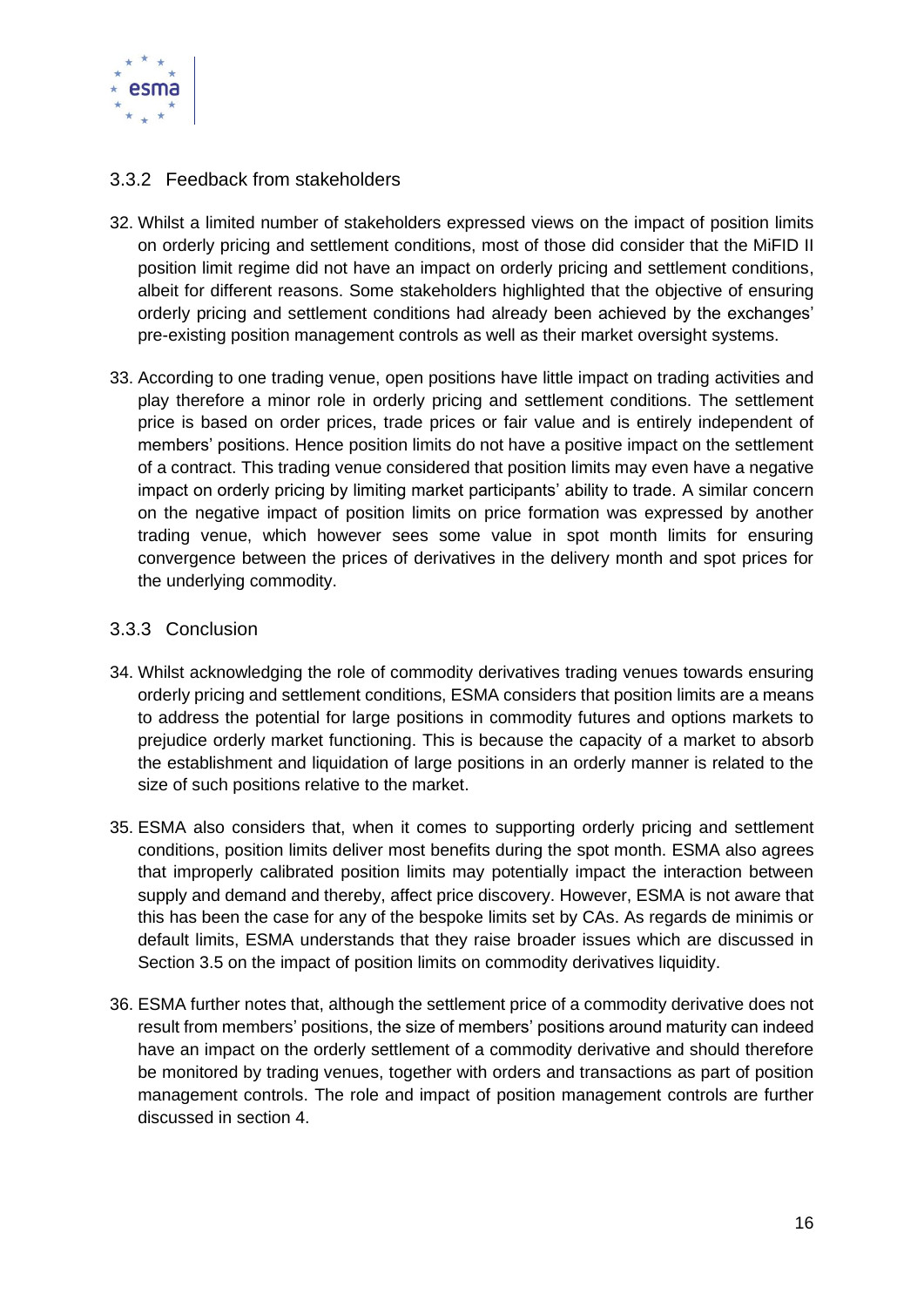### 3.3.2 Feedback from stakeholders

32. Whilst a limited number of stakeholders expressed views on the impact of position limits on orderly pricing and settlement conditions, most of those did consider that the MiFID II position limit regime did not have an impact on orderly pricing and settlement conditions, albeit for different reasons. Some stakeholders highlighted that the objective of ensuring orderly pricing and settlement conditions had already been achieved by the exchanges' pre-existing position management controls as well as their market oversight systems.

33. According to one trading venue, open positions have little impact on trading activities and play therefore a minor role in orderly pricing and settlement conditions. The settlement price is based on order prices, trade prices or fair value and is entirely independent of members' positions. Hence position limits do not have a positive impact on the settlement of a contract. This trading venue considered that position limits may even have a negative impact on orderly pricing by limiting market participants' ability to trade. A similar concern on the negative impact of position limits on price formation was expressed by another trading venue, which however sees some value in spot month limits for ensuring convergence between the prices of derivatives in the delivery month and spot prices for the underlying commodity.

### 3.3.3 Conclusion

34. Whilst acknowledging the role of commodity derivatives trading venues towards ensuring orderly pricing and settlement conditions, ESMA considers that position limits are a means to address the potential for large positions in commodity futures and options markets to prejudice orderly market functioning. This is because the capacity of a market to absorb the establishment and liquidation of large positions in an orderly manner is related to the size of such positions relative to the market.

35. ESMA also considers that, when it comes to supporting orderly pricing and settlement conditions, position limits deliver most benefits during the spot month. ESMA also agrees that improperly calibrated position limits may potentially impact the interaction between supply and demand and thereby, affect price discovery. However, ESMA is not aware that this has been the case for any of the bespoke limits set by CAs. As regards de minimis or default limits, ESMA understands that they raise broader issues which are discussed in Section 3.5 on the impact of position limits on commodity derivatives liquidity.

36. ESMA further notes that, although the settlement price of a commodity derivative does not result from members' positions, the size of members' positions around maturity can indeed have an impact on the orderly settlement of a commodity derivative and should therefore be monitored by trading venues, together with orders and transactions as part of position management controls. The role and impact of position management controls are further discussed in section 4.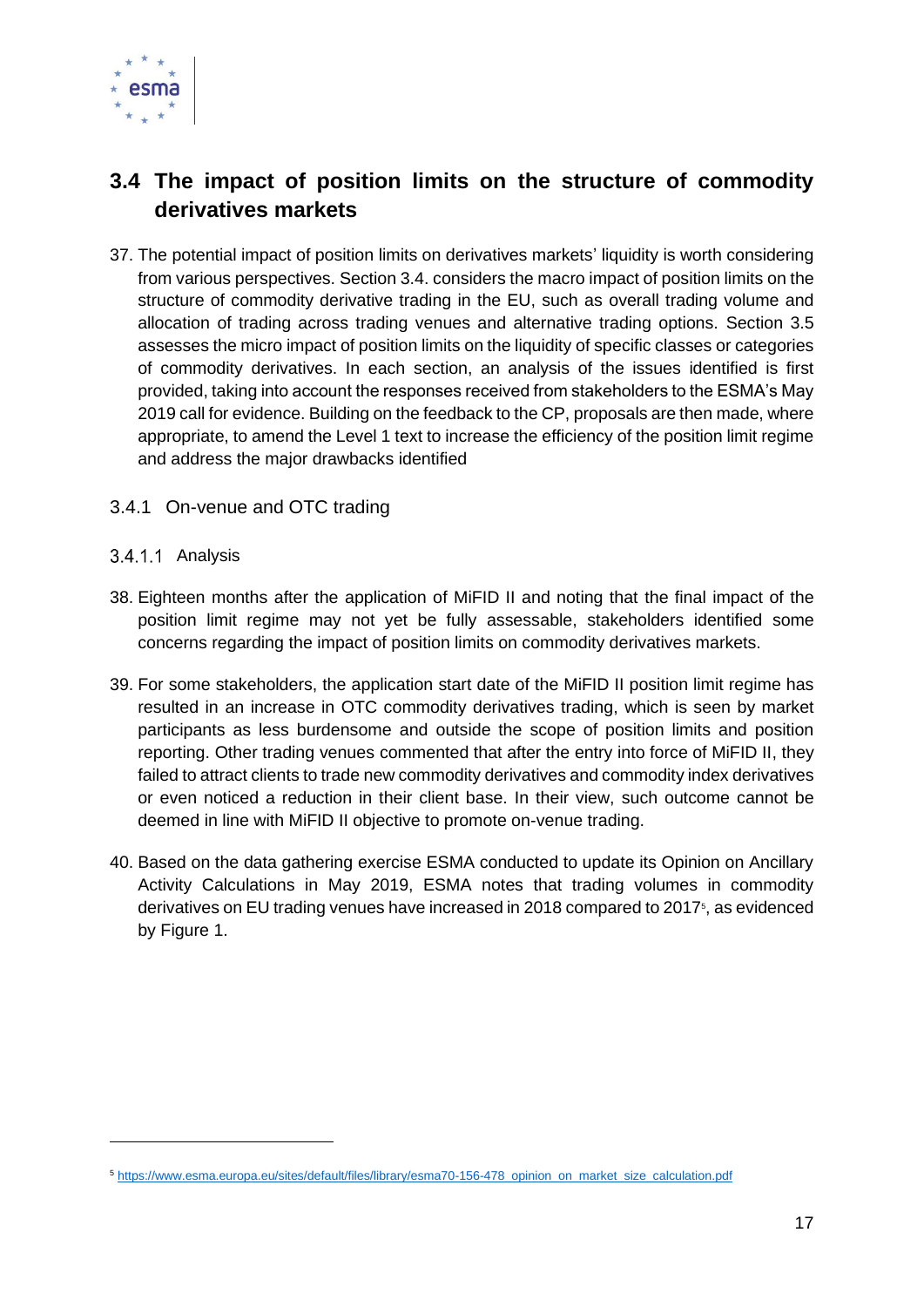## 3.4 The impact of position limits on the structure of commodity derivatives markets

37. The potential impact of position limits on derivatives markets' liquidity is worth considering from various perspectives. Section 3.4. considers the macro impact of position limits on the structure of commodity derivative trading in the EU, such as overall trading volume and allocation of trading across trading venues and alternative trading options. Section 3.5 assesses the micro impact of position limits on the liquidity of specific classes or categories of commodity derivatives. In each section, an analysis of the issues identified is first provided, taking into account the responses received from stakeholders to the ESMA's May 2019 call for evidence. Building on the feedback to the CP, proposals are then made, where appropriate, to amend the Level 1 text to increase the efficiency of the position limit regime and address the major drawbacks identified

### 3.4.1 On-venue and OTC trading

#### 3.4.1.1 Analysis

38. Eighteen months after the application of MiFID II and noting that the final impact of the position limit regime may not yet be fully assessable, stakeholders identified some concerns regarding the impact of position limits on commodity derivatives markets.

39. For some stakeholders, the application start date of the MiFID II position limit regime has resulted in an increase in OTC commodity derivatives trading, which is seen by market participants as less burdensome and outside the scope of position limits and position reporting. Other trading venues commented that after the entry into force of MiFID II, they failed to attract clients to trade new commodity derivatives and commodity index derivatives or even noticed a reduction in their client base. In their view, such outcome cannot be deemed in line with MiFID II objective to promote on-venue trading.

40. Based on the data gathering exercise ESMA conducted to update its Opinion on Ancillary Activity Calculations in May 2019, ESMA notes that trading volumes in commodity derivatives on EU trading venues have increased in 2018 compared to 2017[5], as evidenced by Figure 1.

---

[5] https://www.esma.europa.eu/sites/default/files/library/esma70-156-478_opinion_on_market_size_calculation.pdf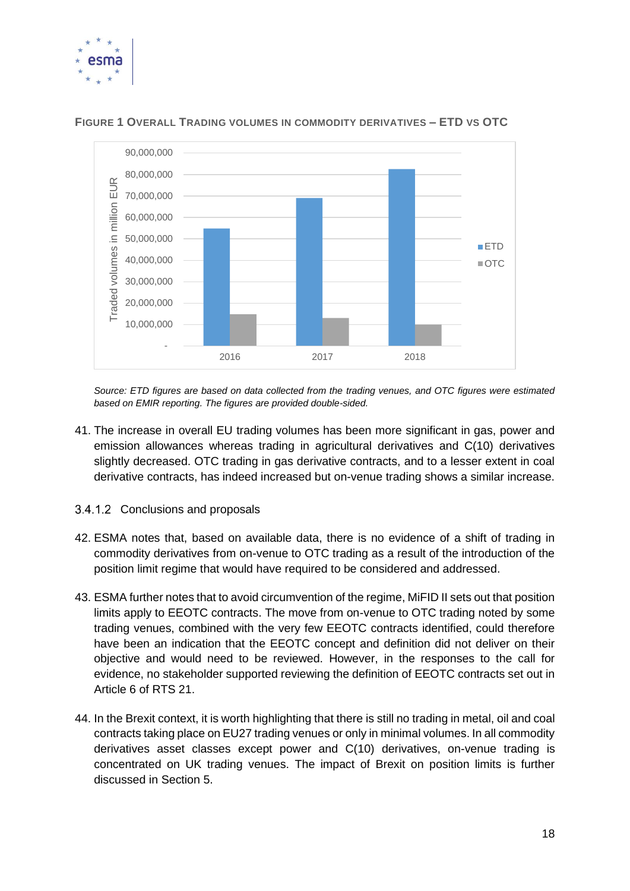FIGURE 1 OVERALL TRADING VOLUMES IN COMMODITY DERIVATIVES – ETD VS OTC

*Source: ETD figures are based on data collected from the trading venues, and OTC figures were estimated based on EMIR reporting. The figures are provided double-sided.*

41. The increase in overall EU trading volumes has been more significant in gas, power and emission allowances whereas trading in agricultural derivatives and C(10) derivatives slightly decreased. OTC trading in gas derivative contracts, and to a lesser extent in coal derivative contracts, has indeed increased but on-venue trading shows a similar increase.

#### 3.4.1.2 Conclusions and proposals

42. ESMA notes that, based on available data, there is no evidence of a shift of trading in commodity derivatives from on-venue to OTC trading as a result of the introduction of the position limit regime that would have required to be considered and addressed.

43. ESMA further notes that to avoid circumvention of the regime, MiFID II sets out that position limits apply to EEOTC contracts. The move from on-venue to OTC trading noted by some trading venues, combined with the very few EEOTC contracts identified, could therefore have been an indication that the EEOTC concept and definition did not deliver on their objective and would need to be reviewed. However, in the responses to the call for evidence, no stakeholder supported reviewing the definition of EEOTC contracts set out in Article 6 of RTS 21.

44. In the Brexit context, it is worth highlighting that there is still no trading in metal, oil and coal contracts taking place on EU27 trading venues or only in minimal volumes. In all commodity derivatives asset classes except power and C(10) derivatives, on-venue trading is concentrated on UK trading venues. The impact of Brexit on position limits is further discussed in Section 5.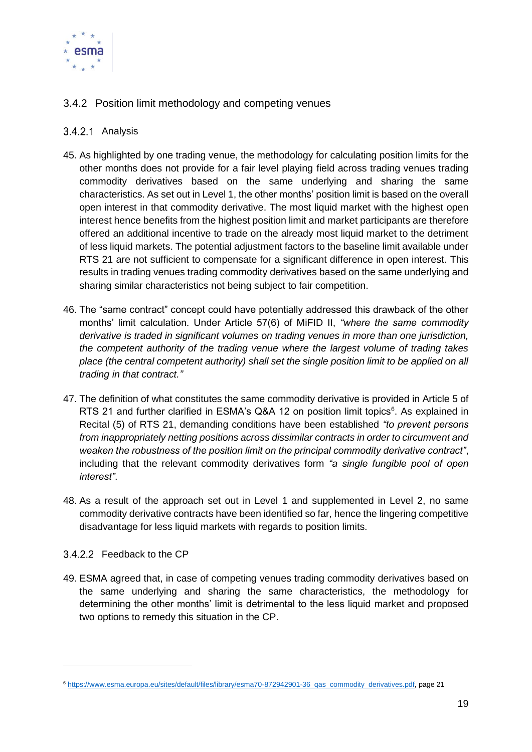### 3.4.2 Position limit methodology and competing venues

#### 3.4.2.1 Analysis

45. As highlighted by one trading venue, the methodology for calculating position limits for the other months does not provide for a fair level playing field across trading venues trading commodity derivatives based on the same underlying and sharing the same characteristics. As set out in Level 1, the other months' position limit is based on the overall open interest in that commodity derivative. The most liquid market with the highest open interest hence benefits from the highest position limit and market participants are therefore offered an additional incentive to trade on the already most liquid market to the detriment of less liquid markets. The potential adjustment factors to the baseline limit available under RTS 21 are not sufficient to compensate for a significant difference in open interest. This results in trading venues trading commodity derivatives based on the same underlying and sharing similar characteristics not being subject to fair competition.

46. The "same contract" concept could have potentially addressed this drawback of the other months' limit calculation. Under Article 57(6) of MiFID II, *"where the same commodity derivative is traded in significant volumes on trading venues in more than one jurisdiction, the competent authority of the trading venue where the largest volume of trading takes place (the central competent authority) shall set the single position limit to be applied on all trading in that contract."*

47. The definition of what constitutes the same commodity derivative is provided in Article 5 of RTS 21 and further clarified in ESMA's Q&A 12 on position limit topics[6]. As explained in Recital (5) of RTS 21, demanding conditions have been established *"to prevent persons from inappropriately netting positions across dissimilar contracts in order to circumvent and weaken the robustness of the position limit on the principal commodity derivative contract"*, including that the relevant commodity derivatives form *"a single fungible pool of open interest"*.

48. As a result of the approach set out in Level 1 and supplemented in Level 2, no same commodity derivative contracts have been identified so far, hence the lingering competitive disadvantage for less liquid markets with regards to position limits.

#### 3.4.2.2 Feedback to the CP

49. ESMA agreed that, in case of competing venues trading commodity derivatives based on the same underlying and sharing the same characteristics, the methodology for determining the other months' limit is detrimental to the less liquid market and proposed two options to remedy this situation in the CP.

---

[6] https://www.esma.europa.eu/sites/default/files/library/esma70-872942901-36_qas_commodity_derivatives.pdf, page 21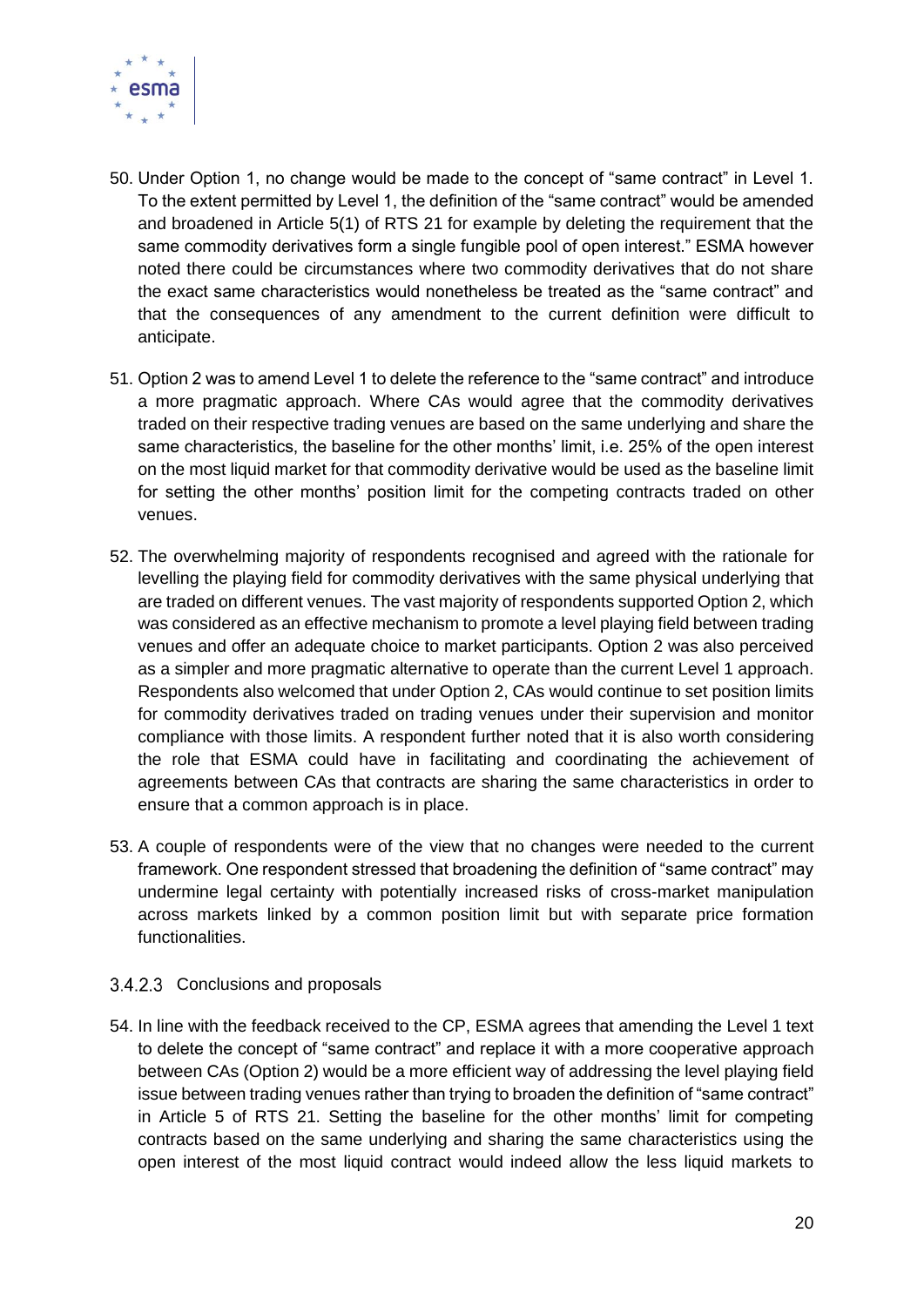50. Under Option 1, no change would be made to the concept of "same contract" in Level 1. To the extent permitted by Level 1, the definition of the "same contract" would be amended and broadened in Article 5(1) of RTS 21 for example by deleting the requirement that the same commodity derivatives form a single fungible pool of open interest." ESMA however noted there could be circumstances where two commodity derivatives that do not share the exact same characteristics would nonetheless be treated as the "same contract" and that the consequences of any amendment to the current definition were difficult to anticipate.

51. Option 2 was to amend Level 1 to delete the reference to the "same contract" and introduce a more pragmatic approach. Where CAs would agree that the commodity derivatives traded on their respective trading venues are based on the same underlying and share the same characteristics, the baseline for the other months' limit, i.e. 25% of the open interest on the most liquid market for that commodity derivative would be used as the baseline limit for setting the other months' position limit for the competing contracts traded on other venues.

52. The overwhelming majority of respondents recognised and agreed with the rationale for levelling the playing field for commodity derivatives with the same physical underlying that are traded on different venues. The vast majority of respondents supported Option 2, which was considered as an effective mechanism to promote a level playing field between trading venues and offer an adequate choice to market participants. Option 2 was also perceived as a simpler and more pragmatic alternative to operate than the current Level 1 approach. Respondents also welcomed that under Option 2, CAs would continue to set position limits for commodity derivatives traded on trading venues under their supervision and monitor compliance with those limits. A respondent further noted that it is also worth considering the role that ESMA could have in facilitating and coordinating the achievement of agreements between CAs that contracts are sharing the same characteristics in order to ensure that a common approach is in place.

53. A couple of respondents were of the view that no changes were needed to the current framework. One respondent stressed that broadening the definition of "same contract" may undermine legal certainty with potentially increased risks of cross-market manipulation across markets linked by a common position limit but with separate price formation functionalities.

#### 3.4.2.3 Conclusions and proposals

54. In line with the feedback received to the CP, ESMA agrees that amending the Level 1 text to delete the concept of "same contract" and replace it with a more cooperative approach between CAs (Option 2) would be a more efficient way of addressing the level playing field issue between trading venues rather than trying to broaden the definition of "same contract" in Article 5 of RTS 21. Setting the baseline for the other months' limit for competing contracts based on the same underlying and sharing the same characteristics using the open interest of the most liquid contract would indeed allow the less liquid markets to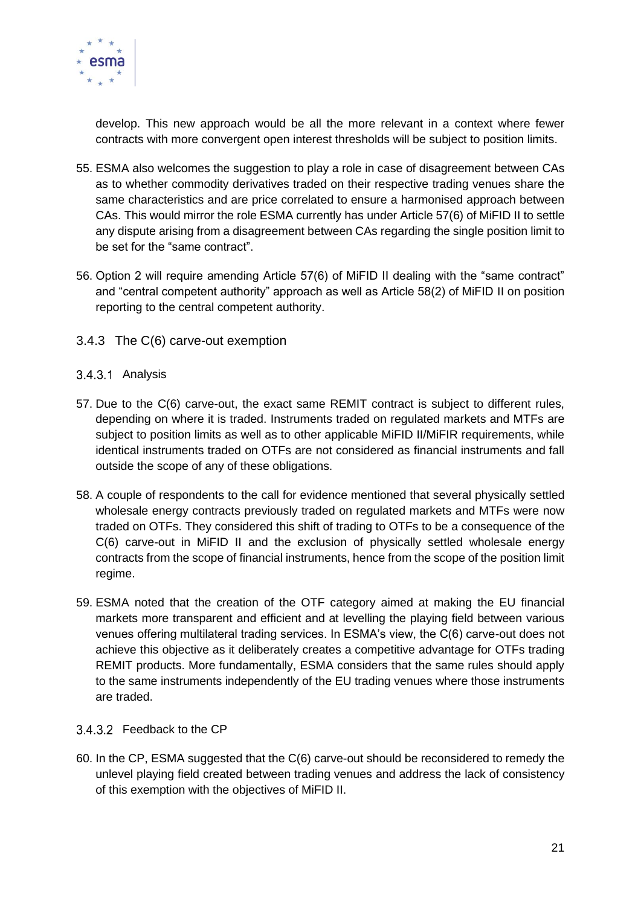develop. This new approach would be all the more relevant in a context where fewer contracts with more convergent open interest thresholds will be subject to position limits.

55. ESMA also welcomes the suggestion to play a role in case of disagreement between CAs as to whether commodity derivatives traded on their respective trading venues share the same characteristics and are price correlated to ensure a harmonised approach between CAs. This would mirror the role ESMA currently has under Article 57(6) of MiFID II to settle any dispute arising from a disagreement between CAs regarding the single position limit to be set for the "same contract".

56. Option 2 will require amending Article 57(6) of MiFID II dealing with the "same contract" and "central competent authority" approach as well as Article 58(2) of MiFID II on position reporting to the central competent authority.

### 3.4.3 The C(6) carve-out exemption

#### 3.4.3.1 Analysis

57. Due to the C(6) carve-out, the exact same REMIT contract is subject to different rules, depending on where it is traded. Instruments traded on regulated markets and MTFs are subject to position limits as well as to other applicable MiFID II/MiFIR requirements, while identical instruments traded on OTFs are not considered as financial instruments and fall outside the scope of any of these obligations.

58. A couple of respondents to the call for evidence mentioned that several physically settled wholesale energy contracts previously traded on regulated markets and MTFs were now traded on OTFs. They considered this shift of trading to OTFs to be a consequence of the C(6) carve-out in MiFID II and the exclusion of physically settled wholesale energy contracts from the scope of financial instruments, hence from the scope of the position limit regime.

59. ESMA noted that the creation of the OTF category aimed at making the EU financial markets more transparent and efficient and at levelling the playing field between various venues offering multilateral trading services. In ESMA's view, the C(6) carve-out does not achieve this objective as it deliberately creates a competitive advantage for OTFs trading REMIT products. More fundamentally, ESMA considers that the same rules should apply to the same instruments independently of the EU trading venues where those instruments are traded.

#### 3.4.3.2 Feedback to the CP

60. In the CP, ESMA suggested that the C(6) carve-out should be reconsidered to remedy the unlevel playing field created between trading venues and address the lack of consistency of this exemption with the objectives of MiFID II.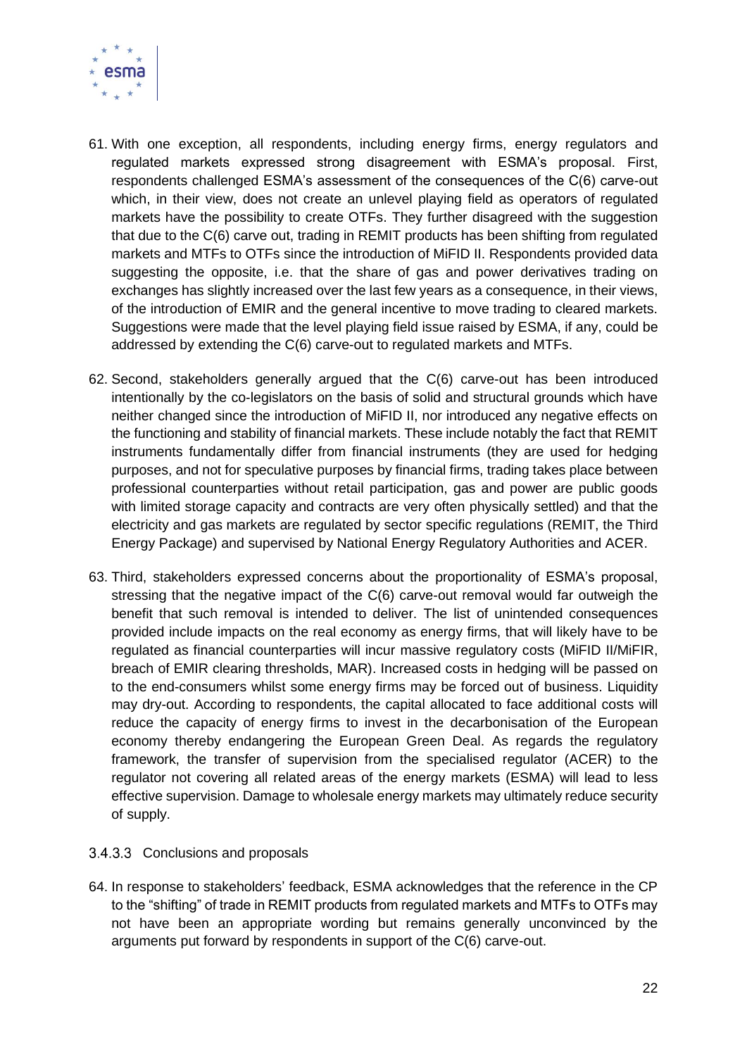61. With one exception, all respondents, including energy firms, energy regulators and regulated markets expressed strong disagreement with ESMA's proposal. First, respondents challenged ESMA's assessment of the consequences of the C(6) carve-out which, in their view, does not create an unlevel playing field as operators of regulated markets have the possibility to create OTFs. They further disagreed with the suggestion that due to the C(6) carve out, trading in REMIT products has been shifting from regulated markets and MTFs to OTFs since the introduction of MiFID II. Respondents provided data suggesting the opposite, i.e. that the share of gas and power derivatives trading on exchanges has slightly increased over the last few years as a consequence, in their views, of the introduction of EMIR and the general incentive to move trading to cleared markets. Suggestions were made that the level playing field issue raised by ESMA, if any, could be addressed by extending the C(6) carve-out to regulated markets and MTFs.

62. Second, stakeholders generally argued that the C(6) carve-out has been introduced intentionally by the co-legislators on the basis of solid and structural grounds which have neither changed since the introduction of MiFID II, nor introduced any negative effects on the functioning and stability of financial markets. These include notably the fact that REMIT instruments fundamentally differ from financial instruments (they are used for hedging purposes, and not for speculative purposes by financial firms, trading takes place between professional counterparties without retail participation, gas and power are public goods with limited storage capacity and contracts are very often physically settled) and that the electricity and gas markets are regulated by sector specific regulations (REMIT, the Third Energy Package) and supervised by National Energy Regulatory Authorities and ACER.

63. Third, stakeholders expressed concerns about the proportionality of ESMA's proposal, stressing that the negative impact of the C(6) carve-out removal would far outweigh the benefit that such removal is intended to deliver. The list of unintended consequences provided include impacts on the real economy as energy firms, that will likely have to be regulated as financial counterparties will incur massive regulatory costs (MiFID II/MiFIR, breach of EMIR clearing thresholds, MAR). Increased costs in hedging will be passed on to the end-consumers whilst some energy firms may be forced out of business. Liquidity may dry-out. According to respondents, the capital allocated to face additional costs will reduce the capacity of energy firms to invest in the decarbonisation of the European economy thereby endangering the European Green Deal. As regards the regulatory framework, the transfer of supervision from the specialised regulator (ACER) to the regulator not covering all related areas of the energy markets (ESMA) will lead to less effective supervision. Damage to wholesale energy markets may ultimately reduce security of supply.

#### 3.4.3.3 Conclusions and proposals

64. In response to stakeholders' feedback, ESMA acknowledges that the reference in the CP to the "shifting" of trade in REMIT products from regulated markets and MTFs to OTFs may not have been an appropriate wording but remains generally unconvinced by the arguments put forward by respondents in support of the C(6) carve-out.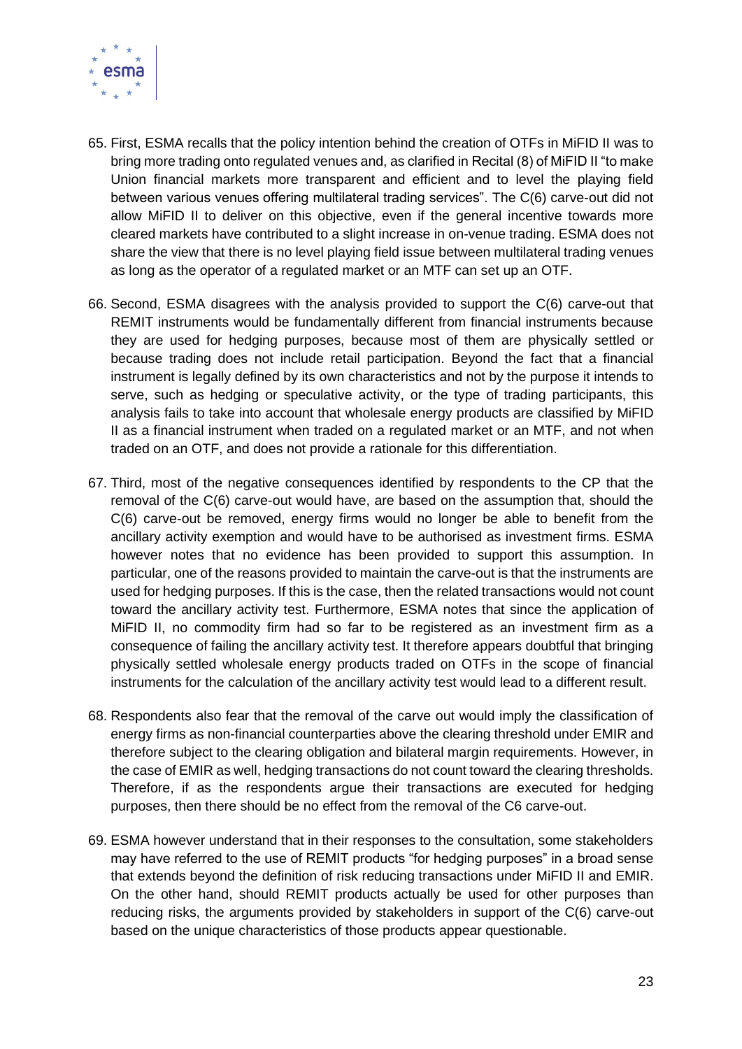65. First, ESMA recalls that the policy intention behind the creation of OTFs in MiFID II was to bring more trading onto regulated venues and, as clarified in Recital (8) of MiFID II "to make Union financial markets more transparent and efficient and to level the playing field between various venues offering multilateral trading services". The C(6) carve-out did not allow MiFID II to deliver on this objective, even if the general incentive towards more cleared markets have contributed to a slight increase in on-venue trading. ESMA does not share the view that there is no level playing field issue between multilateral trading venues as long as the operator of a regulated market or an MTF can set up an OTF.

66. Second, ESMA disagrees with the analysis provided to support the C(6) carve-out that REMIT instruments would be fundamentally different from financial instruments because they are used for hedging purposes, because most of them are physically settled or because trading does not include retail participation. Beyond the fact that a financial instrument is legally defined by its own characteristics and not by the purpose it intends to serve, such as hedging or speculative activity, or the type of trading participants, this analysis fails to take into account that wholesale energy products are classified by MiFID II as a financial instrument when traded on a regulated market or an MTF, and not when traded on an OTF, and does not provide a rationale for this differentiation.

67. Third, most of the negative consequences identified by respondents to the CP that the removal of the C(6) carve-out would have, are based on the assumption that, should the C(6) carve-out be removed, energy firms would no longer be able to benefit from the ancillary activity exemption and would have to be authorised as investment firms. ESMA however notes that no evidence has been provided to support this assumption. In particular, one of the reasons provided to maintain the carve-out is that the instruments are used for hedging purposes. If this is the case, then the related transactions would not count toward the ancillary activity test. Furthermore, ESMA notes that since the application of MiFID II, no commodity firm had so far to be registered as an investment firm as a consequence of failing the ancillary activity test. It therefore appears doubtful that bringing physically settled wholesale energy products traded on OTFs in the scope of financial instruments for the calculation of the ancillary activity test would lead to a different result.

68. Respondents also fear that the removal of the carve out would imply the classification of energy firms as non-financial counterparties above the clearing threshold under EMIR and therefore subject to the clearing obligation and bilateral margin requirements. However, in the case of EMIR as well, hedging transactions do not count toward the clearing thresholds. Therefore, if as the respondents argue their transactions are executed for hedging purposes, then there should be no effect from the removal of the C6 carve-out.

69. ESMA however understand that in their responses to the consultation, some stakeholders may have referred to the use of REMIT products "for hedging purposes" in a broad sense that extends beyond the definition of risk reducing transactions under MiFID II and EMIR. On the other hand, should REMIT products actually be used for other purposes than reducing risks, the arguments provided by stakeholders in support of the C(6) carve-out based on the unique characteristics of those products appear questionable.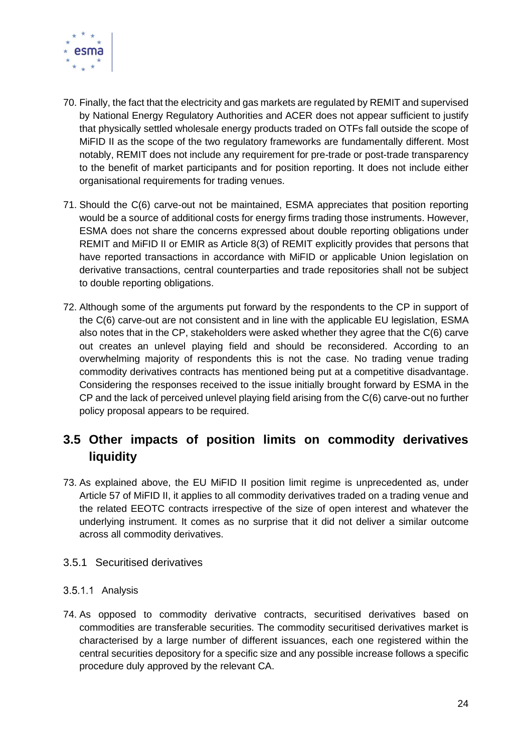70. Finally, the fact that the electricity and gas markets are regulated by REMIT and supervised by National Energy Regulatory Authorities and ACER does not appear sufficient to justify that physically settled wholesale energy products traded on OTFs fall outside the scope of MiFID II as the scope of the two regulatory frameworks are fundamentally different. Most notably, REMIT does not include any requirement for pre-trade or post-trade transparency to the benefit of market participants and for position reporting. It does not include either organisational requirements for trading venues.

71. Should the C(6) carve-out not be maintained, ESMA appreciates that position reporting would be a source of additional costs for energy firms trading those instruments. However, ESMA does not share the concerns expressed about double reporting obligations under REMIT and MiFID II or EMIR as Article 8(3) of REMIT explicitly provides that persons that have reported transactions in accordance with MiFID or applicable Union legislation on derivative transactions, central counterparties and trade repositories shall not be subject to double reporting obligations.

72. Although some of the arguments put forward by the respondents to the CP in support of the C(6) carve-out are not consistent and in line with the applicable EU legislation, ESMA also notes that in the CP, stakeholders were asked whether they agree that the C(6) carve out creates an unlevel playing field and should be reconsidered. According to an overwhelming majority of respondents this is not the case. No trading venue trading commodity derivatives contracts has mentioned being put at a competitive disadvantage. Considering the responses received to the issue initially brought forward by ESMA in the CP and the lack of perceived unlevel playing field arising from the C(6) carve-out no further policy proposal appears to be required.

## 3.5 Other impacts of position limits on commodity derivatives liquidity

73. As explained above, the EU MiFID II position limit regime is unprecedented as, under Article 57 of MiFID II, it applies to all commodity derivatives traded on a trading venue and the related EEOTC contracts irrespective of the size of open interest and whatever the underlying instrument. It comes as no surprise that it did not deliver a similar outcome across all commodity derivatives.

### 3.5.1 Securitised derivatives

#### 3.5.1.1 Analysis

74. As opposed to commodity derivative contracts, securitised derivatives based on commodities are transferable securities. The commodity securitised derivatives market is characterised by a large number of different issuances, each one registered within the central securities depository for a specific size and any possible increase follows a specific procedure duly approved by the relevant CA.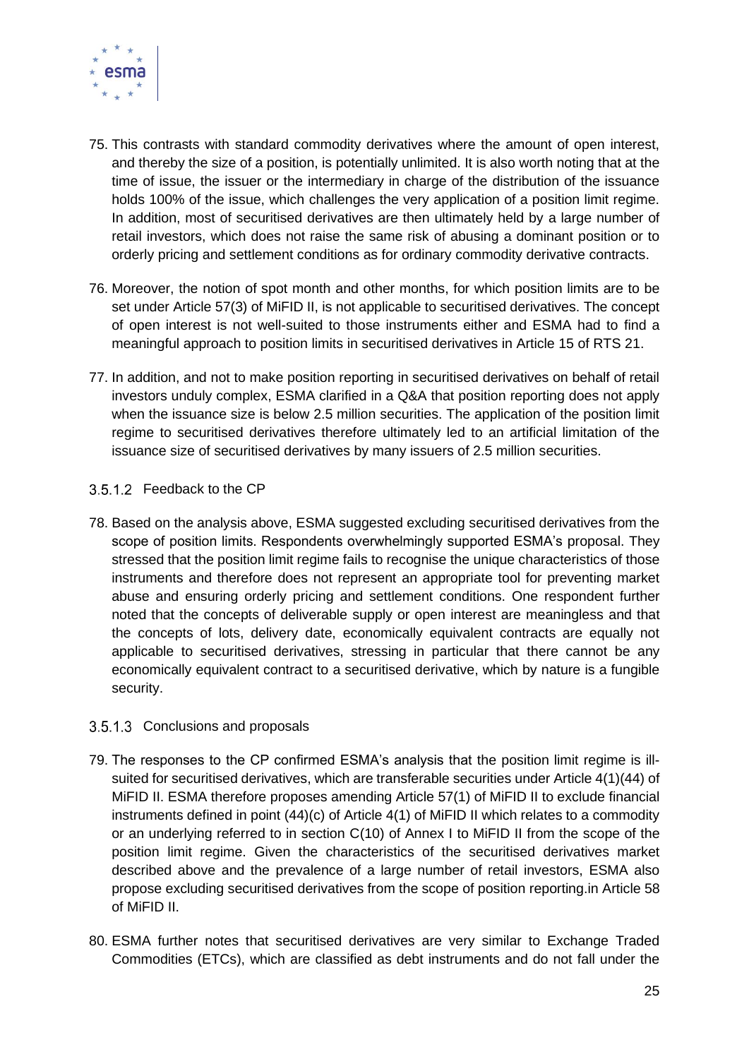75. This contrasts with standard commodity derivatives where the amount of open interest, and thereby the size of a position, is potentially unlimited. It is also worth noting that at the time of issue, the issuer or the intermediary in charge of the distribution of the issuance holds 100% of the issue, which challenges the very application of a position limit regime. In addition, most of securitised derivatives are then ultimately held by a large number of retail investors, which does not raise the same risk of abusing a dominant position or to orderly pricing and settlement conditions as for ordinary commodity derivative contracts.

76. Moreover, the notion of spot month and other months, for which position limits are to be set under Article 57(3) of MiFID II, is not applicable to securitised derivatives. The concept of open interest is not well-suited to those instruments either and ESMA had to find a meaningful approach to position limits in securitised derivatives in Article 15 of RTS 21.

77. In addition, and not to make position reporting in securitised derivatives on behalf of retail investors unduly complex, ESMA clarified in a Q&A that position reporting does not apply when the issuance size is below 2.5 million securities. The application of the position limit regime to securitised derivatives therefore ultimately led to an artificial limitation of the issuance size of securitised derivatives by many issuers of 2.5 million securities.

#### 3.5.1.2 Feedback to the CP

78. Based on the analysis above, ESMA suggested excluding securitised derivatives from the scope of position limits. Respondents overwhelmingly supported ESMA's proposal. They stressed that the position limit regime fails to recognise the unique characteristics of those instruments and therefore does not represent an appropriate tool for preventing market abuse and ensuring orderly pricing and settlement conditions. One respondent further noted that the concepts of deliverable supply or open interest are meaningless and that the concepts of lots, delivery date, economically equivalent contracts are equally not applicable to securitised derivatives, stressing in particular that there cannot be any economically equivalent contract to a securitised derivative, which by nature is a fungible security.

#### 3.5.1.3 Conclusions and proposals

79. The responses to the CP confirmed ESMA's analysis that the position limit regime is ill-suited for securitised derivatives, which are transferable securities under Article 4(1)(44) of MiFID II. ESMA therefore proposes amending Article 57(1) of MiFID II to exclude financial instruments defined in point (44)(c) of Article 4(1) of MiFID II which relates to a commodity or an underlying referred to in section C(10) of Annex I to MiFID II from the scope of the position limit regime. Given the characteristics of the securitised derivatives market described above and the prevalence of a large number of retail investors, ESMA also propose excluding securitised derivatives from the scope of position reporting.in Article 58 of MiFID II.

80. ESMA further notes that securitised derivatives are very similar to Exchange Traded Commodities (ETCs), which are classified as debt instruments and do not fall under the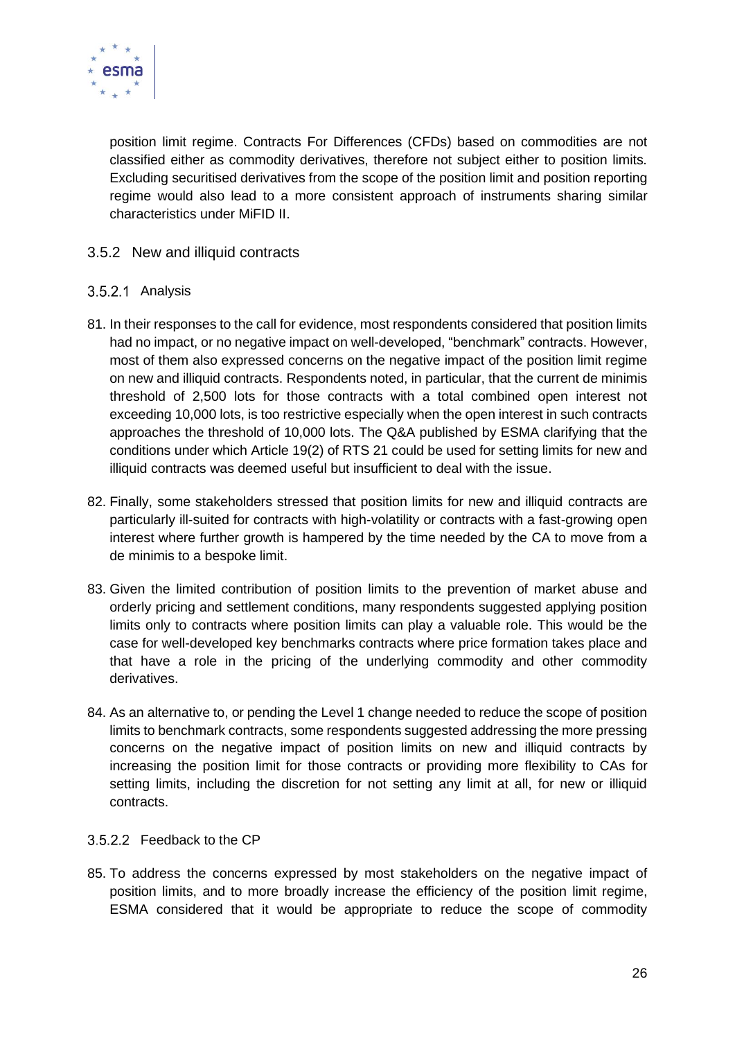position limit regime. Contracts For Differences (CFDs) based on commodities are not classified either as commodity derivatives, therefore not subject either to position limits. Excluding securitised derivatives from the scope of the position limit and position reporting regime would also lead to a more consistent approach of instruments sharing similar characteristics under MiFID II.

### 3.5.2 New and illiquid contracts

#### 3.5.2.1 Analysis

81. In their responses to the call for evidence, most respondents considered that position limits had no impact, or no negative impact on well-developed, "benchmark" contracts. However, most of them also expressed concerns on the negative impact of the position limit regime on new and illiquid contracts. Respondents noted, in particular, that the current de minimis threshold of 2,500 lots for those contracts with a total combined open interest not exceeding 10,000 lots, is too restrictive especially when the open interest in such contracts approaches the threshold of 10,000 lots. The Q&A published by ESMA clarifying that the conditions under which Article 19(2) of RTS 21 could be used for setting limits for new and illiquid contracts was deemed useful but insufficient to deal with the issue.

82. Finally, some stakeholders stressed that position limits for new and illiquid contracts are particularly ill-suited for contracts with high-volatility or contracts with a fast-growing open interest where further growth is hampered by the time needed by the CA to move from a de minimis to a bespoke limit.

83. Given the limited contribution of position limits to the prevention of market abuse and orderly pricing and settlement conditions, many respondents suggested applying position limits only to contracts where position limits can play a valuable role. This would be the case for well-developed key benchmarks contracts where price formation takes place and that have a role in the pricing of the underlying commodity and other commodity derivatives.

84. As an alternative to, or pending the Level 1 change needed to reduce the scope of position limits to benchmark contracts, some respondents suggested addressing the more pressing concerns on the negative impact of position limits on new and illiquid contracts by increasing the position limit for those contracts or providing more flexibility to CAs for setting limits, including the discretion for not setting any limit at all, for new or illiquid contracts.

#### 3.5.2.2 Feedback to the CP

85. To address the concerns expressed by most stakeholders on the negative impact of position limits, and to more broadly increase the efficiency of the position limit regime, ESMA considered that it would be appropriate to reduce the scope of commodity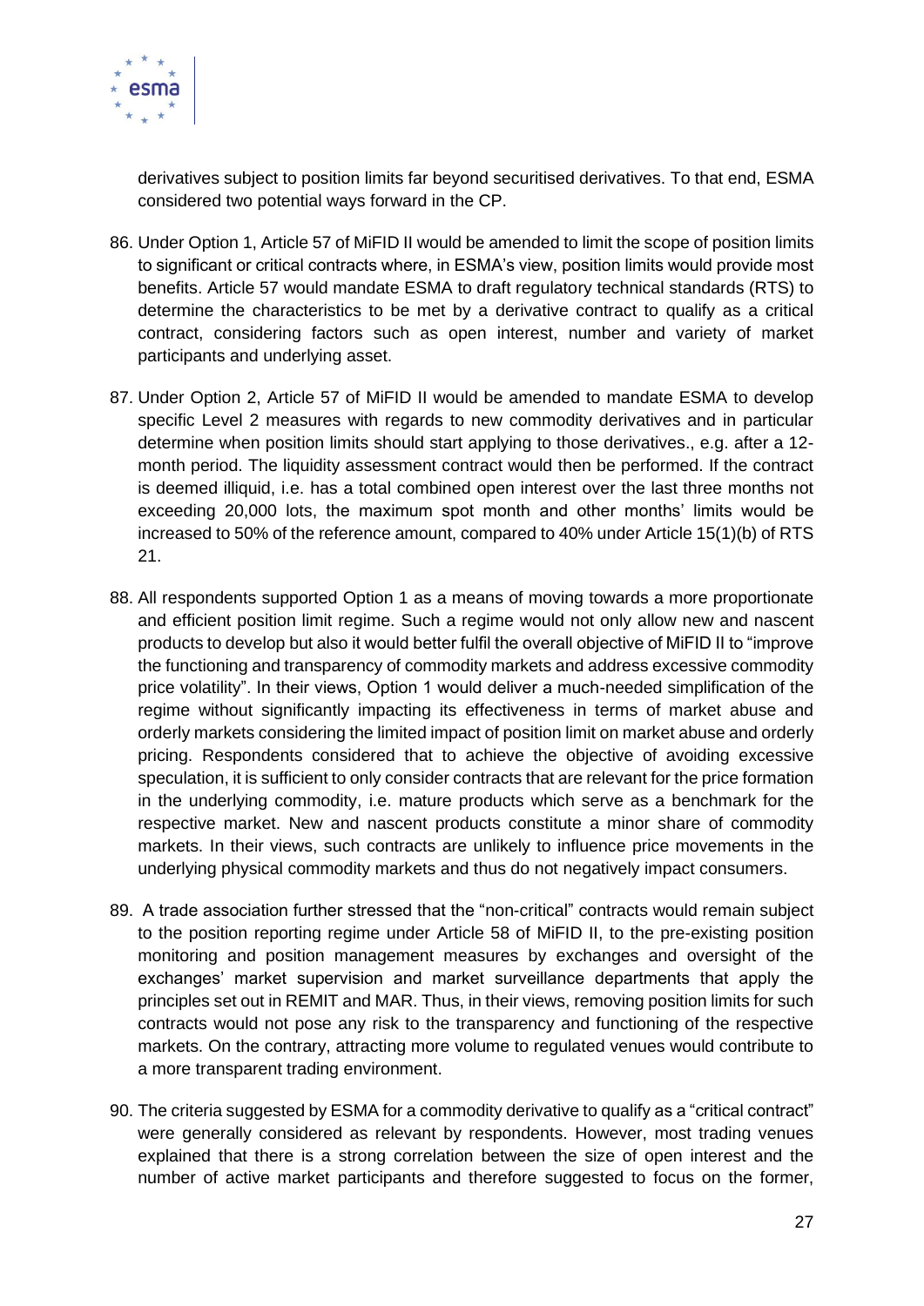derivatives subject to position limits far beyond securitised derivatives. To that end, ESMA considered two potential ways forward in the CP.

86. Under Option 1, Article 57 of MiFID II would be amended to limit the scope of position limits to significant or critical contracts where, in ESMA's view, position limits would provide most benefits. Article 57 would mandate ESMA to draft regulatory technical standards (RTS) to determine the characteristics to be met by a derivative contract to qualify as a critical contract, considering factors such as open interest, number and variety of market participants and underlying asset.

87. Under Option 2, Article 57 of MiFID II would be amended to mandate ESMA to develop specific Level 2 measures with regards to new commodity derivatives and in particular determine when position limits should start applying to those derivatives., e.g. after a 12-month period. The liquidity assessment contract would then be performed. If the contract is deemed illiquid, i.e. has a total combined open interest over the last three months not exceeding 20,000 lots, the maximum spot month and other months' limits would be increased to 50% of the reference amount, compared to 40% under Article 15(1)(b) of RTS 21.

88. All respondents supported Option 1 as a means of moving towards a more proportionate and efficient position limit regime. Such a regime would not only allow new and nascent products to develop but also it would better fulfil the overall objective of MiFID II to "improve the functioning and transparency of commodity markets and address excessive commodity price volatility". In their views, Option 1 would deliver a much-needed simplification of the regime without significantly impacting its effectiveness in terms of market abuse and orderly markets considering the limited impact of position limit on market abuse and orderly pricing. Respondents considered that to achieve the objective of avoiding excessive speculation, it is sufficient to only consider contracts that are relevant for the price formation in the underlying commodity, i.e. mature products which serve as a benchmark for the respective market. New and nascent products constitute a minor share of commodity markets. In their views, such contracts are unlikely to influence price movements in the underlying physical commodity markets and thus do not negatively impact consumers.

89. A trade association further stressed that the "non-critical" contracts would remain subject to the position reporting regime under Article 58 of MiFID II, to the pre-existing position monitoring and position management measures by exchanges and oversight of the exchanges' market supervision and market surveillance departments that apply the principles set out in REMIT and MAR. Thus, in their views, removing position limits for such contracts would not pose any risk to the transparency and functioning of the respective markets. On the contrary, attracting more volume to regulated venues would contribute to a more transparent trading environment.

90. The criteria suggested by ESMA for a commodity derivative to qualify as a "critical contract" were generally considered as relevant by respondents. However, most trading venues explained that there is a strong correlation between the size of open interest and the number of active market participants and therefore suggested to focus on the former,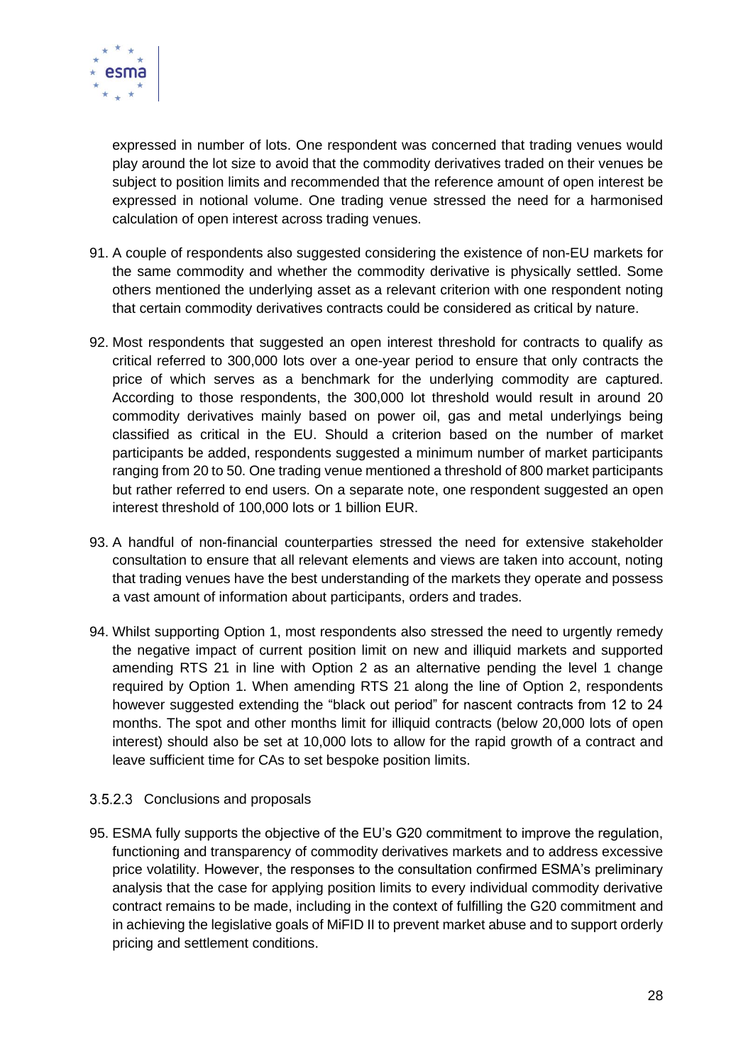expressed in number of lots. One respondent was concerned that trading venues would play around the lot size to avoid that the commodity derivatives traded on their venues be subject to position limits and recommended that the reference amount of open interest be expressed in notional volume. One trading venue stressed the need for a harmonised calculation of open interest across trading venues.

91. A couple of respondents also suggested considering the existence of non-EU markets for the same commodity and whether the commodity derivative is physically settled. Some others mentioned the underlying asset as a relevant criterion with one respondent noting that certain commodity derivatives contracts could be considered as critical by nature.

92. Most respondents that suggested an open interest threshold for contracts to qualify as critical referred to 300,000 lots over a one-year period to ensure that only contracts the price of which serves as a benchmark for the underlying commodity are captured. According to those respondents, the 300,000 lot threshold would result in around 20 commodity derivatives mainly based on power oil, gas and metal underlyings being classified as critical in the EU. Should a criterion based on the number of market participants be added, respondents suggested a minimum number of market participants ranging from 20 to 50. One trading venue mentioned a threshold of 800 market participants but rather referred to end users. On a separate note, one respondent suggested an open interest threshold of 100,000 lots or 1 billion EUR.

93. A handful of non-financial counterparties stressed the need for extensive stakeholder consultation to ensure that all relevant elements and views are taken into account, noting that trading venues have the best understanding of the markets they operate and possess a vast amount of information about participants, orders and trades.

94. Whilst supporting Option 1, most respondents also stressed the need to urgently remedy the negative impact of current position limit on new and illiquid markets and supported amending RTS 21 in line with Option 2 as an alternative pending the level 1 change required by Option 1. When amending RTS 21 along the line of Option 2, respondents however suggested extending the "black out period" for nascent contracts from 12 to 24 months. The spot and other months limit for illiquid contracts (below 20,000 lots of open interest) should also be set at 10,000 lots to allow for the rapid growth of a contract and leave sufficient time for CAs to set bespoke position limits.

#### 3.5.2.3 Conclusions and proposals

95. ESMA fully supports the objective of the EU's G20 commitment to improve the regulation, functioning and transparency of commodity derivatives markets and to address excessive price volatility. However, the responses to the consultation confirmed ESMA's preliminary analysis that the case for applying position limits to every individual commodity derivative contract remains to be made, including in the context of fulfilling the G20 commitment and in achieving the legislative goals of MiFID II to prevent market abuse and to support orderly pricing and settlement conditions.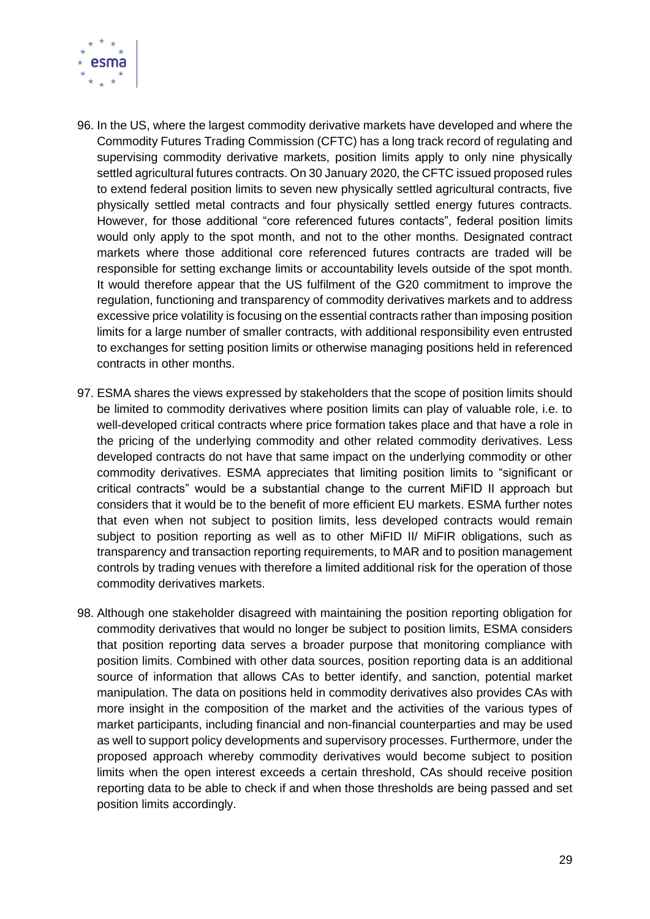96. In the US, where the largest commodity derivative markets have developed and where the Commodity Futures Trading Commission (CFTC) has a long track record of regulating and supervising commodity derivative markets, position limits apply to only nine physically settled agricultural futures contracts. On 30 January 2020, the CFTC issued proposed rules to extend federal position limits to seven new physically settled agricultural contracts, five physically settled metal contracts and four physically settled energy futures contracts. However, for those additional "core referenced futures contacts", federal position limits would only apply to the spot month, and not to the other months. Designated contract markets where those additional core referenced futures contracts are traded will be responsible for setting exchange limits or accountability levels outside of the spot month. It would therefore appear that the US fulfilment of the G20 commitment to improve the regulation, functioning and transparency of commodity derivatives markets and to address excessive price volatility is focusing on the essential contracts rather than imposing position limits for a large number of smaller contracts, with additional responsibility even entrusted to exchanges for setting position limits or otherwise managing positions held in referenced contracts in other months.

97. ESMA shares the views expressed by stakeholders that the scope of position limits should be limited to commodity derivatives where position limits can play of valuable role, i.e. to well-developed critical contracts where price formation takes place and that have a role in the pricing of the underlying commodity and other related commodity derivatives. Less developed contracts do not have that same impact on the underlying commodity or other commodity derivatives. ESMA appreciates that limiting position limits to "significant or critical contracts" would be a substantial change to the current MiFID II approach but considers that it would be to the benefit of more efficient EU markets. ESMA further notes that even when not subject to position limits, less developed contracts would remain subject to position reporting as well as to other MiFID II/ MiFIR obligations, such as transparency and transaction reporting requirements, to MAR and to position management controls by trading venues with therefore a limited additional risk for the operation of those commodity derivatives markets.

98. Although one stakeholder disagreed with maintaining the position reporting obligation for commodity derivatives that would no longer be subject to position limits, ESMA considers that position reporting data serves a broader purpose that monitoring compliance with position limits. Combined with other data sources, position reporting data is an additional source of information that allows CAs to better identify, and sanction, potential market manipulation. The data on positions held in commodity derivatives also provides CAs with more insight in the composition of the market and the activities of the various types of market participants, including financial and non-financial counterparties and may be used as well to support policy developments and supervisory processes. Furthermore, under the proposed approach whereby commodity derivatives would become subject to position limits when the open interest exceeds a certain threshold, CAs should receive position reporting data to be able to check if and when those thresholds are being passed and set position limits accordingly.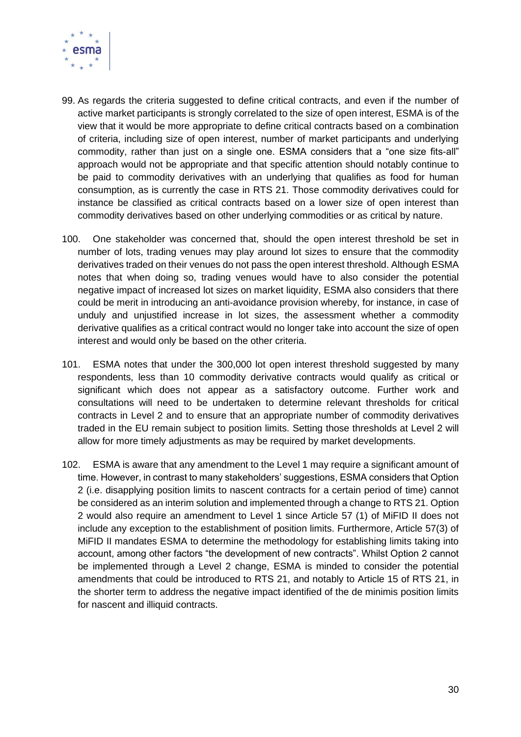99. As regards the criteria suggested to define critical contracts, and even if the number of active market participants is strongly correlated to the size of open interest, ESMA is of the view that it would be more appropriate to define critical contracts based on a combination of criteria, including size of open interest, number of market participants and underlying commodity, rather than just on a single one. ESMA considers that a "one size fits-all" approach would not be appropriate and that specific attention should notably continue to be paid to commodity derivatives with an underlying that qualifies as food for human consumption, as is currently the case in RTS 21. Those commodity derivatives could for instance be classified as critical contracts based on a lower size of open interest than commodity derivatives based on other underlying commodities or as critical by nature.

100. One stakeholder was concerned that, should the open interest threshold be set in number of lots, trading venues may play around lot sizes to ensure that the commodity derivatives traded on their venues do not pass the open interest threshold. Although ESMA notes that when doing so, trading venues would have to also consider the potential negative impact of increased lot sizes on market liquidity, ESMA also considers that there could be merit in introducing an anti-avoidance provision whereby, for instance, in case of unduly and unjustified increase in lot sizes, the assessment whether a commodity derivative qualifies as a critical contract would no longer take into account the size of open interest and would only be based on the other criteria.

101. ESMA notes that under the 300,000 lot open interest threshold suggested by many respondents, less than 10 commodity derivative contracts would qualify as critical or significant which does not appear as a satisfactory outcome. Further work and consultations will need to be undertaken to determine relevant thresholds for critical contracts in Level 2 and to ensure that an appropriate number of commodity derivatives traded in the EU remain subject to position limits. Setting those thresholds at Level 2 will allow for more timely adjustments as may be required by market developments.

102. ESMA is aware that any amendment to the Level 1 may require a significant amount of time. However, in contrast to many stakeholders' suggestions, ESMA considers that Option 2 (i.e. disapplying position limits to nascent contracts for a certain period of time) cannot be considered as an interim solution and implemented through a change to RTS 21. Option 2 would also require an amendment to Level 1 since Article 57 (1) of MiFID II does not include any exception to the establishment of position limits. Furthermore, Article 57(3) of MiFID II mandates ESMA to determine the methodology for establishing limits taking into account, among other factors "the development of new contracts". Whilst Option 2 cannot be implemented through a Level 2 change, ESMA is minded to consider the potential amendments that could be introduced to RTS 21, and notably to Article 15 of RTS 21, in the shorter term to address the negative impact identified of the de minimis position limits for nascent and illiquid contracts.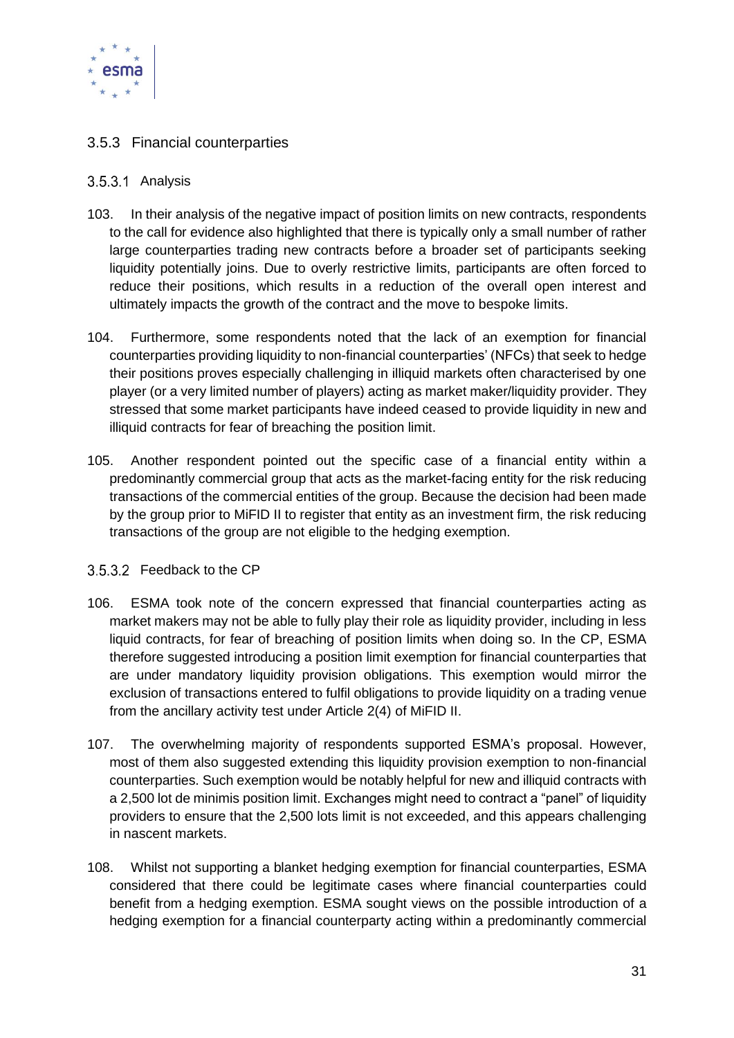### 3.5.3 Financial counterparties

#### 3.5.3.1 Analysis

103. In their analysis of the negative impact of position limits on new contracts, respondents to the call for evidence also highlighted that there is typically only a small number of rather large counterparties trading new contracts before a broader set of participants seeking liquidity potentially joins. Due to overly restrictive limits, participants are often forced to reduce their positions, which results in a reduction of the overall open interest and ultimately impacts the growth of the contract and the move to bespoke limits.

104. Furthermore, some respondents noted that the lack of an exemption for financial counterparties providing liquidity to non-financial counterparties' (NFCs) that seek to hedge their positions proves especially challenging in illiquid markets often characterised by one player (or a very limited number of players) acting as market maker/liquidity provider. They stressed that some market participants have indeed ceased to provide liquidity in new and illiquid contracts for fear of breaching the position limit.

105. Another respondent pointed out the specific case of a financial entity within a predominantly commercial group that acts as the market-facing entity for the risk reducing transactions of the commercial entities of the group. Because the decision had been made by the group prior to MiFID II to register that entity as an investment firm, the risk reducing transactions of the group are not eligible to the hedging exemption.

#### 3.5.3.2 Feedback to the CP

106. ESMA took note of the concern expressed that financial counterparties acting as market makers may not be able to fully play their role as liquidity provider, including in less liquid contracts, for fear of breaching of position limits when doing so. In the CP, ESMA therefore suggested introducing a position limit exemption for financial counterparties that are under mandatory liquidity provision obligations. This exemption would mirror the exclusion of transactions entered to fulfil obligations to provide liquidity on a trading venue from the ancillary activity test under Article 2(4) of MiFID II.

107. The overwhelming majority of respondents supported ESMA's proposal. However, most of them also suggested extending this liquidity provision exemption to non-financial counterparties. Such exemption would be notably helpful for new and illiquid contracts with a 2,500 lot de minimis position limit. Exchanges might need to contract a "panel" of liquidity providers to ensure that the 2,500 lots limit is not exceeded, and this appears challenging in nascent markets.

108. Whilst not supporting a blanket hedging exemption for financial counterparties, ESMA considered that there could be legitimate cases where financial counterparties could benefit from a hedging exemption. ESMA sought views on the possible introduction of a hedging exemption for a financial counterparty acting within a predominantly commercial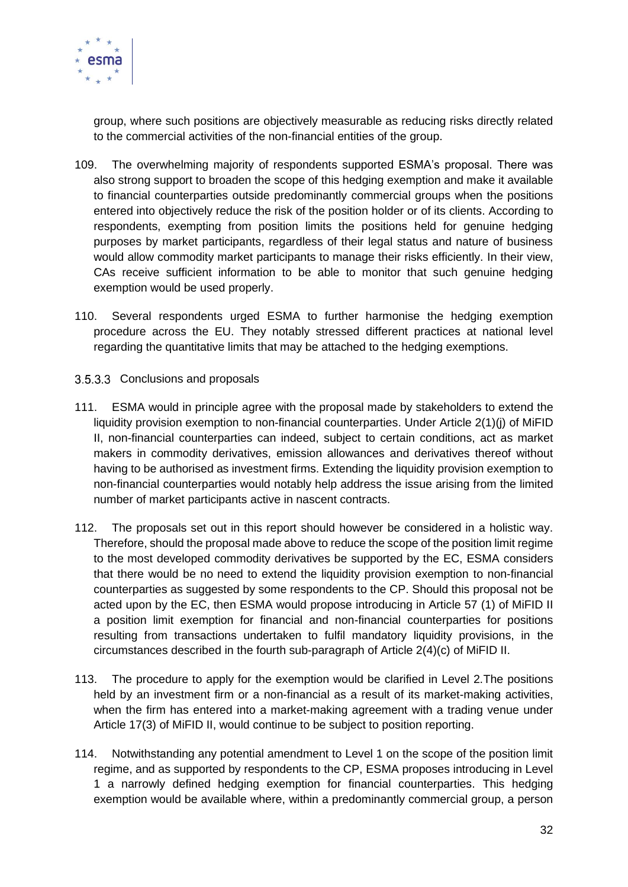group, where such positions are objectively measurable as reducing risks directly related to the commercial activities of the non-financial entities of the group.

109. The overwhelming majority of respondents supported ESMA's proposal. There was also strong support to broaden the scope of this hedging exemption and make it available to financial counterparties outside predominantly commercial groups when the positions entered into objectively reduce the risk of the position holder or of its clients. According to respondents, exempting from position limits the positions held for genuine hedging purposes by market participants, regardless of their legal status and nature of business would allow commodity market participants to manage their risks efficiently. In their view, CAs receive sufficient information to be able to monitor that such genuine hedging exemption would be used properly.

110. Several respondents urged ESMA to further harmonise the hedging exemption procedure across the EU. They notably stressed different practices at national level regarding the quantitative limits that may be attached to the hedging exemptions.

#### 3.5.3.3 Conclusions and proposals

111. ESMA would in principle agree with the proposal made by stakeholders to extend the liquidity provision exemption to non-financial counterparties. Under Article 2(1)(j) of MiFID II, non-financial counterparties can indeed, subject to certain conditions, act as market makers in commodity derivatives, emission allowances and derivatives thereof without having to be authorised as investment firms. Extending the liquidity provision exemption to non-financial counterparties would notably help address the issue arising from the limited number of market participants active in nascent contracts.

112. The proposals set out in this report should however be considered in a holistic way. Therefore, should the proposal made above to reduce the scope of the position limit regime to the most developed commodity derivatives be supported by the EC, ESMA considers that there would be no need to extend the liquidity provision exemption to non-financial counterparties as suggested by some respondents to the CP. Should this proposal not be acted upon by the EC, then ESMA would propose introducing in Article 57 (1) of MiFID II a position limit exemption for financial and non-financial counterparties for positions resulting from transactions undertaken to fulfil mandatory liquidity provisions, in the circumstances described in the fourth sub-paragraph of Article 2(4)(c) of MiFID II.

113. The procedure to apply for the exemption would be clarified in Level 2.The positions held by an investment firm or a non-financial as a result of its market-making activities, when the firm has entered into a market-making agreement with a trading venue under Article 17(3) of MiFID II, would continue to be subject to position reporting.

114. Notwithstanding any potential amendment to Level 1 on the scope of the position limit regime, and as supported by respondents to the CP, ESMA proposes introducing in Level 1 a narrowly defined hedging exemption for financial counterparties. This hedging exemption would be available where, within a predominantly commercial group, a person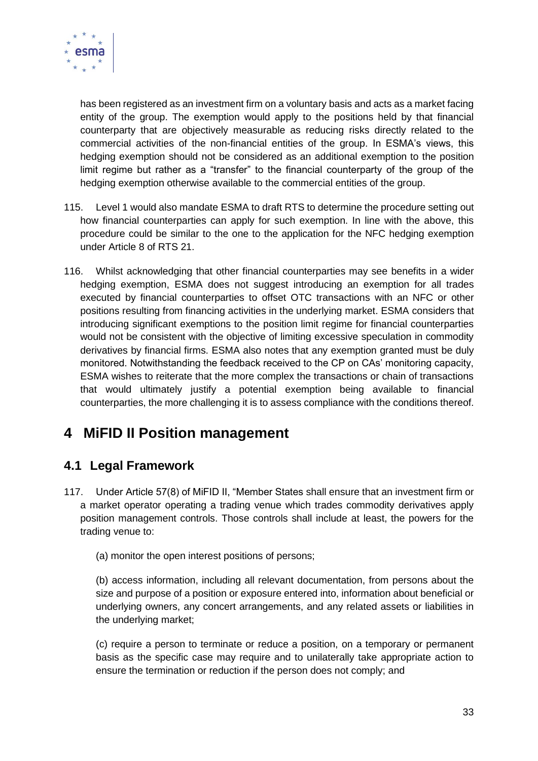has been registered as an investment firm on a voluntary basis and acts as a market facing entity of the group. The exemption would apply to the positions held by that financial counterparty that are objectively measurable as reducing risks directly related to the commercial activities of the non-financial entities of the group. In ESMA's views, this hedging exemption should not be considered as an additional exemption to the position limit regime but rather as a "transfer" to the financial counterparty of the group of the hedging exemption otherwise available to the commercial entities of the group.

115. Level 1 would also mandate ESMA to draft RTS to determine the procedure setting out how financial counterparties can apply for such exemption. In line with the above, this procedure could be similar to the one to the application for the NFC hedging exemption under Article 8 of RTS 21.

116. Whilst acknowledging that other financial counterparties may see benefits in a wider hedging exemption, ESMA does not suggest introducing an exemption for all trades executed by financial counterparties to offset OTC transactions with an NFC or other positions resulting from financing activities in the underlying market. ESMA considers that introducing significant exemptions to the position limit regime for financial counterparties would not be consistent with the objective of limiting excessive speculation in commodity derivatives by financial firms. ESMA also notes that any exemption granted must be duly monitored. Notwithstanding the feedback received to the CP on CAs' monitoring capacity, ESMA wishes to reiterate that the more complex the transactions or chain of transactions that would ultimately justify a potential exemption being available to financial counterparties, the more challenging it is to assess compliance with the conditions thereof.

# 4 MiFID II Position management

## 4.1 Legal Framework

117. Under Article 57(8) of MiFID II, "Member States shall ensure that an investment firm or a market operator operating a trading venue which trades commodity derivatives apply position management controls. Those controls shall include at least, the powers for the trading venue to:

(a) monitor the open interest positions of persons;

(b) access information, including all relevant documentation, from persons about the size and purpose of a position or exposure entered into, information about beneficial or underlying owners, any concert arrangements, and any related assets or liabilities in the underlying market;

(c) require a person to terminate or reduce a position, on a temporary or permanent basis as the specific case may require and to unilaterally take appropriate action to ensure the termination or reduction if the person does not comply; and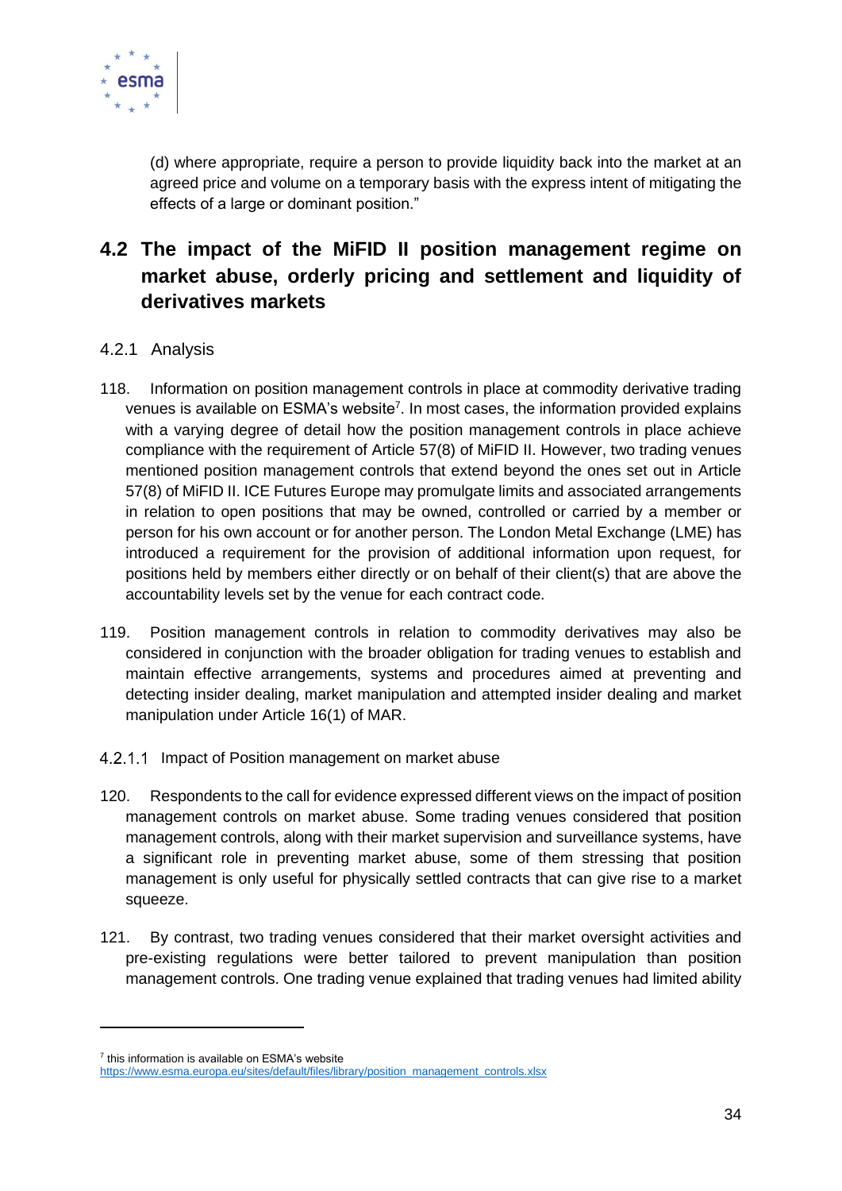(d) where appropriate, require a person to provide liquidity back into the market at an agreed price and volume on a temporary basis with the express intent of mitigating the effects of a large or dominant position."

## 4.2 The impact of the MiFID II position management regime on market abuse, orderly pricing and settlement and liquidity of derivatives markets

### 4.2.1 Analysis

118. Information on position management controls in place at commodity derivative trading venues is available on ESMA's website[7]. In most cases, the information provided explains with a varying degree of detail how the position management controls in place achieve compliance with the requirement of Article 57(8) of MiFID II. However, two trading venues mentioned position management controls that extend beyond the ones set out in Article 57(8) of MiFID II. ICE Futures Europe may promulgate limits and associated arrangements in relation to open positions that may be owned, controlled or carried by a member or person for his own account or for another person. The London Metal Exchange (LME) has introduced a requirement for the provision of additional information upon request, for positions held by members either directly or on behalf of their client(s) that are above the accountability levels set by the venue for each contract code.

119. Position management controls in relation to commodity derivatives may also be considered in conjunction with the broader obligation for trading venues to establish and maintain effective arrangements, systems and procedures aimed at preventing and detecting insider dealing, market manipulation and attempted insider dealing and market manipulation under Article 16(1) of MAR.

#### 4.2.1.1 Impact of Position management on market abuse

120. Respondents to the call for evidence expressed different views on the impact of position management controls on market abuse. Some trading venues considered that position management controls, along with their market supervision and surveillance systems, have a significant role in preventing market abuse, some of them stressing that position management is only useful for physically settled contracts that can give rise to a market squeeze.

121. By contrast, two trading venues considered that their market oversight activities and pre-existing regulations were better tailored to prevent manipulation than position management controls. One trading venue explained that trading venues had limited ability

[7] this information is available on ESMA's website https://www.esma.europa.eu/sites/default/files/library/position_management_controls.xlsx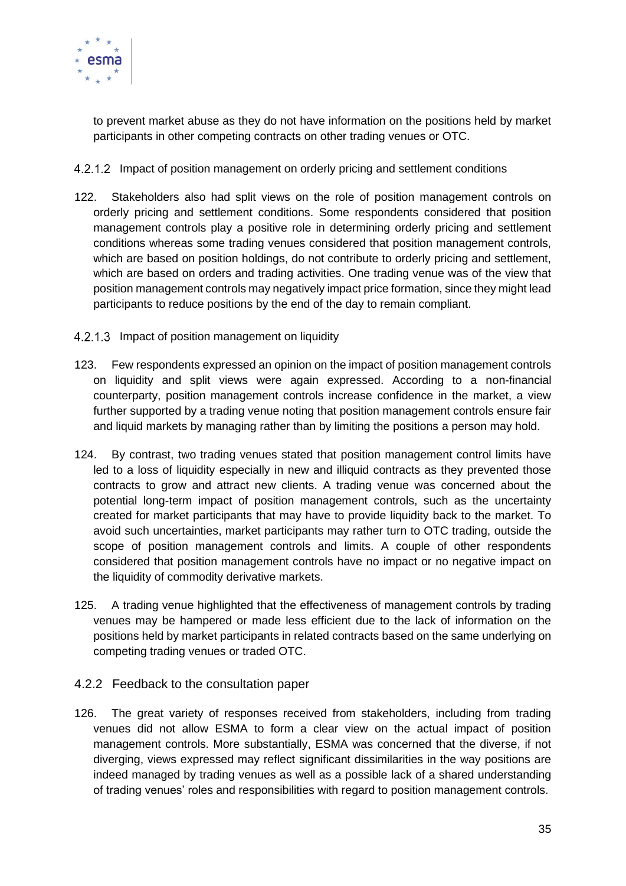to prevent market abuse as they do not have information on the positions held by market participants in other competing contracts on other trading venues or OTC.

#### 4.2.1.2 Impact of position management on orderly pricing and settlement conditions

122. Stakeholders also had split views on the role of position management controls on orderly pricing and settlement conditions. Some respondents considered that position management controls play a positive role in determining orderly pricing and settlement conditions whereas some trading venues considered that position management controls, which are based on position holdings, do not contribute to orderly pricing and settlement, which are based on orders and trading activities. One trading venue was of the view that position management controls may negatively impact price formation, since they might lead participants to reduce positions by the end of the day to remain compliant.

#### 4.2.1.3 Impact of position management on liquidity

123. Few respondents expressed an opinion on the impact of position management controls on liquidity and split views were again expressed. According to a non-financial counterparty, position management controls increase confidence in the market, a view further supported by a trading venue noting that position management controls ensure fair and liquid markets by managing rather than by limiting the positions a person may hold.

124. By contrast, two trading venues stated that position management control limits have led to a loss of liquidity especially in new and illiquid contracts as they prevented those contracts to grow and attract new clients. A trading venue was concerned about the potential long-term impact of position management controls, such as the uncertainty created for market participants that may have to provide liquidity back to the market. To avoid such uncertainties, market participants may rather turn to OTC trading, outside the scope of position management controls and limits. A couple of other respondents considered that position management controls have no impact or no negative impact on the liquidity of commodity derivative markets.

125. A trading venue highlighted that the effectiveness of management controls by trading venues may be hampered or made less efficient due to the lack of information on the positions held by market participants in related contracts based on the same underlying on competing trading venues or traded OTC.

### 4.2.2 Feedback to the consultation paper

126. The great variety of responses received from stakeholders, including from trading venues did not allow ESMA to form a clear view on the actual impact of position management controls. More substantially, ESMA was concerned that the diverse, if not diverging, views expressed may reflect significant dissimilarities in the way positions are indeed managed by trading venues as well as a possible lack of a shared understanding of trading venues' roles and responsibilities with regard to position management controls.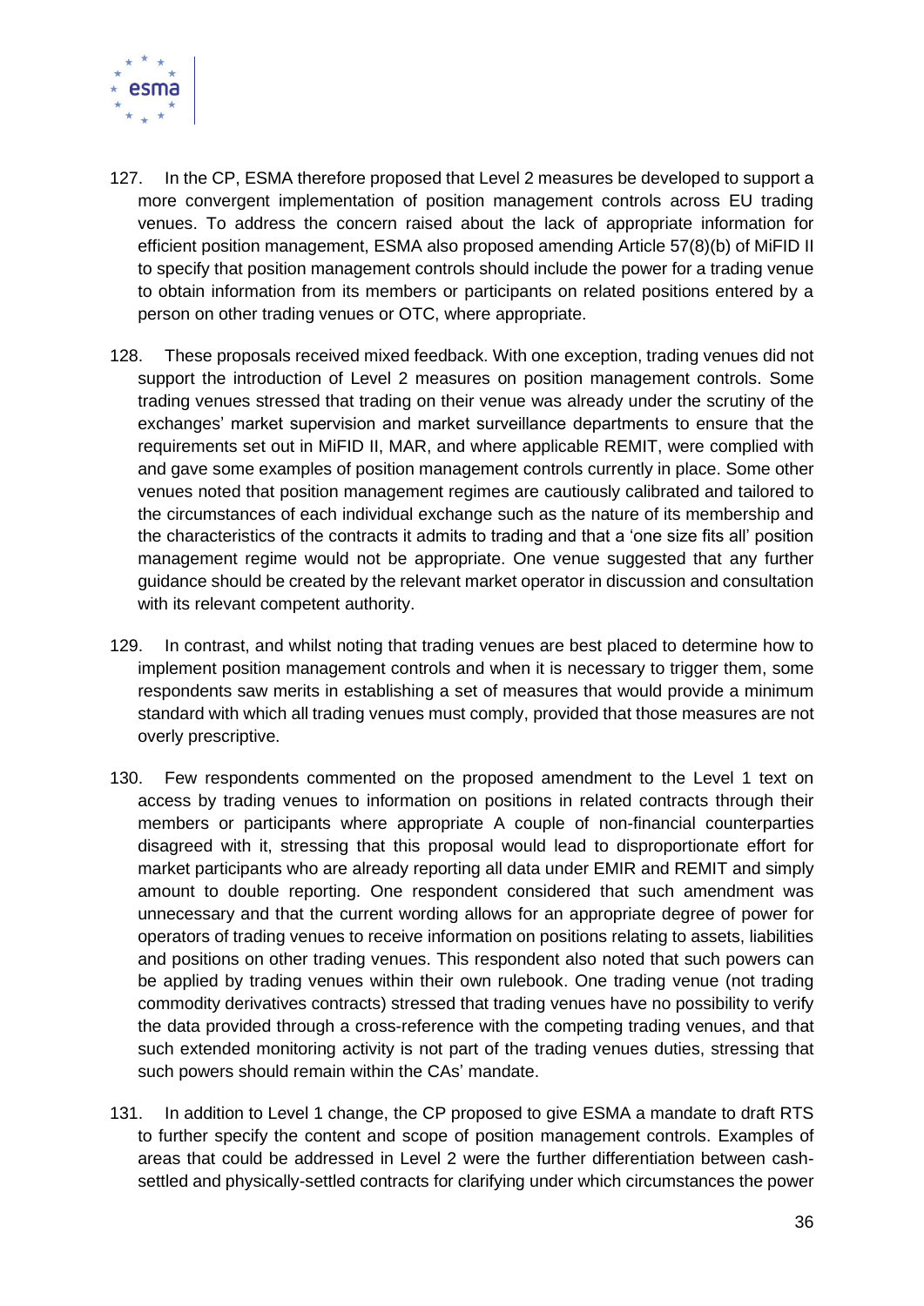127. In the CP, ESMA therefore proposed that Level 2 measures be developed to support a more convergent implementation of position management controls across EU trading venues. To address the concern raised about the lack of appropriate information for efficient position management, ESMA also proposed amending Article 57(8)(b) of MiFID II to specify that position management controls should include the power for a trading venue to obtain information from its members or participants on related positions entered by a person on other trading venues or OTC, where appropriate.

128. These proposals received mixed feedback. With one exception, trading venues did not support the introduction of Level 2 measures on position management controls. Some trading venues stressed that trading on their venue was already under the scrutiny of the exchanges' market supervision and market surveillance departments to ensure that the requirements set out in MiFID II, MAR, and where applicable REMIT, were complied with and gave some examples of position management controls currently in place. Some other venues noted that position management regimes are cautiously calibrated and tailored to the circumstances of each individual exchange such as the nature of its membership and the characteristics of the contracts it admits to trading and that a 'one size fits all' position management regime would not be appropriate. One venue suggested that any further guidance should be created by the relevant market operator in discussion and consultation with its relevant competent authority.

129. In contrast, and whilst noting that trading venues are best placed to determine how to implement position management controls and when it is necessary to trigger them, some respondents saw merits in establishing a set of measures that would provide a minimum standard with which all trading venues must comply, provided that those measures are not overly prescriptive.

130. Few respondents commented on the proposed amendment to the Level 1 text on access by trading venues to information on positions in related contracts through their members or participants where appropriate A couple of non-financial counterparties disagreed with it, stressing that this proposal would lead to disproportionate effort for market participants who are already reporting all data under EMIR and REMIT and simply amount to double reporting. One respondent considered that such amendment was unnecessary and that the current wording allows for an appropriate degree of power for operators of trading venues to receive information on positions relating to assets, liabilities and positions on other trading venues. This respondent also noted that such powers can be applied by trading venues within their own rulebook. One trading venue (not trading commodity derivatives contracts) stressed that trading venues have no possibility to verify the data provided through a cross-reference with the competing trading venues, and that such extended monitoring activity is not part of the trading venues duties, stressing that such powers should remain within the CAs' mandate.

131. In addition to Level 1 change, the CP proposed to give ESMA a mandate to draft RTS to further specify the content and scope of position management controls. Examples of areas that could be addressed in Level 2 were the further differentiation between cash-settled and physically-settled contracts for clarifying under which circumstances the power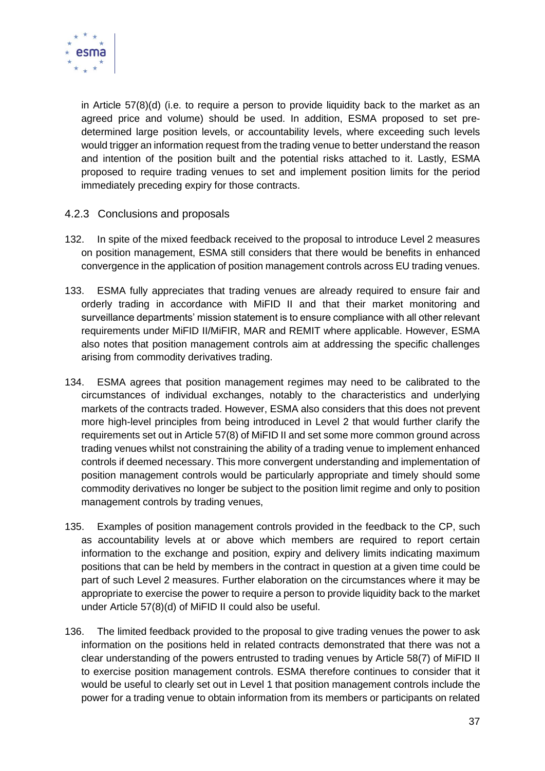in Article 57(8)(d) (i.e. to require a person to provide liquidity back to the market as an agreed price and volume) should be used. In addition, ESMA proposed to set pre-determined large position levels, or accountability levels, where exceeding such levels would trigger an information request from the trading venue to better understand the reason and intention of the position built and the potential risks attached to it. Lastly, ESMA proposed to require trading venues to set and implement position limits for the period immediately preceding expiry for those contracts.

### 4.2.3 Conclusions and proposals

132. In spite of the mixed feedback received to the proposal to introduce Level 2 measures on position management, ESMA still considers that there would be benefits in enhanced convergence in the application of position management controls across EU trading venues.

133. ESMA fully appreciates that trading venues are already required to ensure fair and orderly trading in accordance with MiFID II and that their market monitoring and surveillance departments' mission statement is to ensure compliance with all other relevant requirements under MiFID II/MiFIR, MAR and REMIT where applicable. However, ESMA also notes that position management controls aim at addressing the specific challenges arising from commodity derivatives trading.

134. ESMA agrees that position management regimes may need to be calibrated to the circumstances of individual exchanges, notably to the characteristics and underlying markets of the contracts traded. However, ESMA also considers that this does not prevent more high-level principles from being introduced in Level 2 that would further clarify the requirements set out in Article 57(8) of MiFID II and set some more common ground across trading venues whilst not constraining the ability of a trading venue to implement enhanced controls if deemed necessary. This more convergent understanding and implementation of position management controls would be particularly appropriate and timely should some commodity derivatives no longer be subject to the position limit regime and only to position management controls by trading venues,

135. Examples of position management controls provided in the feedback to the CP, such as accountability levels at or above which members are required to report certain information to the exchange and position, expiry and delivery limits indicating maximum positions that can be held by members in the contract in question at a given time could be part of such Level 2 measures. Further elaboration on the circumstances where it may be appropriate to exercise the power to require a person to provide liquidity back to the market under Article 57(8)(d) of MiFID II could also be useful.

136. The limited feedback provided to the proposal to give trading venues the power to ask information on the positions held in related contracts demonstrated that there was not a clear understanding of the powers entrusted to trading venues by Article 58(7) of MiFID II to exercise position management controls. ESMA therefore continues to consider that it would be useful to clearly set out in Level 1 that position management controls include the power for a trading venue to obtain information from its members or participants on related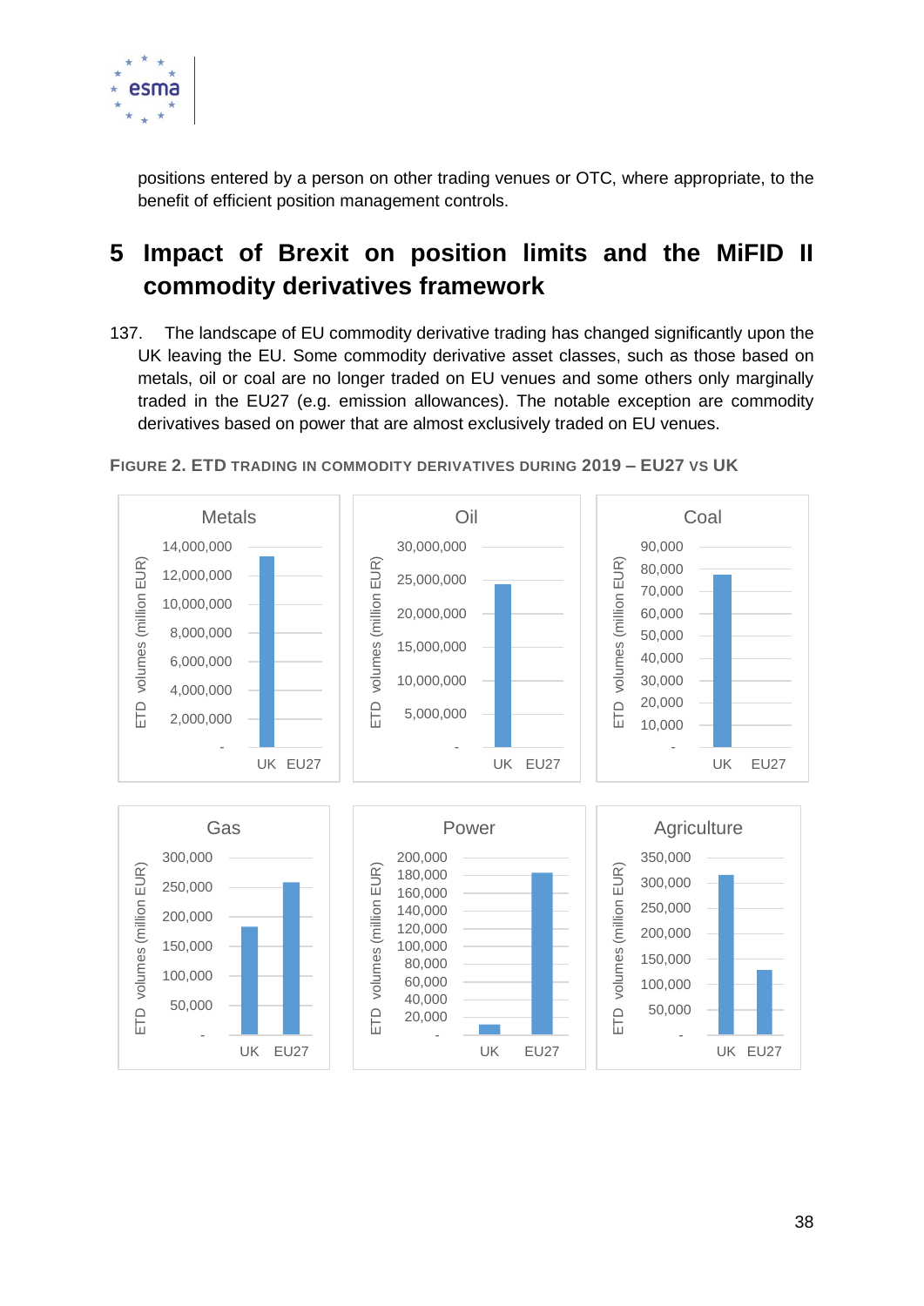positions entered by a person on other trading venues or OTC, where appropriate, to the benefit of efficient position management controls.

# 5 Impact of Brexit on position limits and the MiFID II commodity derivatives framework

137. The landscape of EU commodity derivative trading has changed significantly upon the UK leaving the EU. Some commodity derivative asset classes, such as those based on metals, oil or coal are no longer traded on EU venues and some others only marginally traded in the EU27 (e.g. emission allowances). The notable exception are commodity derivatives based on power that are almost exclusively traded on EU venues.

FIGURE 2. ETD TRADING IN COMMODITY DERIVATIVES DURING 2019 – EU27 VS UK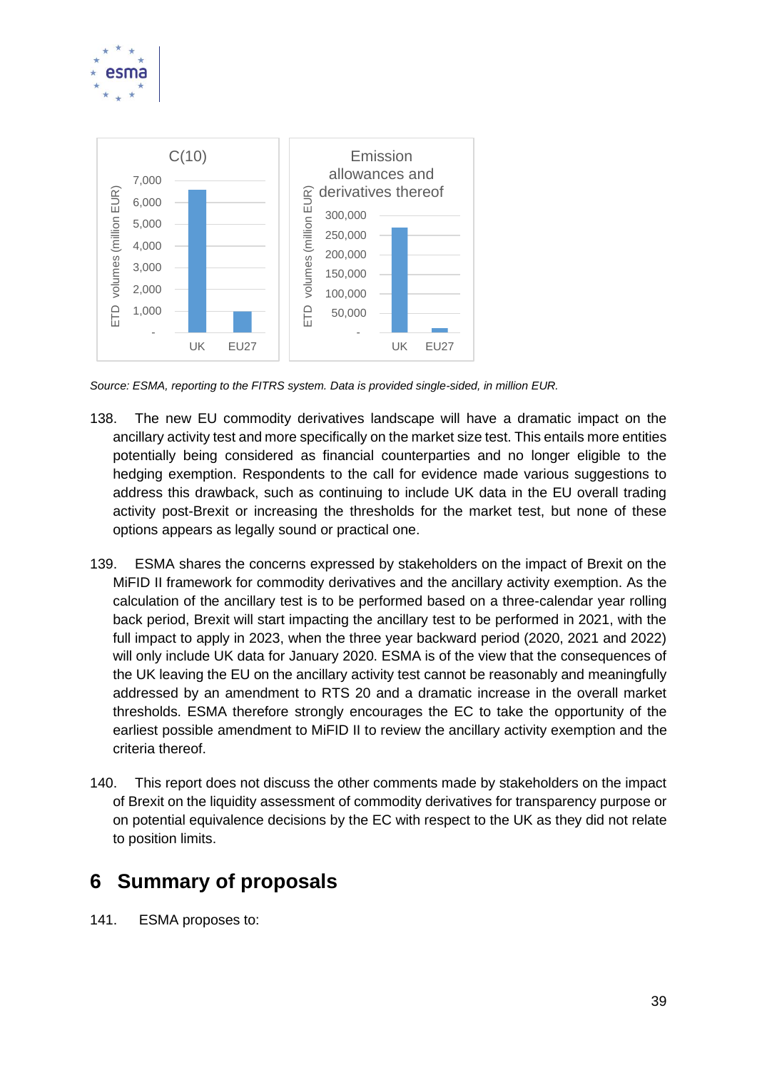C(10)

Emission allowances and derivatives thereof

*Source: ESMA, reporting to the FITRS system. Data is provided single-sided, in million EUR.*

138. The new EU commodity derivatives landscape will have a dramatic impact on the ancillary activity test and more specifically on the market size test. This entails more entities potentially being considered as financial counterparties and no longer eligible to the hedging exemption. Respondents to the call for evidence made various suggestions to address this drawback, such as continuing to include UK data in the EU overall trading activity post-Brexit or increasing the thresholds for the market test, but none of these options appears as legally sound or practical one.

139. ESMA shares the concerns expressed by stakeholders on the impact of Brexit on the MiFID II framework for commodity derivatives and the ancillary activity exemption. As the calculation of the ancillary test is to be performed based on a three-calendar year rolling back period, Brexit will start impacting the ancillary test to be performed in 2021, with the full impact to apply in 2023, when the three year backward period (2020, 2021 and 2022) will only include UK data for January 2020. ESMA is of the view that the consequences of the UK leaving the EU on the ancillary activity test cannot be reasonably and meaningfully addressed by an amendment to RTS 20 and a dramatic increase in the overall market thresholds. ESMA therefore strongly encourages the EC to take the opportunity of the earliest possible amendment to MiFID II to review the ancillary activity exemption and the criteria thereof.

140. This report does not discuss the other comments made by stakeholders on the impact of Brexit on the liquidity assessment of commodity derivatives for transparency purpose or on potential equivalence decisions by the EC with respect to the UK as they did not relate to position limits.

# 6 Summary of proposals

141. ESMA proposes to: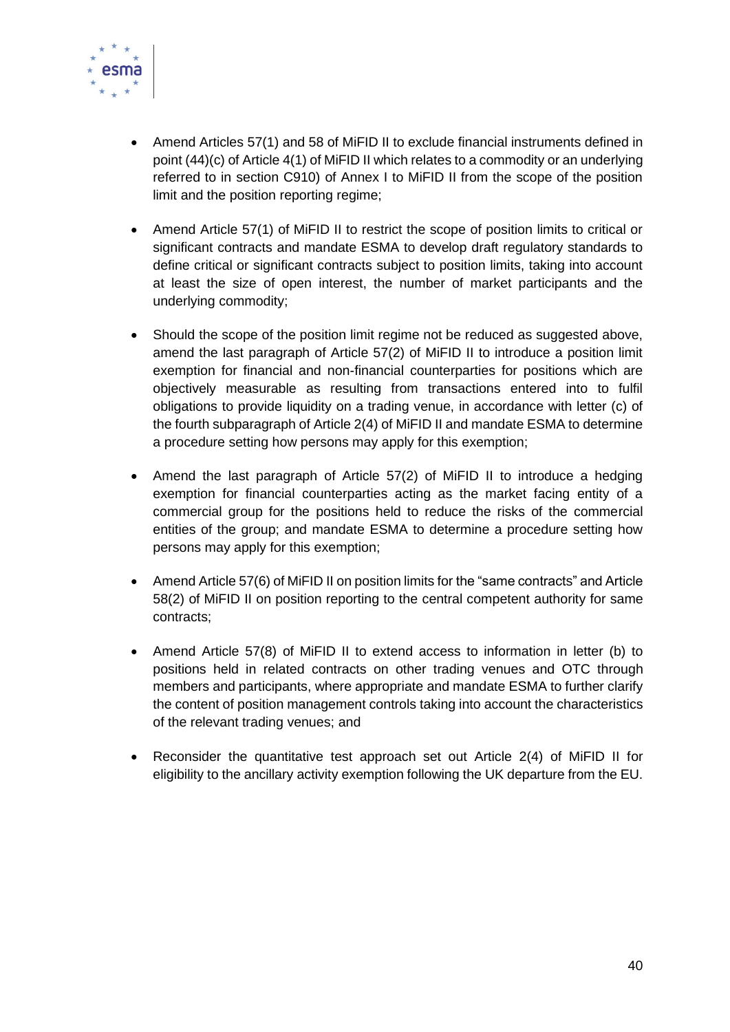- Amend Articles 57(1) and 58 of MiFID II to exclude financial instruments defined in point (44)(c) of Article 4(1) of MiFID II which relates to a commodity or an underlying referred to in section C910) of Annex I to MiFID II from the scope of the position limit and the position reporting regime;

- Amend Article 57(1) of MiFID II to restrict the scope of position limits to critical or significant contracts and mandate ESMA to develop draft regulatory standards to define critical or significant contracts subject to position limits, taking into account at least the size of open interest, the number of market participants and the underlying commodity;

- Should the scope of the position limit regime not be reduced as suggested above, amend the last paragraph of Article 57(2) of MiFID II to introduce a position limit exemption for financial and non-financial counterparties for positions which are objectively measurable as resulting from transactions entered into to fulfil obligations to provide liquidity on a trading venue, in accordance with letter (c) of the fourth subparagraph of Article 2(4) of MiFID II and mandate ESMA to determine a procedure setting how persons may apply for this exemption;

- Amend the last paragraph of Article 57(2) of MiFID II to introduce a hedging exemption for financial counterparties acting as the market facing entity of a commercial group for the positions held to reduce the risks of the commercial entities of the group; and mandate ESMA to determine a procedure setting how persons may apply for this exemption;

- Amend Article 57(6) of MiFID II on position limits for the "same contracts" and Article 58(2) of MiFID II on position reporting to the central competent authority for same contracts;

- Amend Article 57(8) of MiFID II to extend access to information in letter (b) to positions held in related contracts on other trading venues and OTC through members and participants, where appropriate and mandate ESMA to further clarify the content of position management controls taking into account the characteristics of the relevant trading venues; and

- Reconsider the quantitative test approach set out Article 2(4) of MiFID II for eligibility to the ancillary activity exemption following the UK departure from the EU.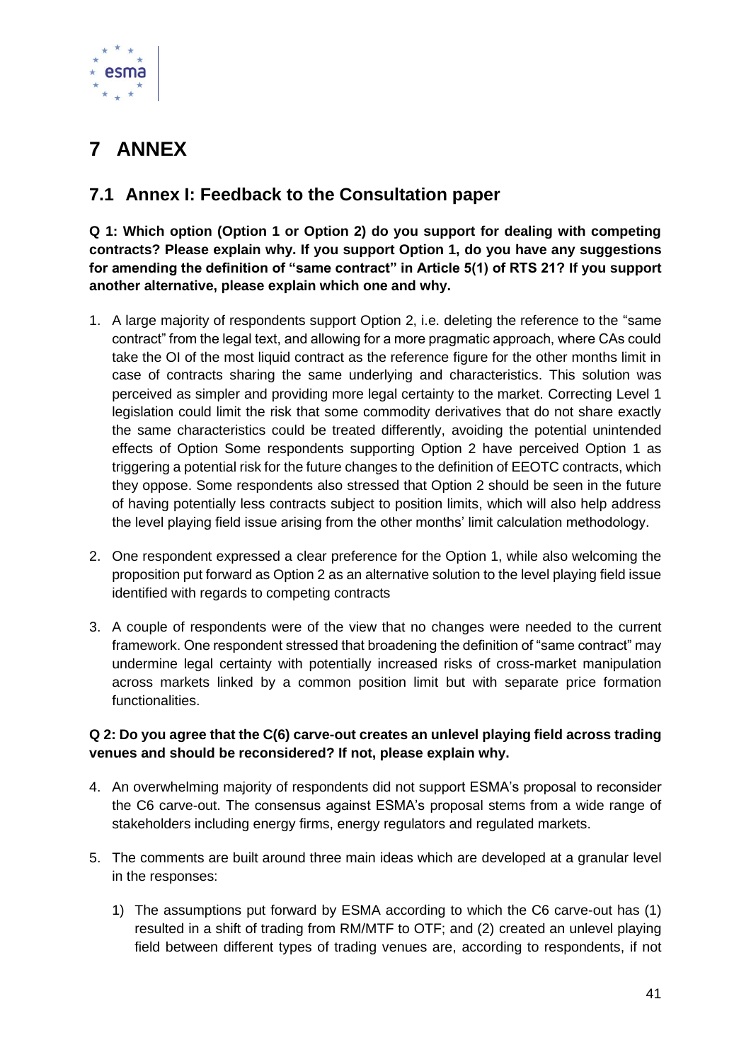# 7 ANNEX

## 7.1 Annex I: Feedback to the Consultation paper

**Q 1: Which option (Option 1 or Option 2) do you support for dealing with competing contracts? Please explain why. If you support Option 1, do you have any suggestions for amending the definition of "same contract" in Article 5(1) of RTS 21? If you support another alternative, please explain which one and why.**

1. A large majority of respondents support Option 2, i.e. deleting the reference to the "same contract" from the legal text, and allowing for a more pragmatic approach, where CAs could take the OI of the most liquid contract as the reference figure for the other months limit in case of contracts sharing the same underlying and characteristics. This solution was perceived as simpler and providing more legal certainty to the market. Correcting Level 1 legislation could limit the risk that some commodity derivatives that do not share exactly the same characteristics could be treated differently, avoiding the potential unintended effects of Option Some respondents supporting Option 2 have perceived Option 1 as triggering a potential risk for the future changes to the definition of EEOTC contracts, which they oppose. Some respondents also stressed that Option 2 should be seen in the future of having potentially less contracts subject to position limits, which will also help address the level playing field issue arising from the other months' limit calculation methodology.

2. One respondent expressed a clear preference for the Option 1, while also welcoming the proposition put forward as Option 2 as an alternative solution to the level playing field issue identified with regards to competing contracts

3. A couple of respondents were of the view that no changes were needed to the current framework. One respondent stressed that broadening the definition of "same contract" may undermine legal certainty with potentially increased risks of cross-market manipulation across markets linked by a common position limit but with separate price formation functionalities.

**Q 2: Do you agree that the C(6) carve-out creates an unlevel playing field across trading venues and should be reconsidered? If not, please explain why.**

4. An overwhelming majority of respondents did not support ESMA's proposal to reconsider the C6 carve-out. The consensus against ESMA's proposal stems from a wide range of stakeholders including energy firms, energy regulators and regulated markets.

5. The comments are built around three main ideas which are developed at a granular level in the responses:

   1) The assumptions put forward by ESMA according to which the C6 carve-out has (1) resulted in a shift of trading from RM/MTF to OTF; and (2) created an unlevel playing field between different types of trading venues are, according to respondents, if not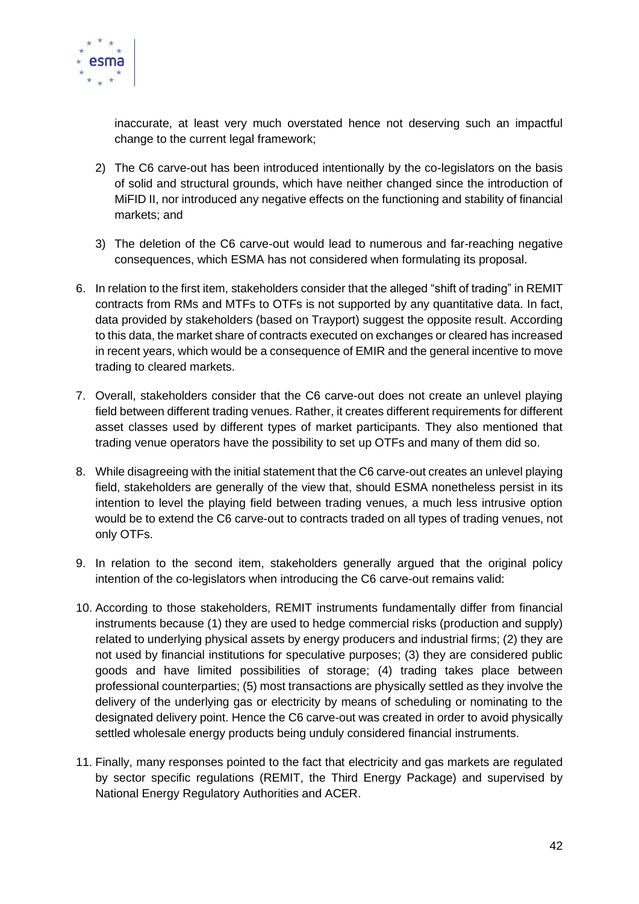inaccurate, at least very much overstated hence not deserving such an impactful change to the current legal framework;

2) The C6 carve-out has been introduced intentionally by the co-legislators on the basis of solid and structural grounds, which have neither changed since the introduction of MiFID II, nor introduced any negative effects on the functioning and stability of financial markets; and

3) The deletion of the C6 carve-out would lead to numerous and far-reaching negative consequences, which ESMA has not considered when formulating its proposal.

6. In relation to the first item, stakeholders consider that the alleged "shift of trading" in REMIT contracts from RMs and MTFs to OTFs is not supported by any quantitative data. In fact, data provided by stakeholders (based on Trayport) suggest the opposite result. According to this data, the market share of contracts executed on exchanges or cleared has increased in recent years, which would be a consequence of EMIR and the general incentive to move trading to cleared markets.

7. Overall, stakeholders consider that the C6 carve-out does not create an unlevel playing field between different trading venues. Rather, it creates different requirements for different asset classes used by different types of market participants. They also mentioned that trading venue operators have the possibility to set up OTFs and many of them did so.

8. While disagreeing with the initial statement that the C6 carve-out creates an unlevel playing field, stakeholders are generally of the view that, should ESMA nonetheless persist in its intention to level the playing field between trading venues, a much less intrusive option would be to extend the C6 carve-out to contracts traded on all types of trading venues, not only OTFs.

9. In relation to the second item, stakeholders generally argued that the original policy intention of the co-legislators when introducing the C6 carve-out remains valid:

10. According to those stakeholders, REMIT instruments fundamentally differ from financial instruments because (1) they are used to hedge commercial risks (production and supply) related to underlying physical assets by energy producers and industrial firms; (2) they are not used by financial institutions for speculative purposes; (3) they are considered public goods and have limited possibilities of storage; (4) trading takes place between professional counterparties; (5) most transactions are physically settled as they involve the delivery of the underlying gas or electricity by means of scheduling or nominating to the designated delivery point. Hence the C6 carve-out was created in order to avoid physically settled wholesale energy products being unduly considered financial instruments.

11. Finally, many responses pointed to the fact that electricity and gas markets are regulated by sector specific regulations (REMIT, the Third Energy Package) and supervised by National Energy Regulatory Authorities and ACER.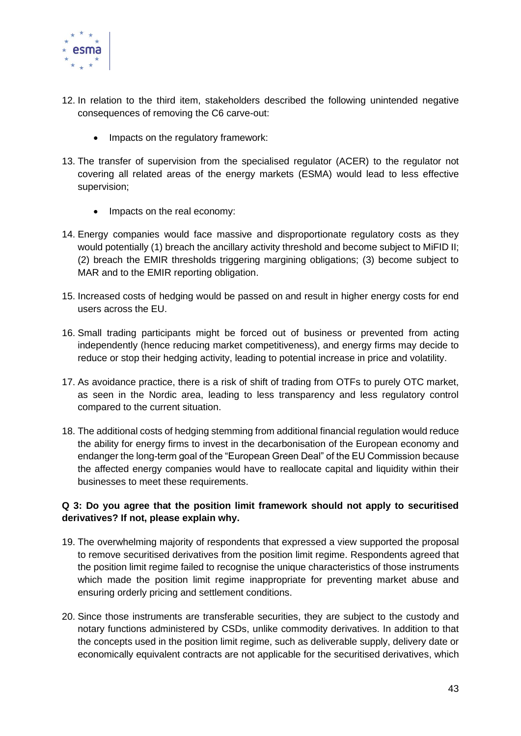12. In relation to the third item, stakeholders described the following unintended negative consequences of removing the C6 carve-out:

    - Impacts on the regulatory framework:

13. The transfer of supervision from the specialised regulator (ACER) to the regulator not covering all related areas of the energy markets (ESMA) would lead to less effective supervision;

    - Impacts on the real economy:

14. Energy companies would face massive and disproportionate regulatory costs as they would potentially (1) breach the ancillary activity threshold and become subject to MiFID II; (2) breach the EMIR thresholds triggering margining obligations; (3) become subject to MAR and to the EMIR reporting obligation.

15. Increased costs of hedging would be passed on and result in higher energy costs for end users across the EU.

16. Small trading participants might be forced out of business or prevented from acting independently (hence reducing market competitiveness), and energy firms may decide to reduce or stop their hedging activity, leading to potential increase in price and volatility.

17. As avoidance practice, there is a risk of shift of trading from OTFs to purely OTC market, as seen in the Nordic area, leading to less transparency and less regulatory control compared to the current situation.

18. The additional costs of hedging stemming from additional financial regulation would reduce the ability for energy firms to invest in the decarbonisation of the European economy and endanger the long-term goal of the "European Green Deal" of the EU Commission because the affected energy companies would have to reallocate capital and liquidity within their businesses to meet these requirements.

**Q 3: Do you agree that the position limit framework should not apply to securitised derivatives? If not, please explain why.**

19. The overwhelming majority of respondents that expressed a view supported the proposal to remove securitised derivatives from the position limit regime. Respondents agreed that the position limit regime failed to recognise the unique characteristics of those instruments which made the position limit regime inappropriate for preventing market abuse and ensuring orderly pricing and settlement conditions.

20. Since those instruments are transferable securities, they are subject to the custody and notary functions administered by CSDs, unlike commodity derivatives. In addition to that the concepts used in the position limit regime, such as deliverable supply, delivery date or economically equivalent contracts are not applicable for the securitised derivatives, which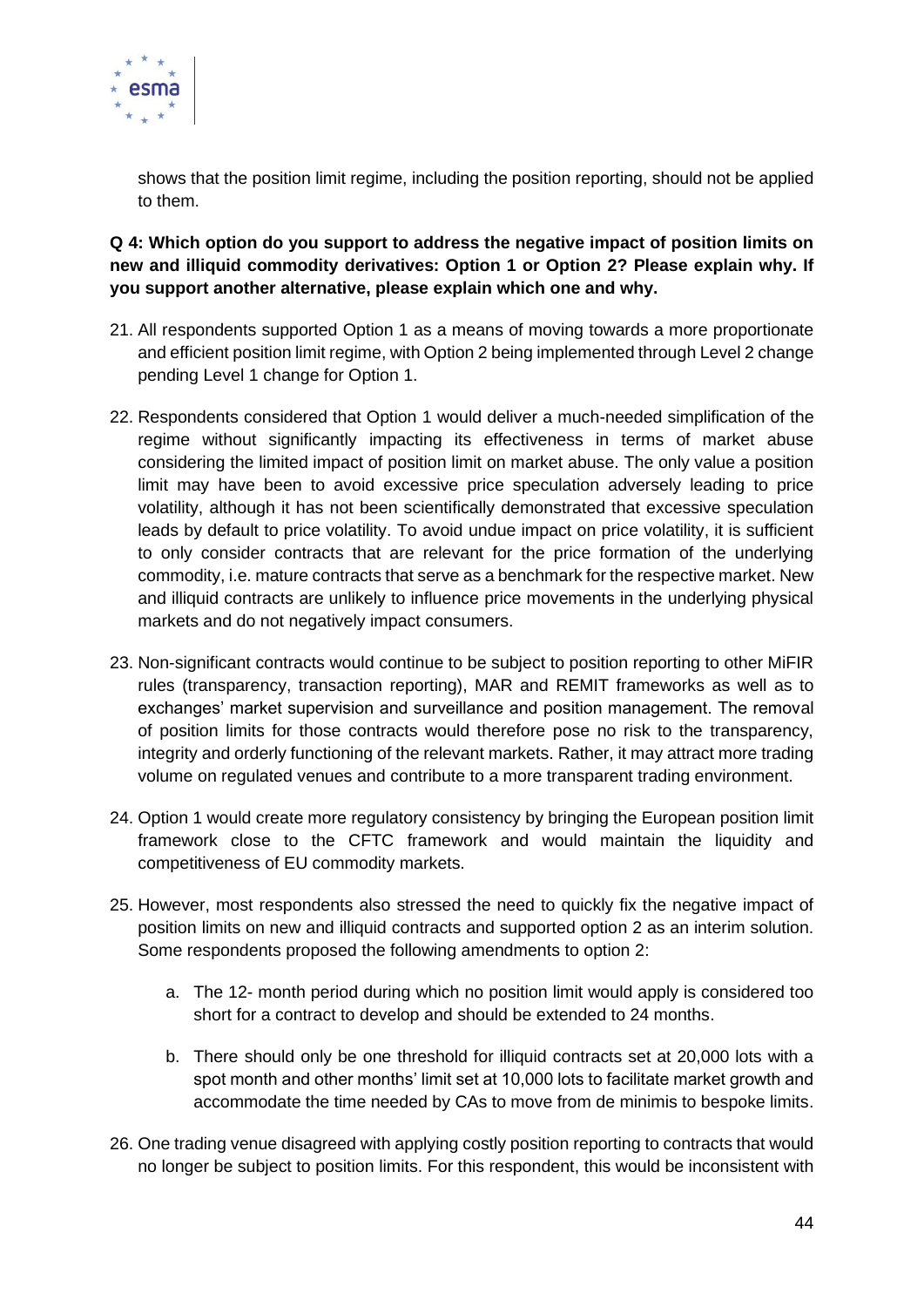shows that the position limit regime, including the position reporting, should not be applied to them.

**Q 4: Which option do you support to address the negative impact of position limits on new and illiquid commodity derivatives: Option 1 or Option 2? Please explain why. If you support another alternative, please explain which one and why.**

21. All respondents supported Option 1 as a means of moving towards a more proportionate and efficient position limit regime, with Option 2 being implemented through Level 2 change pending Level 1 change for Option 1.

22. Respondents considered that Option 1 would deliver a much-needed simplification of the regime without significantly impacting its effectiveness in terms of market abuse considering the limited impact of position limit on market abuse. The only value a position limit may have been to avoid excessive price speculation adversely leading to price volatility, although it has not been scientifically demonstrated that excessive speculation leads by default to price volatility. To avoid undue impact on price volatility, it is sufficient to only consider contracts that are relevant for the price formation of the underlying commodity, i.e. mature contracts that serve as a benchmark for the respective market. New and illiquid contracts are unlikely to influence price movements in the underlying physical markets and do not negatively impact consumers.

23. Non-significant contracts would continue to be subject to position reporting to other MiFIR rules (transparency, transaction reporting), MAR and REMIT frameworks as well as to exchanges' market supervision and surveillance and position management. The removal of position limits for those contracts would therefore pose no risk to the transparency, integrity and orderly functioning of the relevant markets. Rather, it may attract more trading volume on regulated venues and contribute to a more transparent trading environment.

24. Option 1 would create more regulatory consistency by bringing the European position limit framework close to the CFTC framework and would maintain the liquidity and competitiveness of EU commodity markets.

25. However, most respondents also stressed the need to quickly fix the negative impact of position limits on new and illiquid contracts and supported option 2 as an interim solution. Some respondents proposed the following amendments to option 2:

    a. The 12- month period during which no position limit would apply is considered too short for a contract to develop and should be extended to 24 months.

    b. There should only be one threshold for illiquid contracts set at 20,000 lots with a spot month and other months' limit set at 10,000 lots to facilitate market growth and accommodate the time needed by CAs to move from de minimis to bespoke limits.

26. One trading venue disagreed with applying costly position reporting to contracts that would no longer be subject to position limits. For this respondent, this would be inconsistent with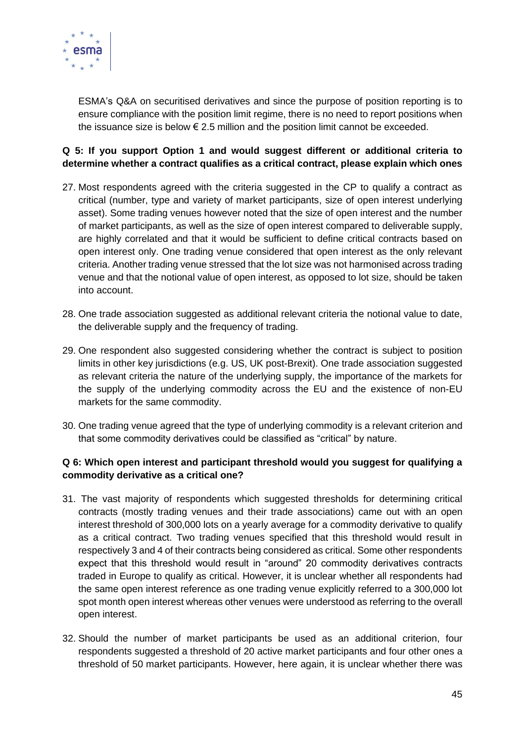ESMA's Q&A on securitised derivatives and since the purpose of position reporting is to ensure compliance with the position limit regime, there is no need to report positions when the issuance size is below € 2.5 million and the position limit cannot be exceeded.

**Q 5: If you support Option 1 and would suggest different or additional criteria to determine whether a contract qualifies as a critical contract, please explain which ones**

27. Most respondents agreed with the criteria suggested in the CP to qualify a contract as critical (number, type and variety of market participants, size of open interest underlying asset). Some trading venues however noted that the size of open interest and the number of market participants, as well as the size of open interest compared to deliverable supply, are highly correlated and that it would be sufficient to define critical contracts based on open interest only. One trading venue considered that open interest as the only relevant criteria. Another trading venue stressed that the lot size was not harmonised across trading venue and that the notional value of open interest, as opposed to lot size, should be taken into account.

28. One trade association suggested as additional relevant criteria the notional value to date, the deliverable supply and the frequency of trading.

29. One respondent also suggested considering whether the contract is subject to position limits in other key jurisdictions (e.g. US, UK post-Brexit). One trade association suggested as relevant criteria the nature of the underlying supply, the importance of the markets for the supply of the underlying commodity across the EU and the existence of non-EU markets for the same commodity.

30. One trading venue agreed that the type of underlying commodity is a relevant criterion and that some commodity derivatives could be classified as "critical" by nature.

**Q 6: Which open interest and participant threshold would you suggest for qualifying a commodity derivative as a critical one?**

31. The vast majority of respondents which suggested thresholds for determining critical contracts (mostly trading venues and their trade associations) came out with an open interest threshold of 300,000 lots on a yearly average for a commodity derivative to qualify as a critical contract. Two trading venues specified that this threshold would result in respectively 3 and 4 of their contracts being considered as critical. Some other respondents expect that this threshold would result in "around" 20 commodity derivatives contracts traded in Europe to qualify as critical. However, it is unclear whether all respondents had the same open interest reference as one trading venue explicitly referred to a 300,000 lot spot month open interest whereas other venues were understood as referring to the overall open interest.

32. Should the number of market participants be used as an additional criterion, four respondents suggested a threshold of 20 active market participants and four other ones a threshold of 50 market participants. However, here again, it is unclear whether there was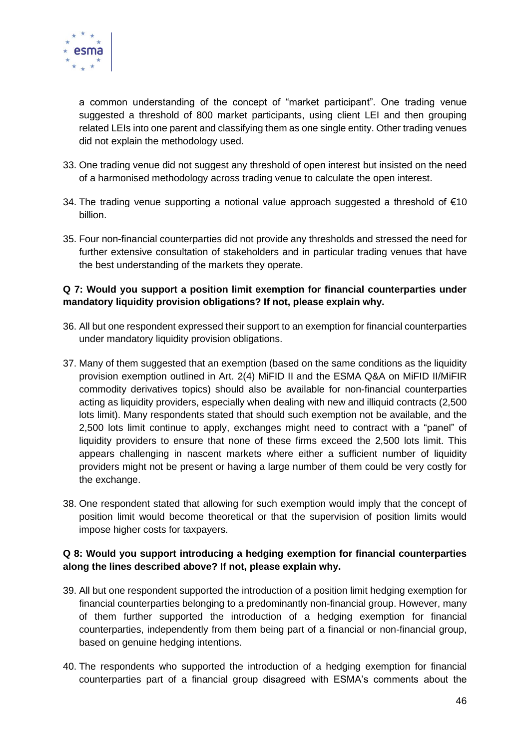a common understanding of the concept of "market participant". One trading venue suggested a threshold of 800 market participants, using client LEI and then grouping related LEIs into one parent and classifying them as one single entity. Other trading venues did not explain the methodology used.

33. One trading venue did not suggest any threshold of open interest but insisted on the need of a harmonised methodology across trading venue to calculate the open interest.

34. The trading venue supporting a notional value approach suggested a threshold of €10 billion.

35. Four non-financial counterparties did not provide any thresholds and stressed the need for further extensive consultation of stakeholders and in particular trading venues that have the best understanding of the markets they operate.

**Q 7: Would you support a position limit exemption for financial counterparties under mandatory liquidity provision obligations? If not, please explain why.**

36. All but one respondent expressed their support to an exemption for financial counterparties under mandatory liquidity provision obligations.

37. Many of them suggested that an exemption (based on the same conditions as the liquidity provision exemption outlined in Art. 2(4) MiFID II and the ESMA Q&A on MiFID II/MiFIR commodity derivatives topics) should also be available for non-financial counterparties acting as liquidity providers, especially when dealing with new and illiquid contracts (2,500 lots limit). Many respondents stated that should such exemption not be available, and the 2,500 lots limit continue to apply, exchanges might need to contract with a "panel" of liquidity providers to ensure that none of these firms exceed the 2,500 lots limit. This appears challenging in nascent markets where either a sufficient number of liquidity providers might not be present or having a large number of them could be very costly for the exchange.

38. One respondent stated that allowing for such exemption would imply that the concept of position limit would become theoretical or that the supervision of position limits would impose higher costs for taxpayers.

**Q 8: Would you support introducing a hedging exemption for financial counterparties along the lines described above? If not, please explain why.**

39. All but one respondent supported the introduction of a position limit hedging exemption for financial counterparties belonging to a predominantly non-financial group. However, many of them further supported the introduction of a hedging exemption for financial counterparties, independently from them being part of a financial or non-financial group, based on genuine hedging intentions.

40. The respondents who supported the introduction of a hedging exemption for financial counterparties part of a financial group disagreed with ESMA's comments about the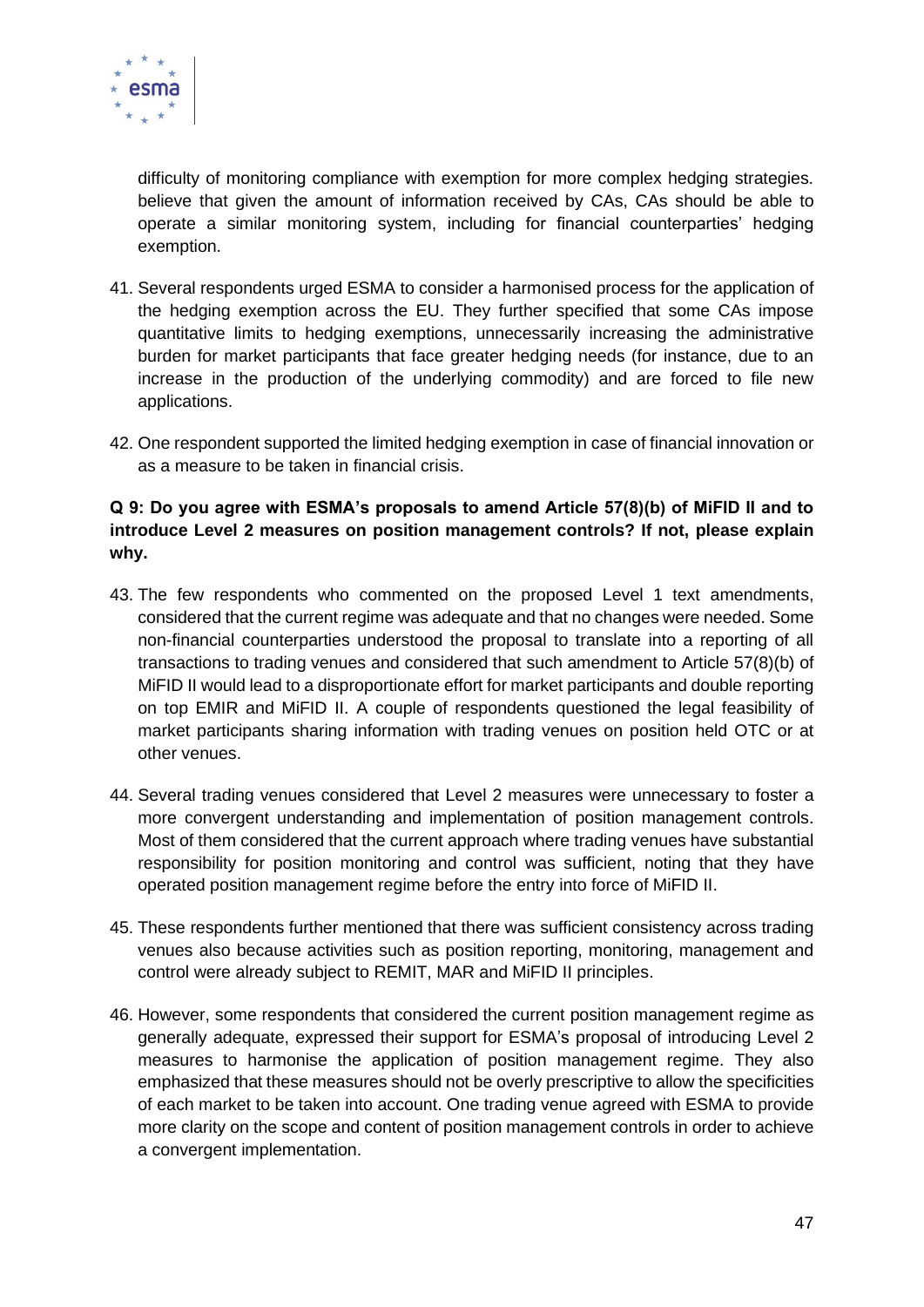difficulty of monitoring compliance with exemption for more complex hedging strategies. believe that given the amount of information received by CAs, CAs should be able to operate a similar monitoring system, including for financial counterparties' hedging exemption.

41. Several respondents urged ESMA to consider a harmonised process for the application of the hedging exemption across the EU. They further specified that some CAs impose quantitative limits to hedging exemptions, unnecessarily increasing the administrative burden for market participants that face greater hedging needs (for instance, due to an increase in the production of the underlying commodity) and are forced to file new applications.

42. One respondent supported the limited hedging exemption in case of financial innovation or as a measure to be taken in financial crisis.

**Q 9: Do you agree with ESMA's proposals to amend Article 57(8)(b) of MiFID II and to introduce Level 2 measures on position management controls? If not, please explain why.**

43. The few respondents who commented on the proposed Level 1 text amendments, considered that the current regime was adequate and that no changes were needed. Some non-financial counterparties understood the proposal to translate into a reporting of all transactions to trading venues and considered that such amendment to Article 57(8)(b) of MiFID II would lead to a disproportionate effort for market participants and double reporting on top EMIR and MiFID II. A couple of respondents questioned the legal feasibility of market participants sharing information with trading venues on position held OTC or at other venues.

44. Several trading venues considered that Level 2 measures were unnecessary to foster a more convergent understanding and implementation of position management controls. Most of them considered that the current approach where trading venues have substantial responsibility for position monitoring and control was sufficient, noting that they have operated position management regime before the entry into force of MiFID II.

45. These respondents further mentioned that there was sufficient consistency across trading venues also because activities such as position reporting, monitoring, management and control were already subject to REMIT, MAR and MiFID II principles.

46. However, some respondents that considered the current position management regime as generally adequate, expressed their support for ESMA's proposal of introducing Level 2 measures to harmonise the application of position management regime. They also emphasized that these measures should not be overly prescriptive to allow the specificities of each market to be taken into account. One trading venue agreed with ESMA to provide more clarity on the scope and content of position management controls in order to achieve a convergent implementation.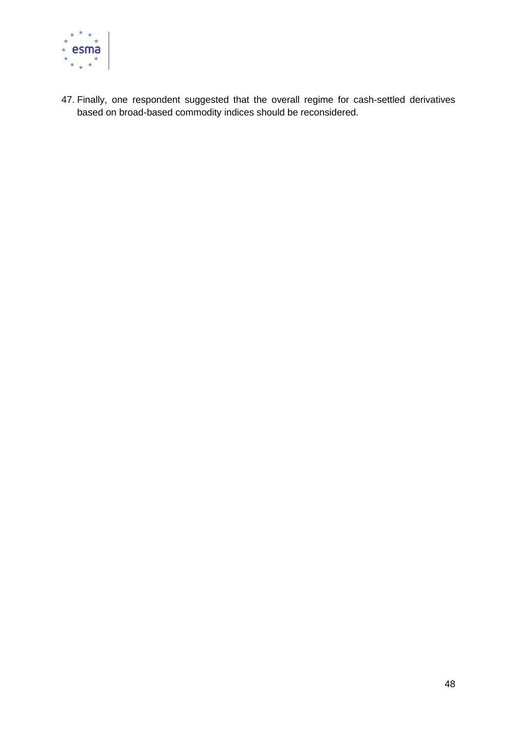47. Finally, one respondent suggested that the overall regime for cash-settled derivatives based on broad-based commodity indices should be reconsidered.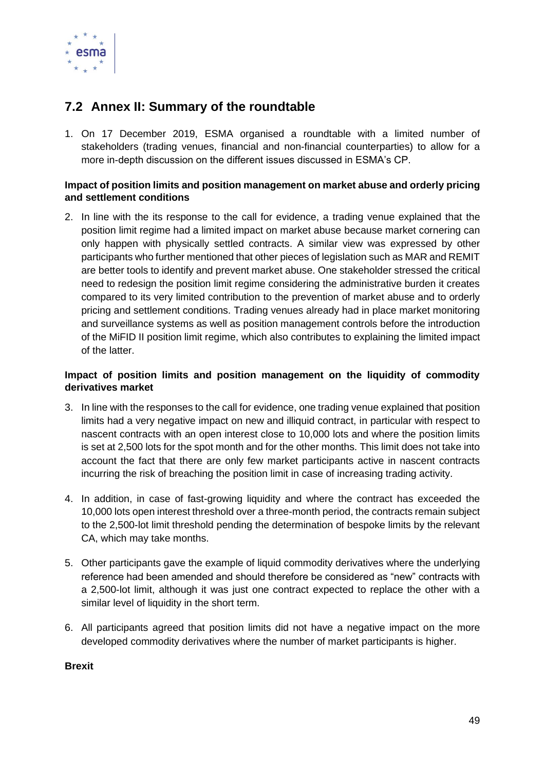## 7.2 Annex II: Summary of the roundtable

1. On 17 December 2019, ESMA organised a roundtable with a limited number of stakeholders (trading venues, financial and non-financial counterparties) to allow for a more in-depth discussion on the different issues discussed in ESMA's CP.

**Impact of position limits and position management on market abuse and orderly pricing and settlement conditions**

2. In line with the its response to the call for evidence, a trading venue explained that the position limit regime had a limited impact on market abuse because market cornering can only happen with physically settled contracts. A similar view was expressed by other participants who further mentioned that other pieces of legislation such as MAR and REMIT are better tools to identify and prevent market abuse. One stakeholder stressed the critical need to redesign the position limit regime considering the administrative burden it creates compared to its very limited contribution to the prevention of market abuse and to orderly pricing and settlement conditions. Trading venues already had in place market monitoring and surveillance systems as well as position management controls before the introduction of the MiFID II position limit regime, which also contributes to explaining the limited impact of the latter.

**Impact of position limits and position management on the liquidity of commodity derivatives market**

3. In line with the responses to the call for evidence, one trading venue explained that position limits had a very negative impact on new and illiquid contract, in particular with respect to nascent contracts with an open interest close to 10,000 lots and where the position limits is set at 2,500 lots for the spot month and for the other months. This limit does not take into account the fact that there are only few market participants active in nascent contracts incurring the risk of breaching the position limit in case of increasing trading activity.

4. In addition, in case of fast-growing liquidity and where the contract has exceeded the 10,000 lots open interest threshold over a three-month period, the contracts remain subject to the 2,500-lot limit threshold pending the determination of bespoke limits by the relevant CA, which may take months.

5. Other participants gave the example of liquid commodity derivatives where the underlying reference had been amended and should therefore be considered as "new" contracts with a 2,500-lot limit, although it was just one contract expected to replace the other with a similar level of liquidity in the short term.

6. All participants agreed that position limits did not have a negative impact on the more developed commodity derivatives where the number of market participants is higher.

**Brexit**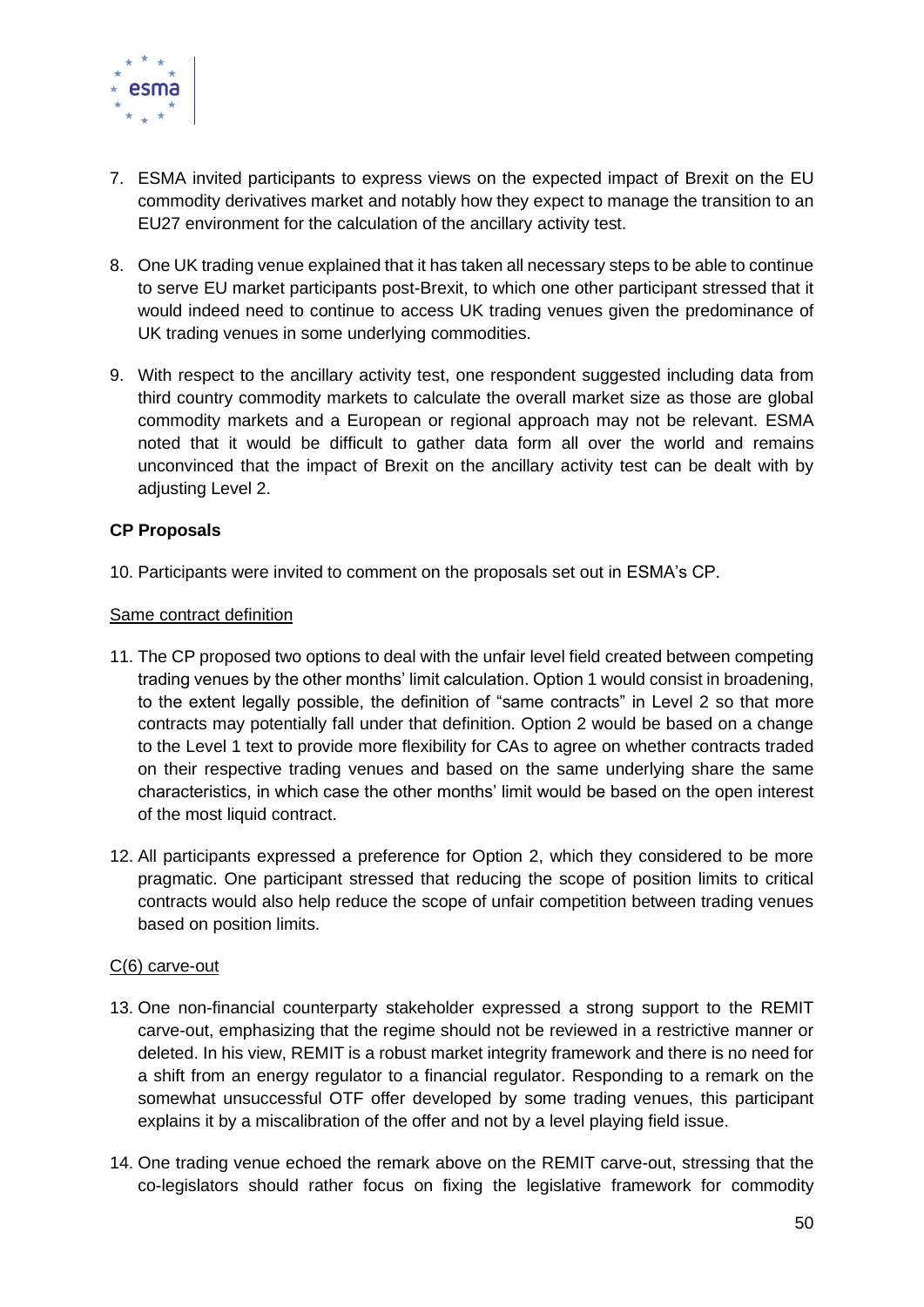7. ESMA invited participants to express views on the expected impact of Brexit on the EU commodity derivatives market and notably how they expect to manage the transition to an EU27 environment for the calculation of the ancillary activity test.

8. One UK trading venue explained that it has taken all necessary steps to be able to continue to serve EU market participants post-Brexit, to which one other participant stressed that it would indeed need to continue to access UK trading venues given the predominance of UK trading venues in some underlying commodities.

9. With respect to the ancillary activity test, one respondent suggested including data from third country commodity markets to calculate the overall market size as those are global commodity markets and a European or regional approach may not be relevant. ESMA noted that it would be difficult to gather data form all over the world and remains unconvinced that the impact of Brexit on the ancillary activity test can be dealt with by adjusting Level 2.

**CP Proposals**

10. Participants were invited to comment on the proposals set out in ESMA's CP.

<u>Same contract definition</u>

11. The CP proposed two options to deal with the unfair level field created between competing trading venues by the other months' limit calculation. Option 1 would consist in broadening, to the extent legally possible, the definition of "same contracts" in Level 2 so that more contracts may potentially fall under that definition. Option 2 would be based on a change to the Level 1 text to provide more flexibility for CAs to agree on whether contracts traded on their respective trading venues and based on the same underlying share the same characteristics, in which case the other months' limit would be based on the open interest of the most liquid contract.

12. All participants expressed a preference for Option 2, which they considered to be more pragmatic. One participant stressed that reducing the scope of position limits to critical contracts would also help reduce the scope of unfair competition between trading venues based on position limits.

<u>C(6) carve-out</u>

13. One non-financial counterparty stakeholder expressed a strong support to the REMIT carve-out, emphasizing that the regime should not be reviewed in a restrictive manner or deleted. In his view, REMIT is a robust market integrity framework and there is no need for a shift from an energy regulator to a financial regulator. Responding to a remark on the somewhat unsuccessful OTF offer developed by some trading venues, this participant explains it by a miscalibration of the offer and not by a level playing field issue.

14. One trading venue echoed the remark above on the REMIT carve-out, stressing that the co-legislators should rather focus on fixing the legislative framework for commodity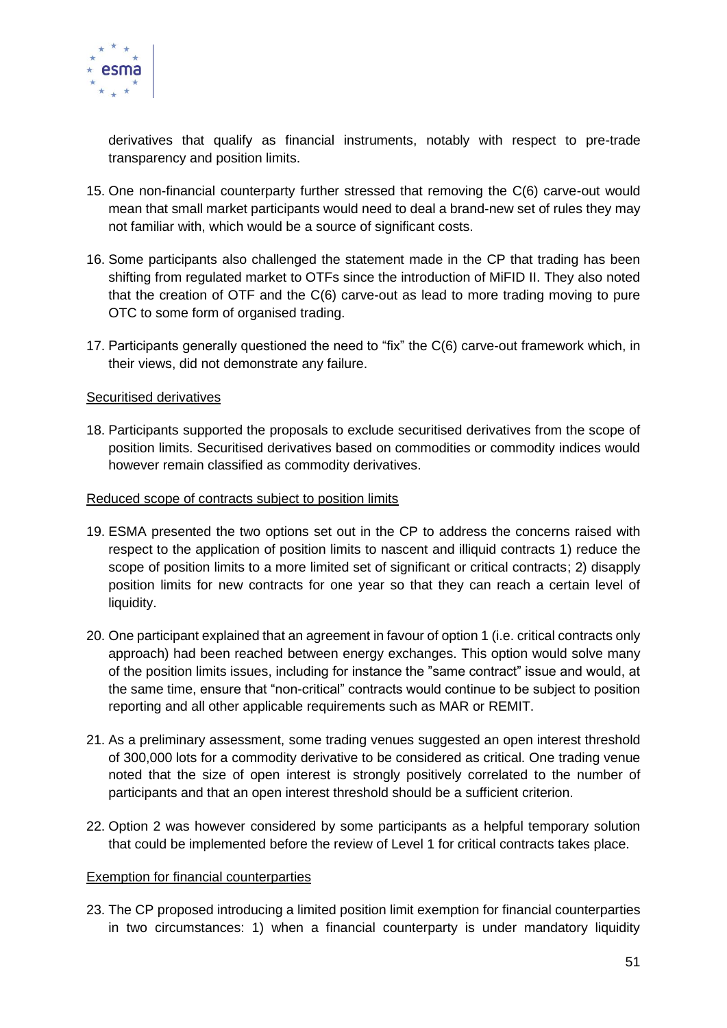derivatives that qualify as financial instruments, notably with respect to pre-trade transparency and position limits.

15. One non-financial counterparty further stressed that removing the C(6) carve-out would mean that small market participants would need to deal a brand-new set of rules they may not familiar with, which would be a source of significant costs.

16. Some participants also challenged the statement made in the CP that trading has been shifting from regulated market to OTFs since the introduction of MiFID II. They also noted that the creation of OTF and the C(6) carve-out as lead to more trading moving to pure OTC to some form of organised trading.

17. Participants generally questioned the need to "fix" the C(6) carve-out framework which, in their views, did not demonstrate any failure.

<u>Securitised derivatives</u>

18. Participants supported the proposals to exclude securitised derivatives from the scope of position limits. Securitised derivatives based on commodities or commodity indices would however remain classified as commodity derivatives.

<u>Reduced scope of contracts subject to position limits</u>

19. ESMA presented the two options set out in the CP to address the concerns raised with respect to the application of position limits to nascent and illiquid contracts 1) reduce the scope of position limits to a more limited set of significant or critical contracts; 2) disapply position limits for new contracts for one year so that they can reach a certain level of liquidity.

20. One participant explained that an agreement in favour of option 1 (i.e. critical contracts only approach) had been reached between energy exchanges. This option would solve many of the position limits issues, including for instance the "same contract" issue and would, at the same time, ensure that "non-critical" contracts would continue to be subject to position reporting and all other applicable requirements such as MAR or REMIT.

21. As a preliminary assessment, some trading venues suggested an open interest threshold of 300,000 lots for a commodity derivative to be considered as critical. One trading venue noted that the size of open interest is strongly positively correlated to the number of participants and that an open interest threshold should be a sufficient criterion.

22. Option 2 was however considered by some participants as a helpful temporary solution that could be implemented before the review of Level 1 for critical contracts takes place.

<u>Exemption for financial counterparties</u>

23. The CP proposed introducing a limited position limit exemption for financial counterparties in two circumstances: 1) when a financial counterparty is under mandatory liquidity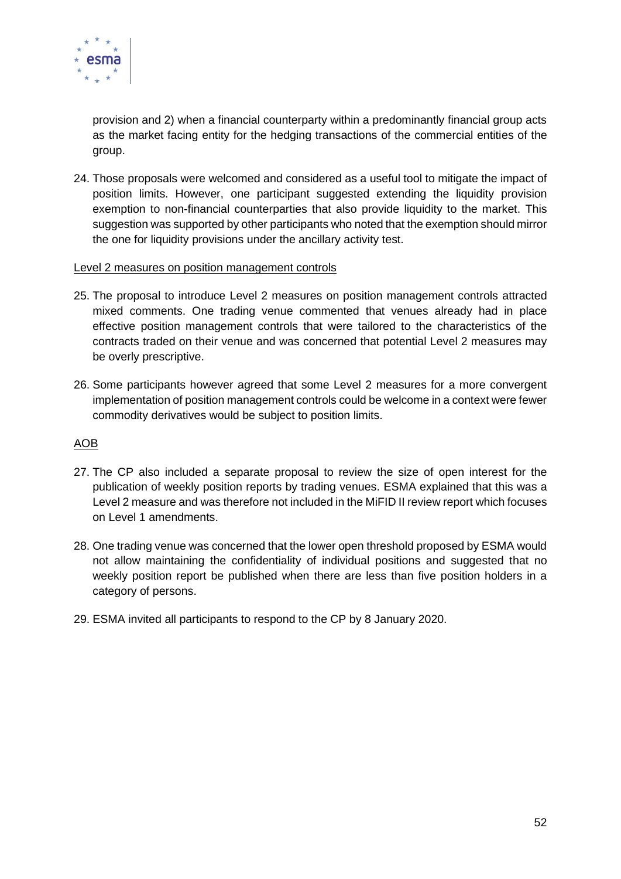provision and 2) when a financial counterparty within a predominantly financial group acts as the market facing entity for the hedging transactions of the commercial entities of the group.

24. Those proposals were welcomed and considered as a useful tool to mitigate the impact of position limits. However, one participant suggested extending the liquidity provision exemption to non-financial counterparties that also provide liquidity to the market. This suggestion was supported by other participants who noted that the exemption should mirror the one for liquidity provisions under the ancillary activity test.

<u>Level 2 measures on position management controls</u>

25. The proposal to introduce Level 2 measures on position management controls attracted mixed comments. One trading venue commented that venues already had in place effective position management controls that were tailored to the characteristics of the contracts traded on their venue and was concerned that potential Level 2 measures may be overly prescriptive.

26. Some participants however agreed that some Level 2 measures for a more convergent implementation of position management controls could be welcome in a context were fewer commodity derivatives would be subject to position limits.

<u>AOB</u>

27. The CP also included a separate proposal to review the size of open interest for the publication of weekly position reports by trading venues. ESMA explained that this was a Level 2 measure and was therefore not included in the MiFID II review report which focuses on Level 1 amendments.

28. One trading venue was concerned that the lower open threshold proposed by ESMA would not allow maintaining the confidentiality of individual positions and suggested that no weekly position report be published when there are less than five position holders in a category of persons.

29. ESMA invited all participants to respond to the CP by 8 January 2020.